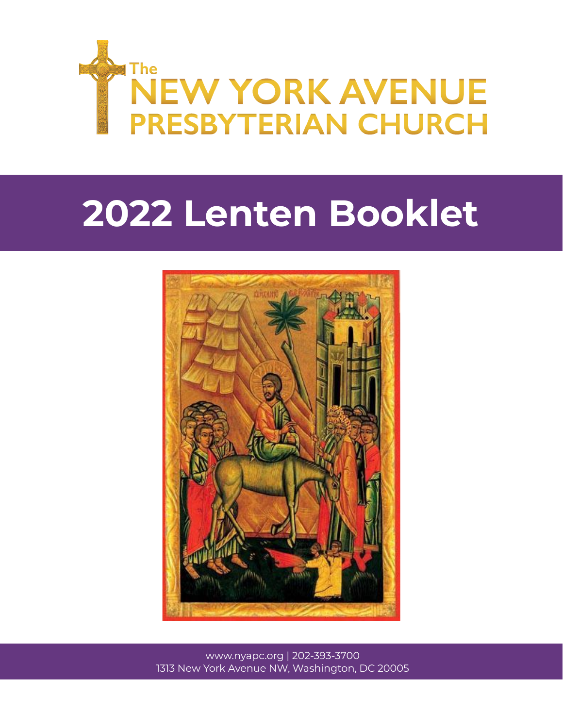The
NEW YORK AVENUE
PRESBYTERIAN CHURCH

# 2022 Lenten Booklet

www.nyapc.org | 202-393-3700
1313 New York Avenue NW, Washington, DC 20005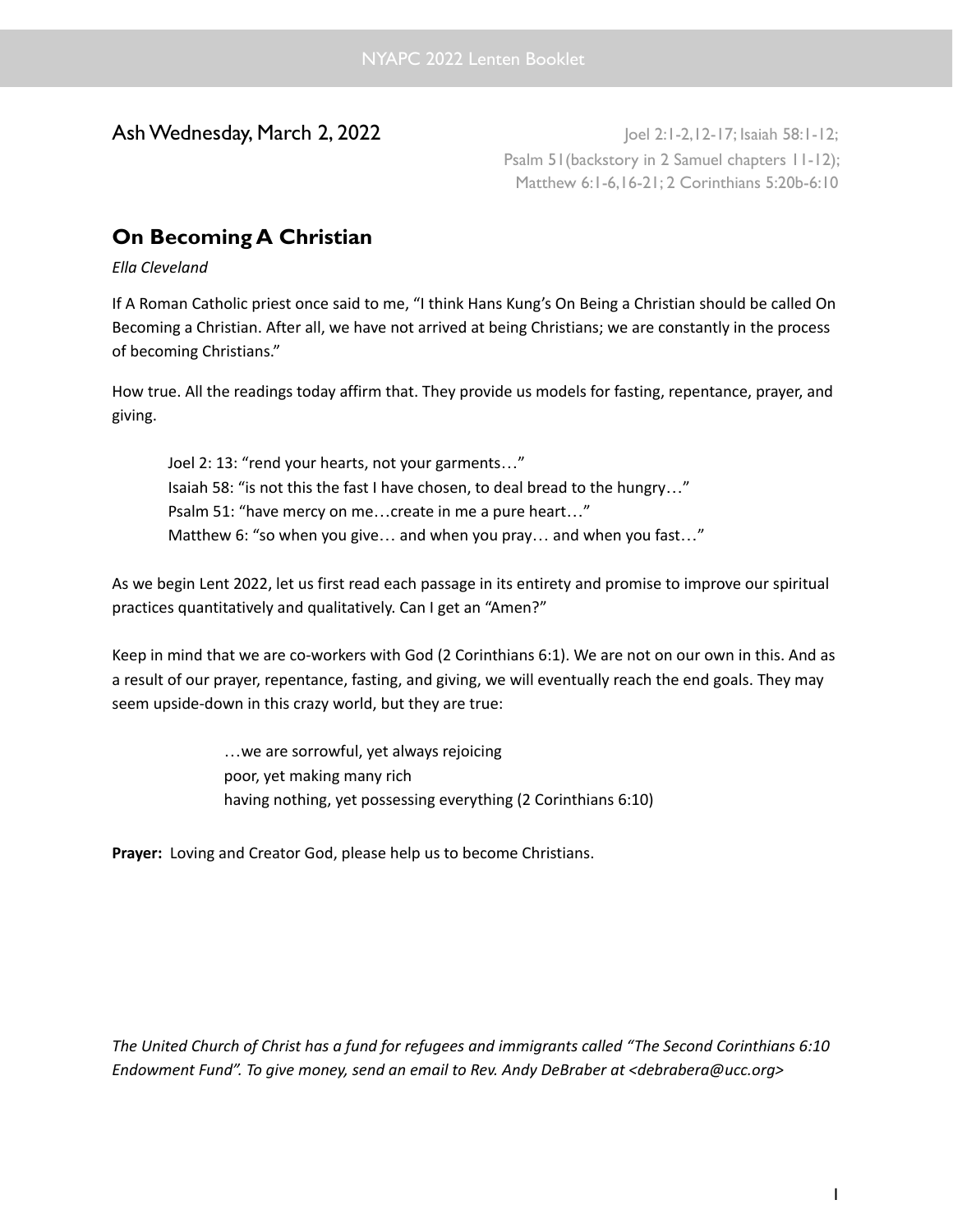Ash Wednesday, March 2, 2022

Joel 2:1-2,12-17; Isaiah 58:1-12;
Psalm 51(backstory in 2 Samuel chapters 11-12);
Matthew 6:1-6,16-21; 2 Corinthians 5:20b-6:10

## On Becoming A Christian

*Ella Cleveland*

If A Roman Catholic priest once said to me, "I think Hans Kung's On Being a Christian should be called On Becoming a Christian. After all, we have not arrived at being Christians; we are constantly in the process of becoming Christians."

How true. All the readings today affirm that. They provide us models for fasting, repentance, prayer, and giving.

> Joel 2: 13: "rend your hearts, not your garments…"
> Isaiah 58: "is not this the fast I have chosen, to deal bread to the hungry…"
> Psalm 51: "have mercy on me…create in me a pure heart…"
> Matthew 6: "so when you give… and when you pray… and when you fast…"

As we begin Lent 2022, let us first read each passage in its entirety and promise to improve our spiritual practices quantitatively and qualitatively. Can I get an "Amen?"

Keep in mind that we are co-workers with God (2 Corinthians 6:1). We are not on our own in this. And as a result of our prayer, repentance, fasting, and giving, we will eventually reach the end goals. They may seem upside-down in this crazy world, but they are true:

> …we are sorrowful, yet always rejoicing
> poor, yet making many rich
> having nothing, yet possessing everything (2 Corinthians 6:10)

**Prayer:** Loving and Creator God, please help us to become Christians.

*The United Church of Christ has a fund for refugees and immigrants called "The Second Corinthians 6:10 Endowment Fund". To give money, send an email to Rev. Andy DeBraber at <debrabera@ucc.org>*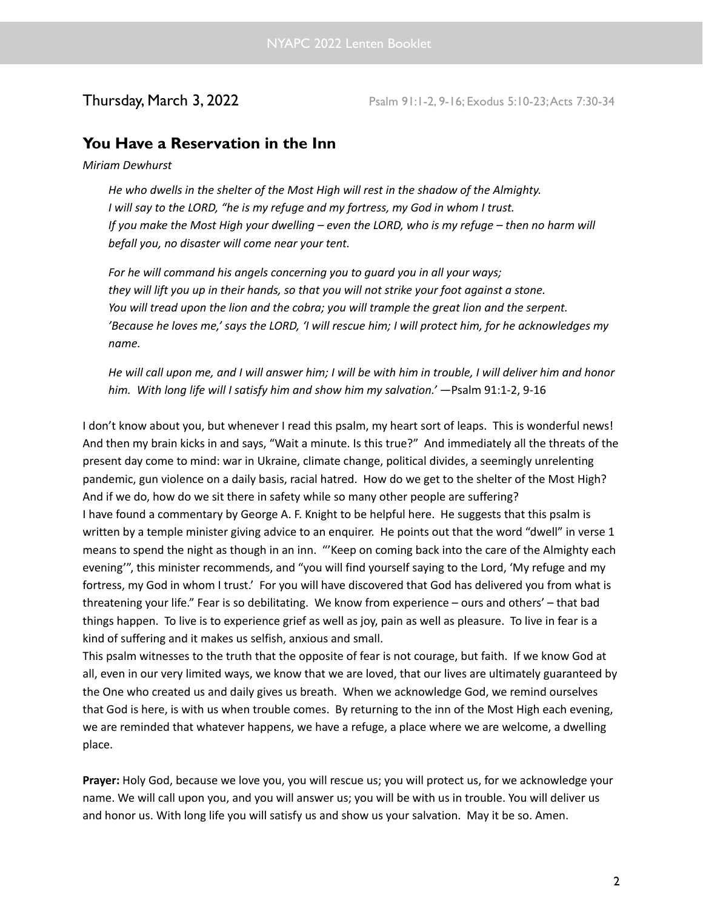Thursday, March 3, 2022 Psalm 91:1-2, 9-16; Exodus 5:10-23; Acts 7:30-34

## You Have a Reservation in the Inn

*Miriam Dewhurst*

> *He who dwells in the shelter of the Most High will rest in the shadow of the Almighty.*
> *I will say to the LORD, "he is my refuge and my fortress, my God in whom I trust.*
> *If you make the Most High your dwelling – even the LORD, who is my refuge – then no harm will befall you, no disaster will come near your tent.*
>
> *For he will command his angels concerning you to guard you in all your ways;*
> *they will lift you up in their hands, so that you will not strike your foot against a stone.*
> *You will tread upon the lion and the cobra; you will trample the great lion and the serpent.*
> *'Because he loves me,' says the LORD, 'I will rescue him; I will protect him, for he acknowledges my name.*
>
> *He will call upon me, and I will answer him; I will be with him in trouble, I will deliver him and honor him. With long life will I satisfy him and show him my salvation.'* —Psalm 91:1-2, 9-16

I don't know about you, but whenever I read this psalm, my heart sort of leaps. This is wonderful news! And then my brain kicks in and says, "Wait a minute. Is this true?" And immediately all the threats of the present day come to mind: war in Ukraine, climate change, political divides, a seemingly unrelenting pandemic, gun violence on a daily basis, racial hatred. How do we get to the shelter of the Most High? And if we do, how do we sit there in safety while so many other people are suffering?

I have found a commentary by George A. F. Knight to be helpful here. He suggests that this psalm is written by a temple minister giving advice to an enquirer. He points out that the word "dwell" in verse 1 means to spend the night as though in an inn. "'Keep on coming back into the care of the Almighty each evening'", this minister recommends, and "you will find yourself saying to the Lord, 'My refuge and my fortress, my God in whom I trust.' For you will have discovered that God has delivered you from what is threatening your life." Fear is so debilitating. We know from experience – ours and others' – that bad things happen. To live is to experience grief as well as joy, pain as well as pleasure. To live in fear is a kind of suffering and it makes us selfish, anxious and small.

This psalm witnesses to the truth that the opposite of fear is not courage, but faith. If we know God at all, even in our very limited ways, we know that we are loved, that our lives are ultimately guaranteed by the One who created us and daily gives us breath. When we acknowledge God, we remind ourselves that God is here, is with us when trouble comes. By returning to the inn of the Most High each evening, we are reminded that whatever happens, we have a refuge, a place where we are welcome, a dwelling place.

**Prayer:** Holy God, because we love you, you will rescue us; you will protect us, for we acknowledge your name. We will call upon you, and you will answer us; you will be with us in trouble. You will deliver us and honor us. With long life you will satisfy us and show us your salvation. May it be so. Amen.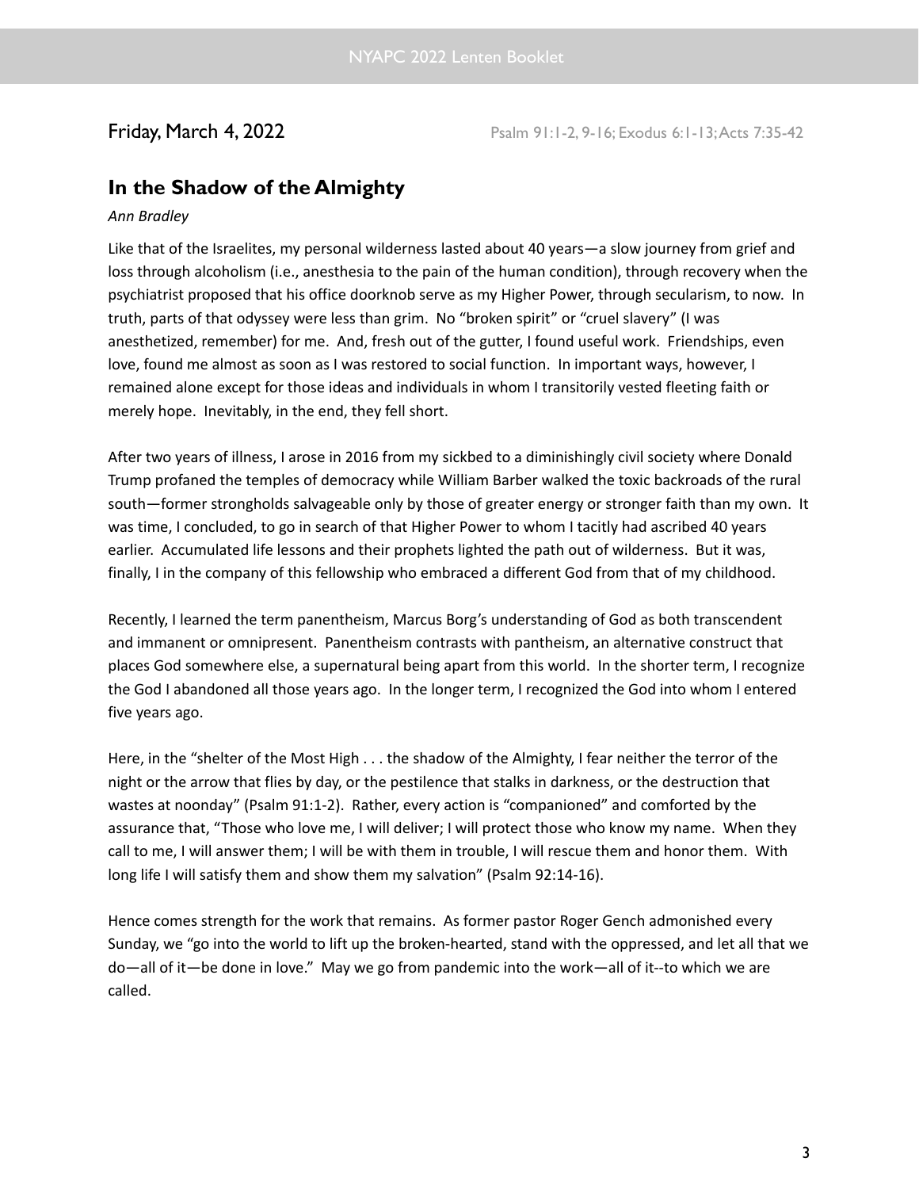Friday, March 4, 2022 Psalm 91:1-2, 9-16; Exodus 6:1-13; Acts 7:35-42

## In the Shadow of the Almighty

*Ann Bradley*

Like that of the Israelites, my personal wilderness lasted about 40 years—a slow journey from grief and loss through alcoholism (i.e., anesthesia to the pain of the human condition), through recovery when the psychiatrist proposed that his office doorknob serve as my Higher Power, through secularism, to now. In truth, parts of that odyssey were less than grim. No "broken spirit" or "cruel slavery" (I was anesthetized, remember) for me. And, fresh out of the gutter, I found useful work. Friendships, even love, found me almost as soon as I was restored to social function. In important ways, however, I remained alone except for those ideas and individuals in whom I transitorily vested fleeting faith or merely hope. Inevitably, in the end, they fell short.

After two years of illness, I arose in 2016 from my sickbed to a diminishingly civil society where Donald Trump profaned the temples of democracy while William Barber walked the toxic backroads of the rural south—former strongholds salvageable only by those of greater energy or stronger faith than my own. It was time, I concluded, to go in search of that Higher Power to whom I tacitly had ascribed 40 years earlier. Accumulated life lessons and their prophets lighted the path out of wilderness. But it was, finally, I in the company of this fellowship who embraced a different God from that of my childhood.

Recently, I learned the term panentheism, Marcus Borg's understanding of God as both transcendent and immanent or omnipresent. Panentheism contrasts with pantheism, an alternative construct that places God somewhere else, a supernatural being apart from this world. In the shorter term, I recognize the God I abandoned all those years ago. In the longer term, I recognized the God into whom I entered five years ago.

Here, in the "shelter of the Most High . . . the shadow of the Almighty, I fear neither the terror of the night or the arrow that flies by day, or the pestilence that stalks in darkness, or the destruction that wastes at noonday" (Psalm 91:1-2). Rather, every action is "companioned" and comforted by the assurance that, "Those who love me, I will deliver; I will protect those who know my name. When they call to me, I will answer them; I will be with them in trouble, I will rescue them and honor them. With long life I will satisfy them and show them my salvation" (Psalm 92:14-16).

Hence comes strength for the work that remains. As former pastor Roger Gench admonished every Sunday, we "go into the world to lift up the broken-hearted, stand with the oppressed, and let all that we do—all of it—be done in love." May we go from pandemic into the work—all of it--to which we are called.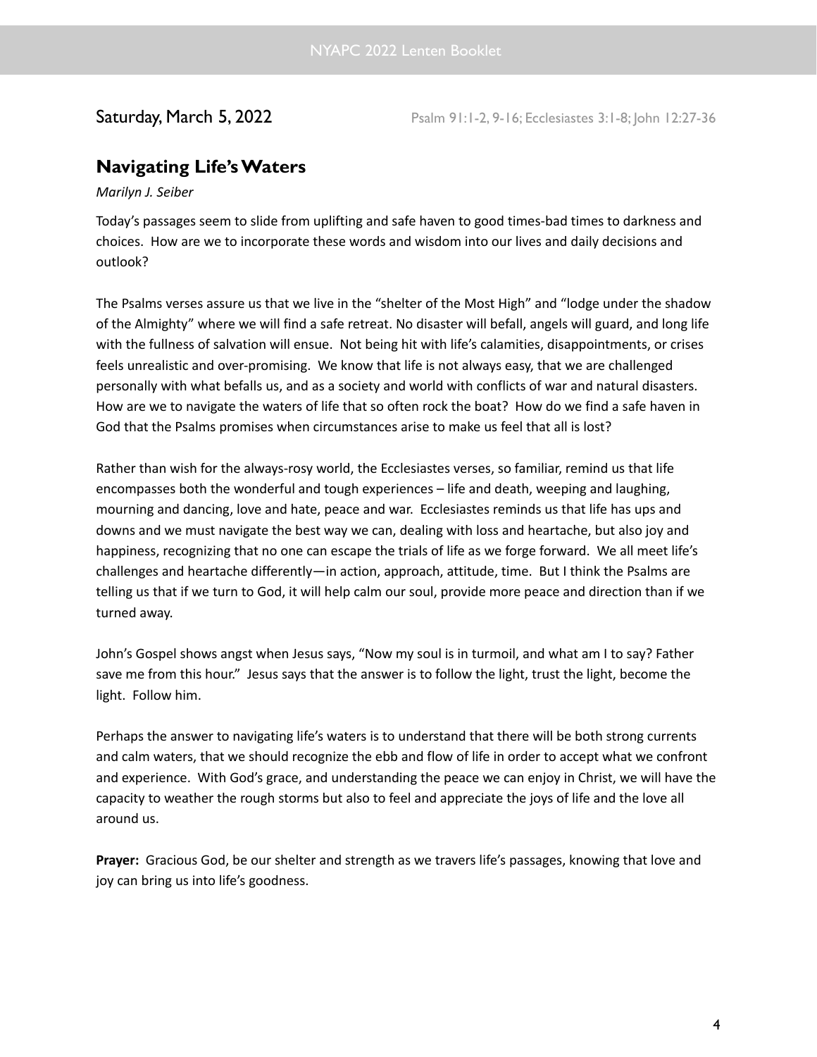Saturday, March 5, 2022 — Psalm 91:1-2, 9-16; Ecclesiastes 3:1-8; John 12:27-36

## Navigating Life's Waters

*Marilyn J. Seiber*

Today's passages seem to slide from uplifting and safe haven to good times-bad times to darkness and choices. How are we to incorporate these words and wisdom into our lives and daily decisions and outlook?

The Psalms verses assure us that we live in the "shelter of the Most High" and "lodge under the shadow of the Almighty" where we will find a safe retreat. No disaster will befall, angels will guard, and long life with the fullness of salvation will ensue. Not being hit with life's calamities, disappointments, or crises feels unrealistic and over-promising. We know that life is not always easy, that we are challenged personally with what befalls us, and as a society and world with conflicts of war and natural disasters. How are we to navigate the waters of life that so often rock the boat? How do we find a safe haven in God that the Psalms promises when circumstances arise to make us feel that all is lost?

Rather than wish for the always-rosy world, the Ecclesiastes verses, so familiar, remind us that life encompasses both the wonderful and tough experiences – life and death, weeping and laughing, mourning and dancing, love and hate, peace and war. Ecclesiastes reminds us that life has ups and downs and we must navigate the best way we can, dealing with loss and heartache, but also joy and happiness, recognizing that no one can escape the trials of life as we forge forward. We all meet life's challenges and heartache differently—in action, approach, attitude, time. But I think the Psalms are telling us that if we turn to God, it will help calm our soul, provide more peace and direction than if we turned away.

John's Gospel shows angst when Jesus says, "Now my soul is in turmoil, and what am I to say? Father save me from this hour." Jesus says that the answer is to follow the light, trust the light, become the light. Follow him.

Perhaps the answer to navigating life's waters is to understand that there will be both strong currents and calm waters, that we should recognize the ebb and flow of life in order to accept what we confront and experience. With God's grace, and understanding the peace we can enjoy in Christ, we will have the capacity to weather the rough storms but also to feel and appreciate the joys of life and the love all around us.

**Prayer:** Gracious God, be our shelter and strength as we travers life's passages, knowing that love and joy can bring us into life's goodness.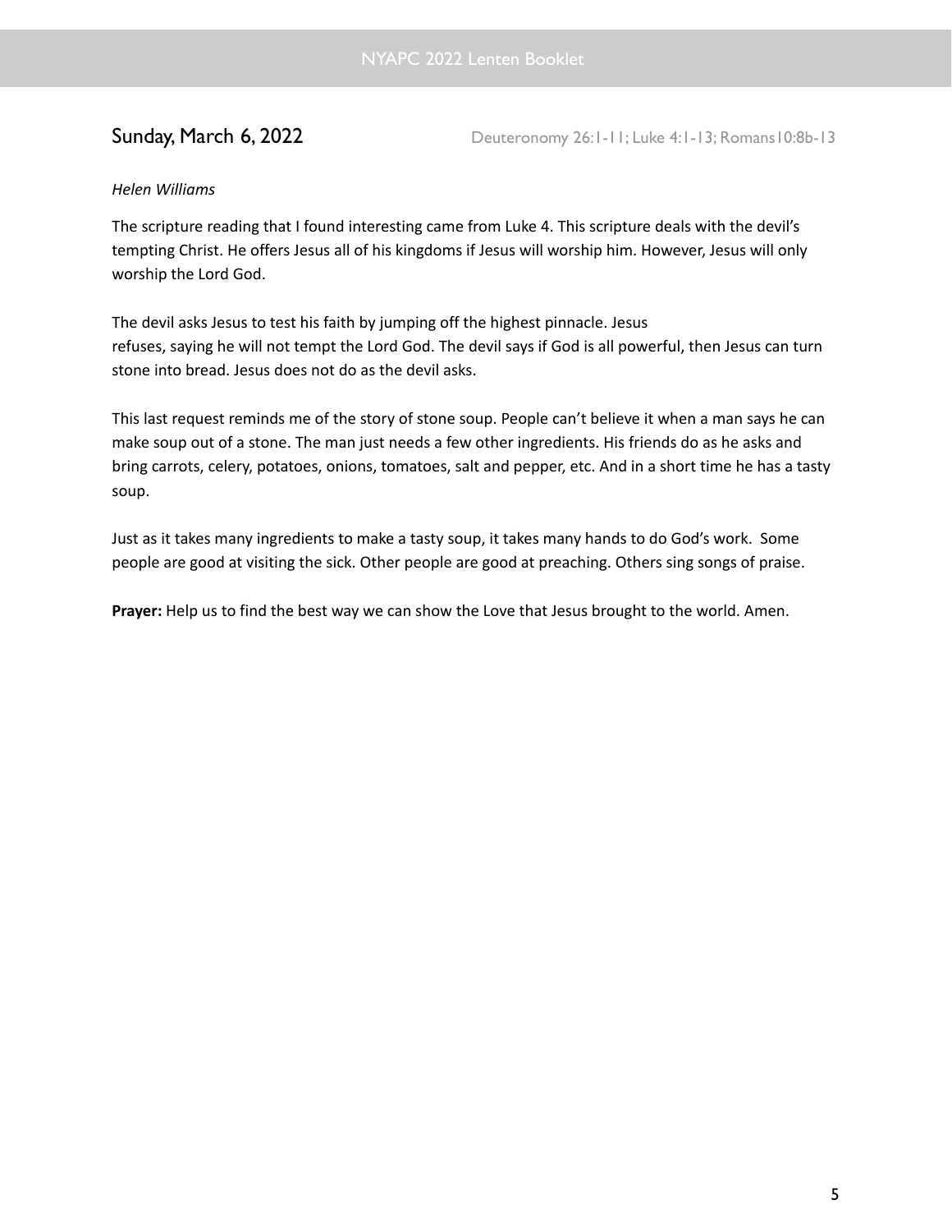## Sunday, March 6, 2022

Deuteronomy 26:1-11; Luke 4:1-13; Romans10:8b-13

*Helen Williams*

The scripture reading that I found interesting came from Luke 4. This scripture deals with the devil's tempting Christ. He offers Jesus all of his kingdoms if Jesus will worship him. However, Jesus will only worship the Lord God.

The devil asks Jesus to test his faith by jumping off the highest pinnacle. Jesus refuses, saying he will not tempt the Lord God. The devil says if God is all powerful, then Jesus can turn stone into bread. Jesus does not do as the devil asks.

This last request reminds me of the story of stone soup. People can't believe it when a man says he can make soup out of a stone. The man just needs a few other ingredients. His friends do as he asks and bring carrots, celery, potatoes, onions, tomatoes, salt and pepper, etc. And in a short time he has a tasty soup.

Just as it takes many ingredients to make a tasty soup, it takes many hands to do God's work. Some people are good at visiting the sick. Other people are good at preaching. Others sing songs of praise.

**Prayer:** Help us to find the best way we can show the Love that Jesus brought to the world. Amen.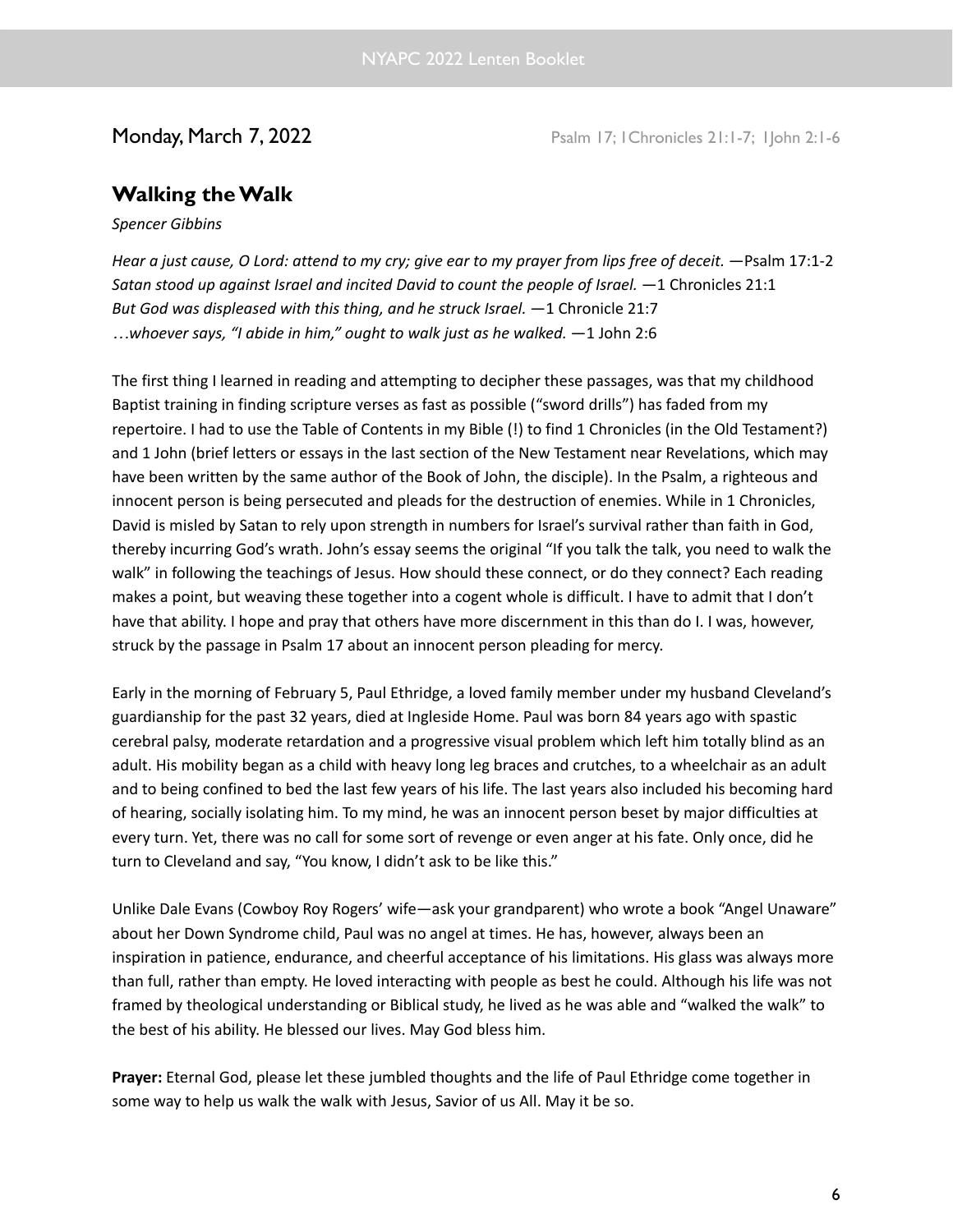Monday, March 7, 2022 — Psalm 17; 1Chronicles 21:1-7; 1John 2:1-6

## Walking the Walk

*Spencer Gibbins*

*Hear a just cause, O Lord: attend to my cry; give ear to my prayer from lips free of deceit.* —Psalm 17:1-2
*Satan stood up against Israel and incited David to count the people of Israel.* —1 Chronicles 21:1
*But God was displeased with this thing, and he struck Israel.* —1 Chronicle 21:7
*…whoever says, "I abide in him," ought to walk just as he walked.* —1 John 2:6

The first thing I learned in reading and attempting to decipher these passages, was that my childhood Baptist training in finding scripture verses as fast as possible ("sword drills") has faded from my repertoire. I had to use the Table of Contents in my Bible (!) to find 1 Chronicles (in the Old Testament?) and 1 John (brief letters or essays in the last section of the New Testament near Revelations, which may have been written by the same author of the Book of John, the disciple). In the Psalm, a righteous and innocent person is being persecuted and pleads for the destruction of enemies. While in 1 Chronicles, David is misled by Satan to rely upon strength in numbers for Israel's survival rather than faith in God, thereby incurring God's wrath. John's essay seems the original "If you talk the talk, you need to walk the walk" in following the teachings of Jesus. How should these connect, or do they connect? Each reading makes a point, but weaving these together into a cogent whole is difficult. I have to admit that I don't have that ability. I hope and pray that others have more discernment in this than do I. I was, however, struck by the passage in Psalm 17 about an innocent person pleading for mercy.

Early in the morning of February 5, Paul Ethridge, a loved family member under my husband Cleveland's guardianship for the past 32 years, died at Ingleside Home. Paul was born 84 years ago with spastic cerebral palsy, moderate retardation and a progressive visual problem which left him totally blind as an adult. His mobility began as a child with heavy long leg braces and crutches, to a wheelchair as an adult and to being confined to bed the last few years of his life. The last years also included his becoming hard of hearing, socially isolating him. To my mind, he was an innocent person beset by major difficulties at every turn. Yet, there was no call for some sort of revenge or even anger at his fate. Only once, did he turn to Cleveland and say, "You know, I didn't ask to be like this."

Unlike Dale Evans (Cowboy Roy Rogers' wife—ask your grandparent) who wrote a book "Angel Unaware" about her Down Syndrome child, Paul was no angel at times. He has, however, always been an inspiration in patience, endurance, and cheerful acceptance of his limitations. His glass was always more than full, rather than empty. He loved interacting with people as best he could. Although his life was not framed by theological understanding or Biblical study, he lived as he was able and "walked the walk" to the best of his ability. He blessed our lives. May God bless him.

**Prayer:** Eternal God, please let these jumbled thoughts and the life of Paul Ethridge come together in some way to help us walk the walk with Jesus, Savior of us All. May it be so.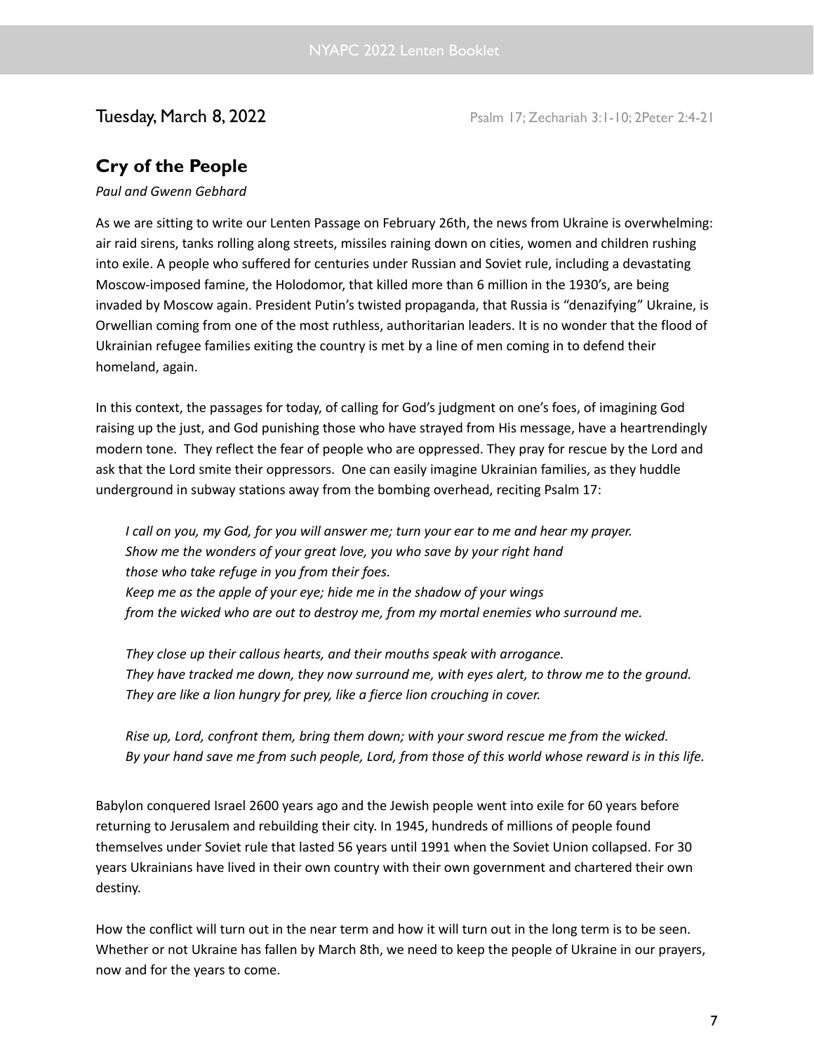Tuesday, March 8, 2022 Psalm 17; Zechariah 3:1-10; 2Peter 2:4-21

## Cry of the People

*Paul and Gwenn Gebhard*

As we are sitting to write our Lenten Passage on February 26th, the news from Ukraine is overwhelming: air raid sirens, tanks rolling along streets, missiles raining down on cities, women and children rushing into exile. A people who suffered for centuries under Russian and Soviet rule, including a devastating Moscow-imposed famine, the Holodomor, that killed more than 6 million in the 1930's, are being invaded by Moscow again. President Putin's twisted propaganda, that Russia is "denazifying" Ukraine, is Orwellian coming from one of the most ruthless, authoritarian leaders. It is no wonder that the flood of Ukrainian refugee families exiting the country is met by a line of men coming in to defend their homeland, again.

In this context, the passages for today, of calling for God's judgment on one's foes, of imagining God raising up the just, and God punishing those who have strayed from His message, have a heartrendingly modern tone. They reflect the fear of people who are oppressed. They pray for rescue by the Lord and ask that the Lord smite their oppressors. One can easily imagine Ukrainian families, as they huddle underground in subway stations away from the bombing overhead, reciting Psalm 17:

> *I call on you, my God, for you will answer me; turn your ear to me and hear my prayer.*
> *Show me the wonders of your great love, you who save by your right hand*
> *those who take refuge in you from their foes.*
> *Keep me as the apple of your eye; hide me in the shadow of your wings*
> *from the wicked who are out to destroy me, from my mortal enemies who surround me.*
>
> *They close up their callous hearts, and their mouths speak with arrogance.*
> *They have tracked me down, they now surround me, with eyes alert, to throw me to the ground.*
> *They are like a lion hungry for prey, like a fierce lion crouching in cover.*
>
> *Rise up, Lord, confront them, bring them down; with your sword rescue me from the wicked.*
> *By your hand save me from such people, Lord, from those of this world whose reward is in this life.*

Babylon conquered Israel 2600 years ago and the Jewish people went into exile for 60 years before returning to Jerusalem and rebuilding their city. In 1945, hundreds of millions of people found themselves under Soviet rule that lasted 56 years until 1991 when the Soviet Union collapsed. For 30 years Ukrainians have lived in their own country with their own government and chartered their own destiny.

How the conflict will turn out in the near term and how it will turn out in the long term is to be seen. Whether or not Ukraine has fallen by March 8th, we need to keep the people of Ukraine in our prayers, now and for the years to come.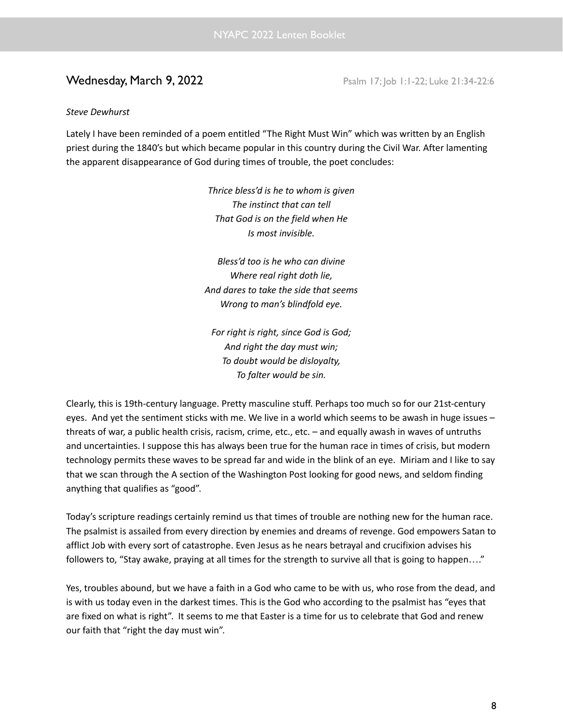## Wednesday, March 9, 2022

Psalm 17; Job 1:1-22; Luke 21:34-22:6

*Steve Dewhurst*

Lately I have been reminded of a poem entitled "The Right Must Win" which was written by an English priest during the 1840's but which became popular in this country during the Civil War. After lamenting the apparent disappearance of God during times of trouble, the poet concludes:

*Thrice bless'd is he to whom is given*
*The instinct that can tell*
*That God is on the field when He*
*Is most invisible.*

*Bless'd too is he who can divine*
*Where real right doth lie,*
*And dares to take the side that seems*
*Wrong to man's blindfold eye.*

*For right is right, since God is God;*
*And right the day must win;*
*To doubt would be disloyalty,*
*To falter would be sin.*

Clearly, this is 19th-century language. Pretty masculine stuff. Perhaps too much so for our 21st-century eyes. And yet the sentiment sticks with me. We live in a world which seems to be awash in huge issues – threats of war, a public health crisis, racism, crime, etc., etc. – and equally awash in waves of untruths and uncertainties. I suppose this has always been true for the human race in times of crisis, but modern technology permits these waves to be spread far and wide in the blink of an eye. Miriam and I like to say that we scan through the A section of the Washington Post looking for good news, and seldom finding anything that qualifies as "good".

Today's scripture readings certainly remind us that times of trouble are nothing new for the human race. The psalmist is assailed from every direction by enemies and dreams of revenge. God empowers Satan to afflict Job with every sort of catastrophe. Even Jesus as he nears betrayal and crucifixion advises his followers to, "Stay awake, praying at all times for the strength to survive all that is going to happen…."

Yes, troubles abound, but we have a faith in a God who came to be with us, who rose from the dead, and is with us today even in the darkest times. This is the God who according to the psalmist has "eyes that are fixed on what is right". It seems to me that Easter is a time for us to celebrate that God and renew our faith that "right the day must win".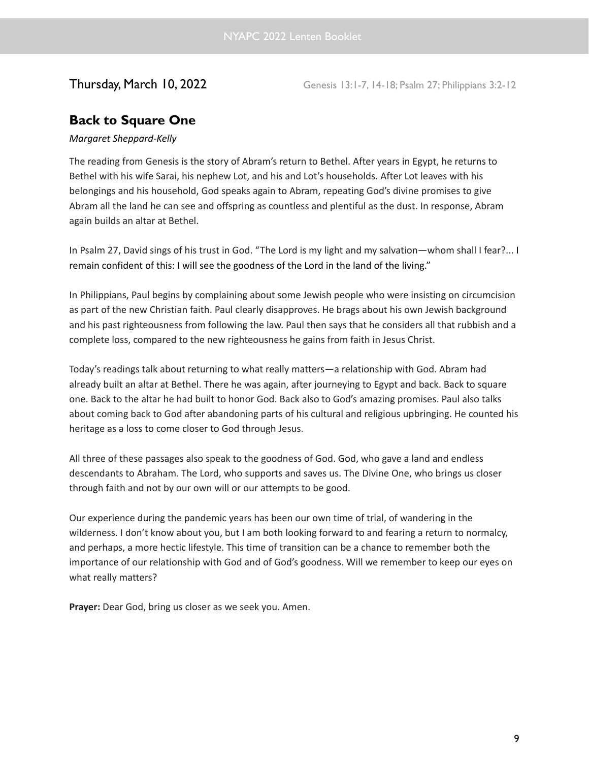Thursday, March 10, 2022 Genesis 13:1-7, 14-18; Psalm 27; Philippians 3:2-12

## Back to Square One

*Margaret Sheppard-Kelly*

The reading from Genesis is the story of Abram's return to Bethel. After years in Egypt, he returns to Bethel with his wife Sarai, his nephew Lot, and his and Lot's households. After Lot leaves with his belongings and his household, God speaks again to Abram, repeating God's divine promises to give Abram all the land he can see and offspring as countless and plentiful as the dust. In response, Abram again builds an altar at Bethel.

In Psalm 27, David sings of his trust in God. "The Lord is my light and my salvation—whom shall I fear?... I remain confident of this: I will see the goodness of the Lord in the land of the living."

In Philippians, Paul begins by complaining about some Jewish people who were insisting on circumcision as part of the new Christian faith. Paul clearly disapproves. He brags about his own Jewish background and his past righteousness from following the law. Paul then says that he considers all that rubbish and a complete loss, compared to the new righteousness he gains from faith in Jesus Christ.

Today's readings talk about returning to what really matters—a relationship with God. Abram had already built an altar at Bethel. There he was again, after journeying to Egypt and back. Back to square one. Back to the altar he had built to honor God. Back also to God's amazing promises. Paul also talks about coming back to God after abandoning parts of his cultural and religious upbringing. He counted his heritage as a loss to come closer to God through Jesus.

All three of these passages also speak to the goodness of God. God, who gave a land and endless descendants to Abraham. The Lord, who supports and saves us. The Divine One, who brings us closer through faith and not by our own will or our attempts to be good.

Our experience during the pandemic years has been our own time of trial, of wandering in the wilderness. I don't know about you, but I am both looking forward to and fearing a return to normalcy, and perhaps, a more hectic lifestyle. This time of transition can be a chance to remember both the importance of our relationship with God and of God's goodness. Will we remember to keep our eyes on what really matters?

**Prayer:** Dear God, bring us closer as we seek you. Amen.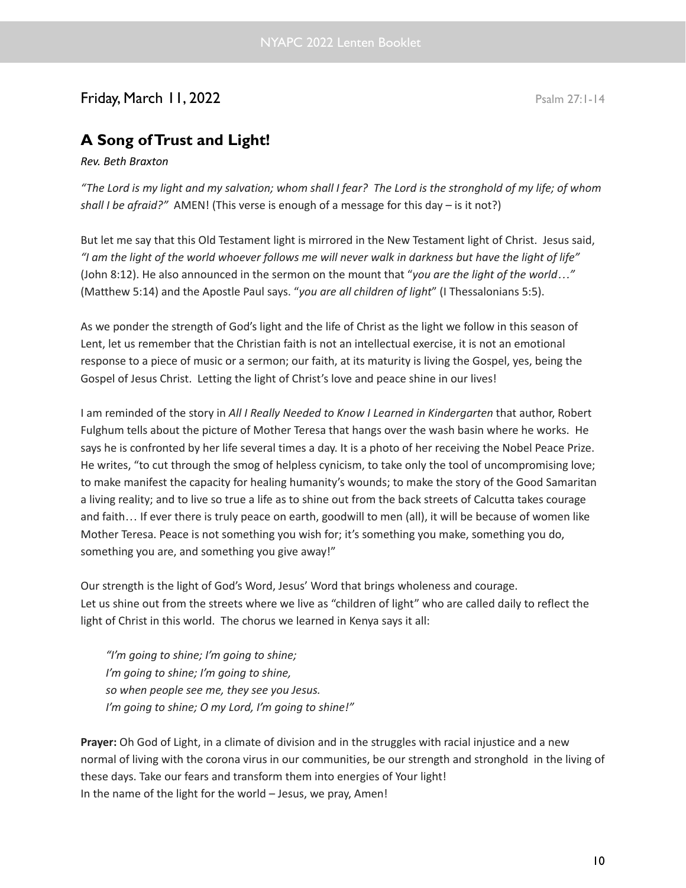Friday, March 11, 2022 Psalm 27:1-14

## A Song of Trust and Light!

*Rev. Beth Braxton*

*"The Lord is my light and my salvation; whom shall I fear? The Lord is the stronghold of my life; of whom shall I be afraid?"* AMEN! (This verse is enough of a message for this day – is it not?)

But let me say that this Old Testament light is mirrored in the New Testament light of Christ. Jesus said, *"I am the light of the world whoever follows me will never walk in darkness but have the light of life"* (John 8:12). He also announced in the sermon on the mount that "*you are the light of the world…"* (Matthew 5:14) and the Apostle Paul says. "*you are all children of light*" (I Thessalonians 5:5).

As we ponder the strength of God's light and the life of Christ as the light we follow in this season of Lent, let us remember that the Christian faith is not an intellectual exercise, it is not an emotional response to a piece of music or a sermon; our faith, at its maturity is living the Gospel, yes, being the Gospel of Jesus Christ. Letting the light of Christ's love and peace shine in our lives!

I am reminded of the story in *All I Really Needed to Know I Learned in Kindergarten* that author, Robert Fulghum tells about the picture of Mother Teresa that hangs over the wash basin where he works. He says he is confronted by her life several times a day. It is a photo of her receiving the Nobel Peace Prize. He writes, "to cut through the smog of helpless cynicism, to take only the tool of uncompromising love; to make manifest the capacity for healing humanity's wounds; to make the story of the Good Samaritan a living reality; and to live so true a life as to shine out from the back streets of Calcutta takes courage and faith… If ever there is truly peace on earth, goodwill to men (all), it will be because of women like Mother Teresa. Peace is not something you wish for; it's something you make, something you do, something you are, and something you give away!"

Our strength is the light of God's Word, Jesus' Word that brings wholeness and courage.
Let us shine out from the streets where we live as "children of light" who are called daily to reflect the light of Christ in this world. The chorus we learned in Kenya says it all:

> *"I'm going to shine; I'm going to shine;*
> *I'm going to shine; I'm going to shine,*
> *so when people see me, they see you Jesus.*
> *I'm going to shine; O my Lord, I'm going to shine!"*

**Prayer:** Oh God of Light, in a climate of division and in the struggles with racial injustice and a new normal of living with the corona virus in our communities, be our strength and stronghold in the living of these days. Take our fears and transform them into energies of Your light!
In the name of the light for the world – Jesus, we pray, Amen!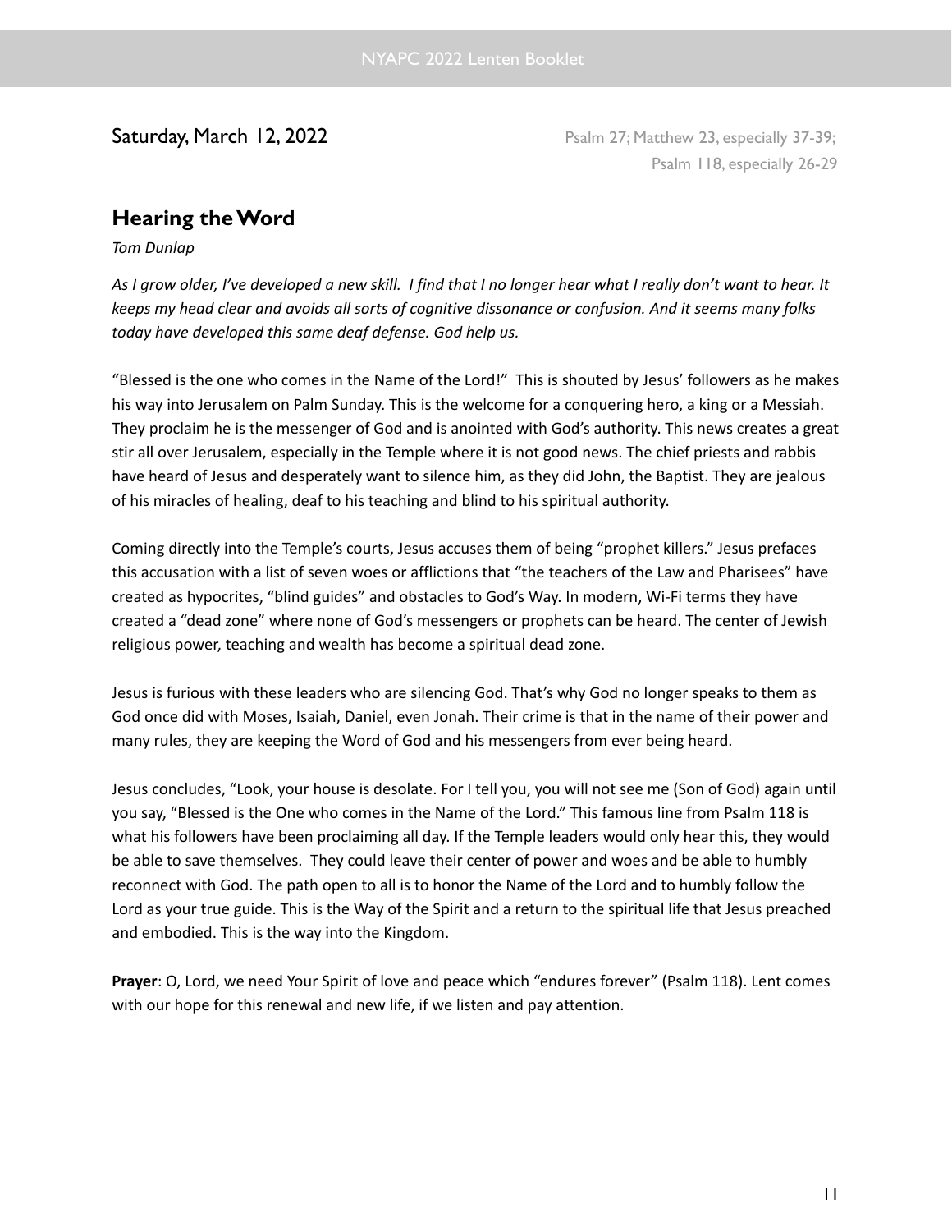Saturday, March 12, 2022

Psalm 27; Matthew 23, especially 37-39; Psalm 118, especially 26-29

## Hearing the Word

*Tom Dunlap*

*As I grow older, I've developed a new skill. I find that I no longer hear what I really don't want to hear. It keeps my head clear and avoids all sorts of cognitive dissonance or confusion. And it seems many folks today have developed this same deaf defense. God help us.*

"Blessed is the one who comes in the Name of the Lord!" This is shouted by Jesus' followers as he makes his way into Jerusalem on Palm Sunday. This is the welcome for a conquering hero, a king or a Messiah. They proclaim he is the messenger of God and is anointed with God's authority. This news creates a great stir all over Jerusalem, especially in the Temple where it is not good news. The chief priests and rabbis have heard of Jesus and desperately want to silence him, as they did John, the Baptist. They are jealous of his miracles of healing, deaf to his teaching and blind to his spiritual authority.

Coming directly into the Temple's courts, Jesus accuses them of being "prophet killers." Jesus prefaces this accusation with a list of seven woes or afflictions that "the teachers of the Law and Pharisees" have created as hypocrites, "blind guides" and obstacles to God's Way. In modern, Wi-Fi terms they have created a "dead zone" where none of God's messengers or prophets can be heard. The center of Jewish religious power, teaching and wealth has become a spiritual dead zone.

Jesus is furious with these leaders who are silencing God. That's why God no longer speaks to them as God once did with Moses, Isaiah, Daniel, even Jonah. Their crime is that in the name of their power and many rules, they are keeping the Word of God and his messengers from ever being heard.

Jesus concludes, "Look, your house is desolate. For I tell you, you will not see me (Son of God) again until you say, "Blessed is the One who comes in the Name of the Lord." This famous line from Psalm 118 is what his followers have been proclaiming all day. If the Temple leaders would only hear this, they would be able to save themselves. They could leave their center of power and woes and be able to humbly reconnect with God. The path open to all is to honor the Name of the Lord and to humbly follow the Lord as your true guide. This is the Way of the Spirit and a return to the spiritual life that Jesus preached and embodied. This is the way into the Kingdom.

**Prayer**: O, Lord, we need Your Spirit of love and peace which "endures forever" (Psalm 118). Lent comes with our hope for this renewal and new life, if we listen and pay attention.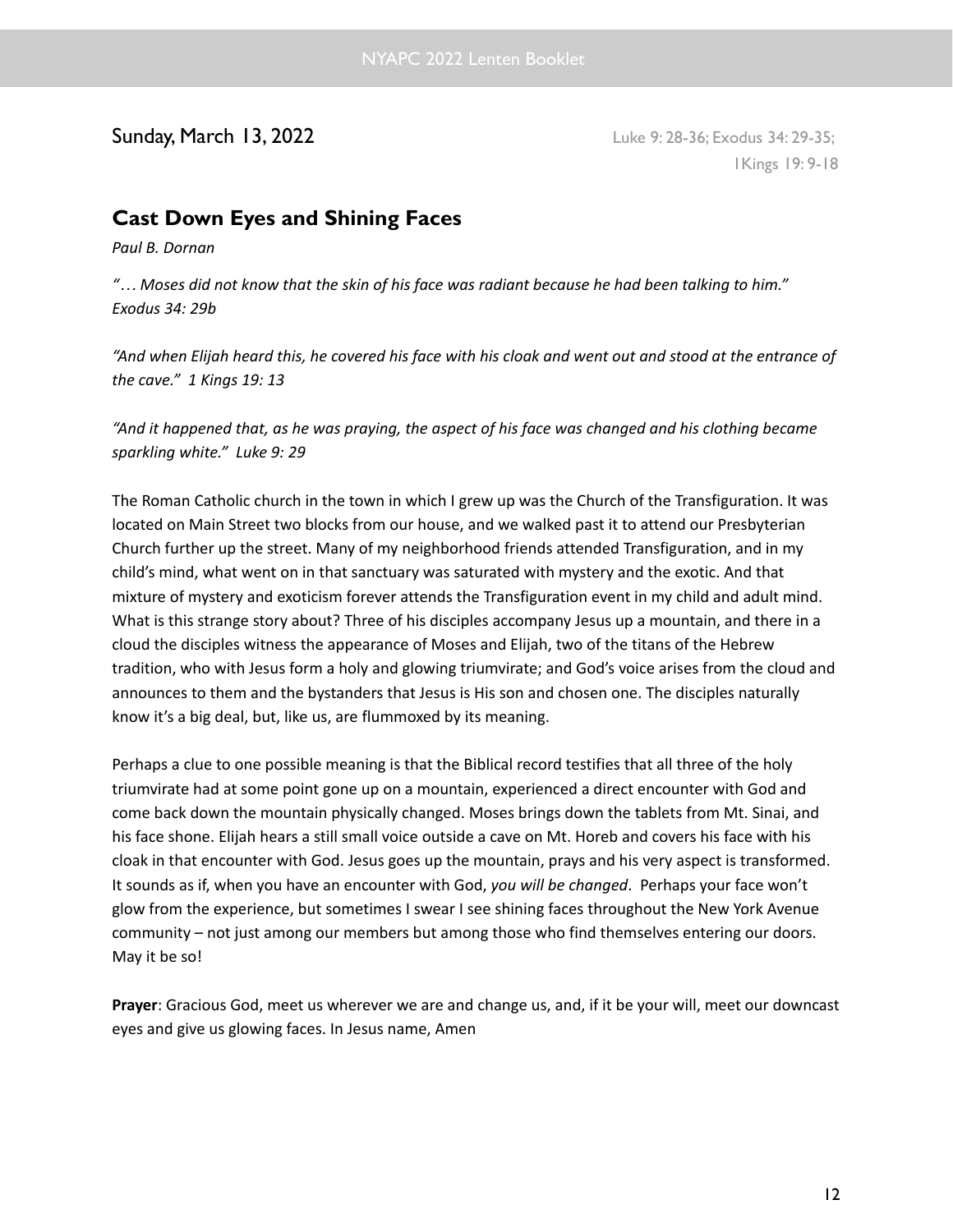Sunday, March 13, 2022

Luke 9: 28-36; Exodus 34: 29-35; 1Kings 19: 9-18

## Cast Down Eyes and Shining Faces

*Paul B. Dornan*

*"… Moses did not know that the skin of his face was radiant because he had been talking to him." Exodus 34: 29b*

*"And when Elijah heard this, he covered his face with his cloak and went out and stood at the entrance of the cave." 1 Kings 19: 13*

*"And it happened that, as he was praying, the aspect of his face was changed and his clothing became sparkling white." Luke 9: 29*

The Roman Catholic church in the town in which I grew up was the Church of the Transfiguration. It was located on Main Street two blocks from our house, and we walked past it to attend our Presbyterian Church further up the street. Many of my neighborhood friends attended Transfiguration, and in my child's mind, what went on in that sanctuary was saturated with mystery and the exotic. And that mixture of mystery and exoticism forever attends the Transfiguration event in my child and adult mind. What is this strange story about? Three of his disciples accompany Jesus up a mountain, and there in a cloud the disciples witness the appearance of Moses and Elijah, two of the titans of the Hebrew tradition, who with Jesus form a holy and glowing triumvirate; and God's voice arises from the cloud and announces to them and the bystanders that Jesus is His son and chosen one. The disciples naturally know it's a big deal, but, like us, are flummoxed by its meaning.

Perhaps a clue to one possible meaning is that the Biblical record testifies that all three of the holy triumvirate had at some point gone up on a mountain, experienced a direct encounter with God and come back down the mountain physically changed. Moses brings down the tablets from Mt. Sinai, and his face shone. Elijah hears a still small voice outside a cave on Mt. Horeb and covers his face with his cloak in that encounter with God. Jesus goes up the mountain, prays and his very aspect is transformed. It sounds as if, when you have an encounter with God, *you will be changed*. Perhaps your face won't glow from the experience, but sometimes I swear I see shining faces throughout the New York Avenue community – not just among our members but among those who find themselves entering our doors. May it be so!

**Prayer**: Gracious God, meet us wherever we are and change us, and, if it be your will, meet our downcast eyes and give us glowing faces. In Jesus name, Amen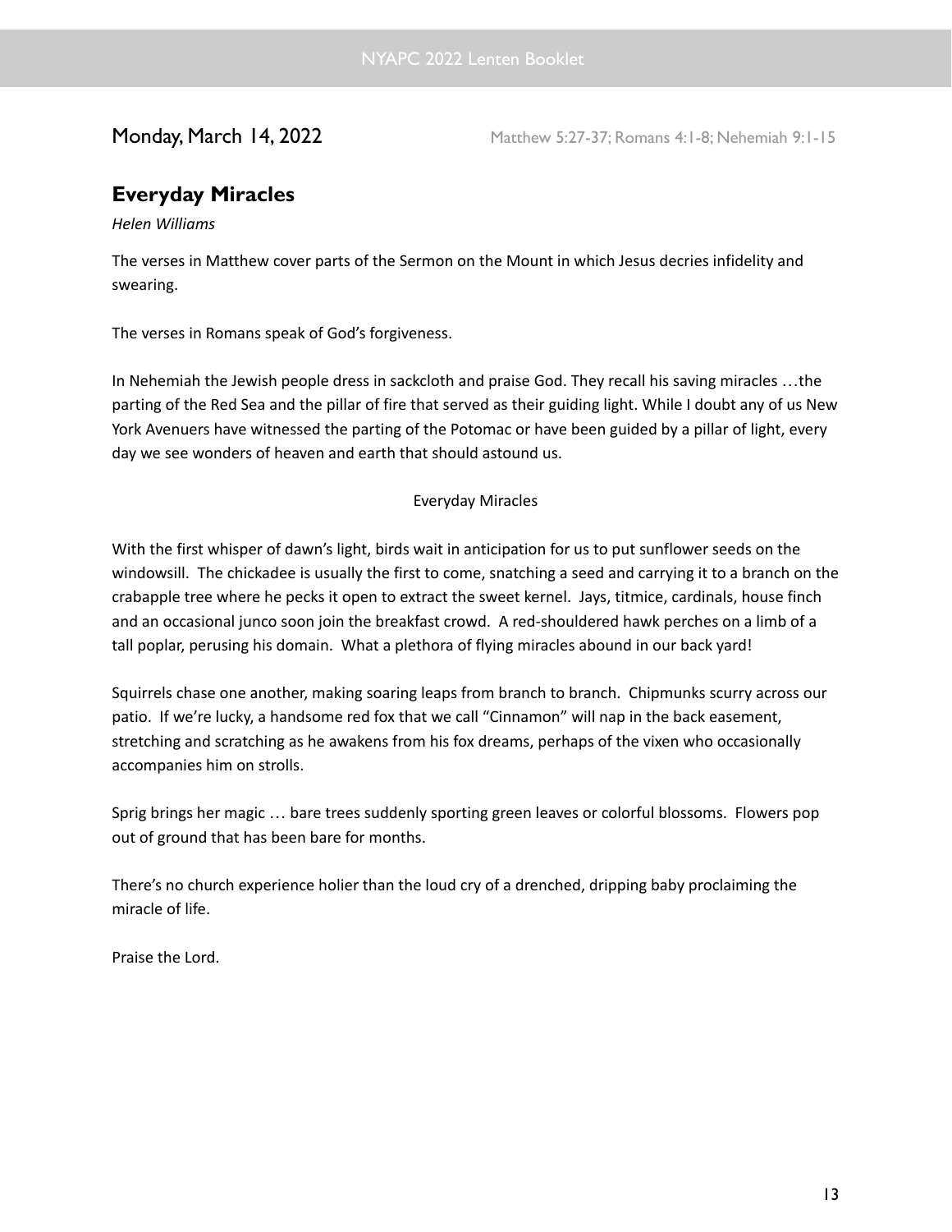Monday, March 14, 2022 Matthew 5:27-37; Romans 4:1-8; Nehemiah 9:1-15

## Everyday Miracles

*Helen Williams*

The verses in Matthew cover parts of the Sermon on the Mount in which Jesus decries infidelity and swearing.

The verses in Romans speak of God's forgiveness.

In Nehemiah the Jewish people dress in sackcloth and praise God. They recall his saving miracles …the parting of the Red Sea and the pillar of fire that served as their guiding light. While I doubt any of us New York Avenuers have witnessed the parting of the Potomac or have been guided by a pillar of light, every day we see wonders of heaven and earth that should astound us.

Everyday Miracles

With the first whisper of dawn's light, birds wait in anticipation for us to put sunflower seeds on the windowsill. The chickadee is usually the first to come, snatching a seed and carrying it to a branch on the crabapple tree where he pecks it open to extract the sweet kernel. Jays, titmice, cardinals, house finch and an occasional junco soon join the breakfast crowd. A red-shouldered hawk perches on a limb of a tall poplar, perusing his domain. What a plethora of flying miracles abound in our back yard!

Squirrels chase one another, making soaring leaps from branch to branch. Chipmunks scurry across our patio. If we're lucky, a handsome red fox that we call "Cinnamon" will nap in the back easement, stretching and scratching as he awakens from his fox dreams, perhaps of the vixen who occasionally accompanies him on strolls.

Sprig brings her magic … bare trees suddenly sporting green leaves or colorful blossoms. Flowers pop out of ground that has been bare for months.

There's no church experience holier than the loud cry of a drenched, dripping baby proclaiming the miracle of life.

Praise the Lord.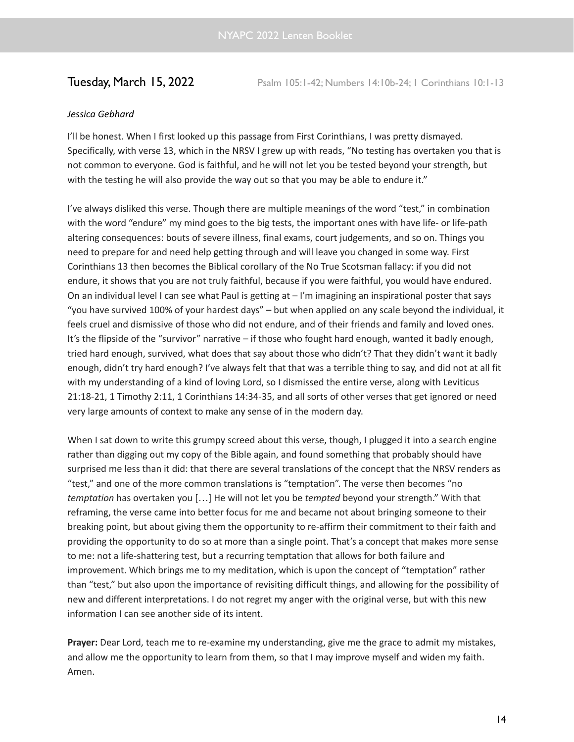## Tuesday, March 15, 2022

Psalm 105:1-42; Numbers 14:10b-24; 1 Corinthians 10:1-13

*Jessica Gebhard*

I'll be honest. When I first looked up this passage from First Corinthians, I was pretty dismayed. Specifically, with verse 13, which in the NRSV I grew up with reads, "No testing has overtaken you that is not common to everyone. God is faithful, and he will not let you be tested beyond your strength, but with the testing he will also provide the way out so that you may be able to endure it."

I've always disliked this verse. Though there are multiple meanings of the word "test," in combination with the word "endure" my mind goes to the big tests, the important ones with have life- or life-path altering consequences: bouts of severe illness, final exams, court judgements, and so on. Things you need to prepare for and need help getting through and will leave you changed in some way. First Corinthians 13 then becomes the Biblical corollary of the No True Scotsman fallacy: if you did not endure, it shows that you are not truly faithful, because if you were faithful, you would have endured. On an individual level I can see what Paul is getting at – I'm imagining an inspirational poster that says "you have survived 100% of your hardest days" – but when applied on any scale beyond the individual, it feels cruel and dismissive of those who did not endure, and of their friends and family and loved ones. It's the flipside of the "survivor" narrative – if those who fought hard enough, wanted it badly enough, tried hard enough, survived, what does that say about those who didn't? That they didn't want it badly enough, didn't try hard enough? I've always felt that that was a terrible thing to say, and did not at all fit with my understanding of a kind of loving Lord, so I dismissed the entire verse, along with Leviticus 21:18-21, 1 Timothy 2:11, 1 Corinthians 14:34-35, and all sorts of other verses that get ignored or need very large amounts of context to make any sense of in the modern day.

When I sat down to write this grumpy screed about this verse, though, I plugged it into a search engine rather than digging out my copy of the Bible again, and found something that probably should have surprised me less than it did: that there are several translations of the concept that the NRSV renders as "test," and one of the more common translations is "temptation". The verse then becomes "no *temptation* has overtaken you […] He will not let you be *tempted* beyond your strength." With that reframing, the verse came into better focus for me and became not about bringing someone to their breaking point, but about giving them the opportunity to re-affirm their commitment to their faith and providing the opportunity to do so at more than a single point. That's a concept that makes more sense to me: not a life-shattering test, but a recurring temptation that allows for both failure and improvement. Which brings me to my meditation, which is upon the concept of "temptation" rather than "test," but also upon the importance of revisiting difficult things, and allowing for the possibility of new and different interpretations. I do not regret my anger with the original verse, but with this new information I can see another side of its intent.

**Prayer:** Dear Lord, teach me to re-examine my understanding, give me the grace to admit my mistakes, and allow me the opportunity to learn from them, so that I may improve myself and widen my faith. Amen.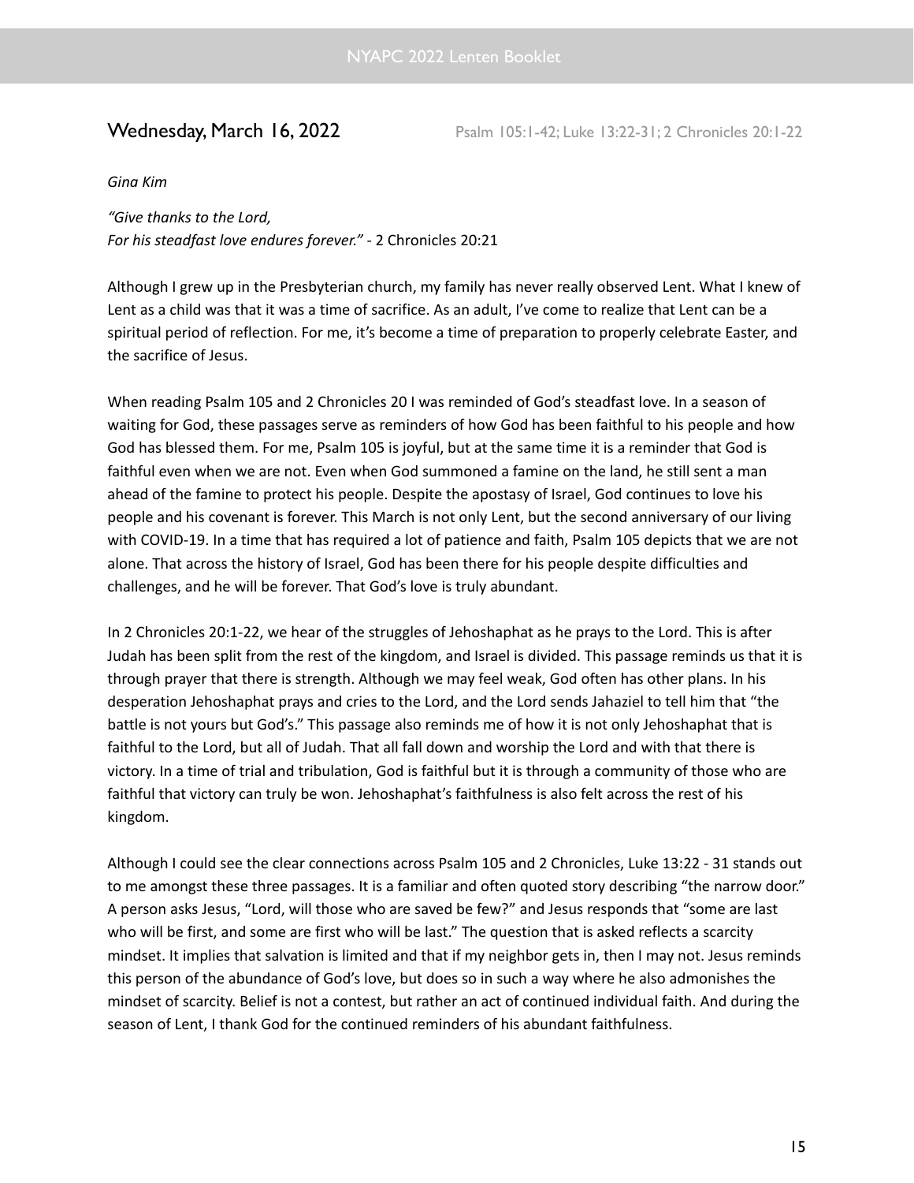## Wednesday, March 16, 2022

Psalm 105:1-42; Luke 13:22-31; 2 Chronicles 20:1-22

*Gina Kim*

*"Give thanks to the Lord,*
*For his steadfast love endures forever."* - 2 Chronicles 20:21

Although I grew up in the Presbyterian church, my family has never really observed Lent. What I knew of Lent as a child was that it was a time of sacrifice. As an adult, I've come to realize that Lent can be a spiritual period of reflection. For me, it's become a time of preparation to properly celebrate Easter, and the sacrifice of Jesus.

When reading Psalm 105 and 2 Chronicles 20 I was reminded of God's steadfast love. In a season of waiting for God, these passages serve as reminders of how God has been faithful to his people and how God has blessed them. For me, Psalm 105 is joyful, but at the same time it is a reminder that God is faithful even when we are not. Even when God summoned a famine on the land, he still sent a man ahead of the famine to protect his people. Despite the apostasy of Israel, God continues to love his people and his covenant is forever. This March is not only Lent, but the second anniversary of our living with COVID-19. In a time that has required a lot of patience and faith, Psalm 105 depicts that we are not alone. That across the history of Israel, God has been there for his people despite difficulties and challenges, and he will be forever. That God's love is truly abundant.

In 2 Chronicles 20:1-22, we hear of the struggles of Jehoshaphat as he prays to the Lord. This is after Judah has been split from the rest of the kingdom, and Israel is divided. This passage reminds us that it is through prayer that there is strength. Although we may feel weak, God often has other plans. In his desperation Jehoshaphat prays and cries to the Lord, and the Lord sends Jahaziel to tell him that "the battle is not yours but God's." This passage also reminds me of how it is not only Jehoshaphat that is faithful to the Lord, but all of Judah. That all fall down and worship the Lord and with that there is victory. In a time of trial and tribulation, God is faithful but it is through a community of those who are faithful that victory can truly be won. Jehoshaphat's faithfulness is also felt across the rest of his kingdom.

Although I could see the clear connections across Psalm 105 and 2 Chronicles, Luke 13:22 - 31 stands out to me amongst these three passages. It is a familiar and often quoted story describing "the narrow door." A person asks Jesus, "Lord, will those who are saved be few?" and Jesus responds that "some are last who will be first, and some are first who will be last." The question that is asked reflects a scarcity mindset. It implies that salvation is limited and that if my neighbor gets in, then I may not. Jesus reminds this person of the abundance of God's love, but does so in such a way where he also admonishes the mindset of scarcity. Belief is not a contest, but rather an act of continued individual faith. And during the season of Lent, I thank God for the continued reminders of his abundant faithfulness.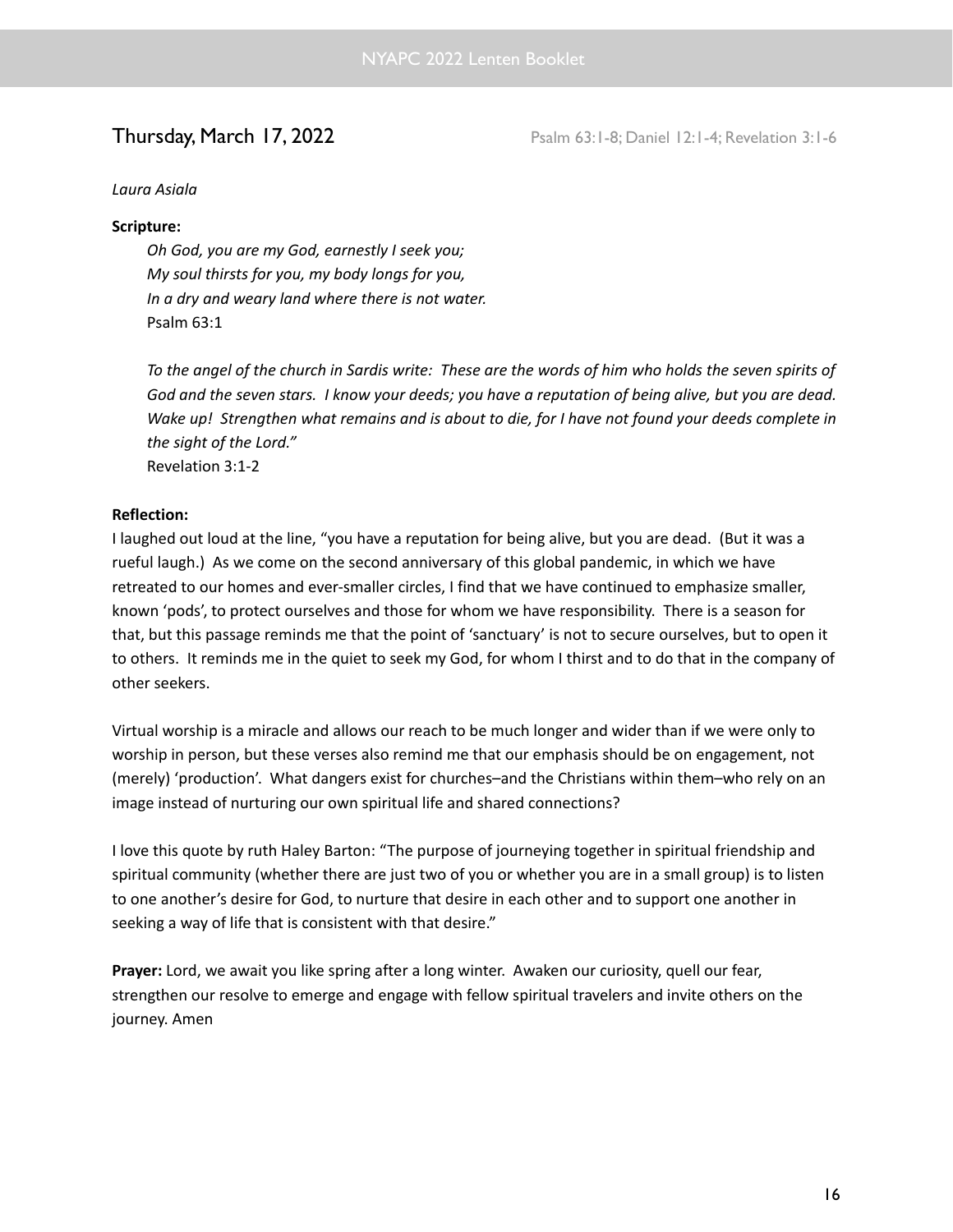## Thursday, March 17, 2022

Psalm 63:1-8; Daniel 12:1-4; Revelation 3:1-6

*Laura Asiala*

**Scripture:**

*Oh God, you are my God, earnestly I seek you;*
*My soul thirsts for you, my body longs for you,*
*In a dry and weary land where there is not water.*
Psalm 63:1

*To the angel of the church in Sardis write: These are the words of him who holds the seven spirits of God and the seven stars. I know your deeds; you have a reputation of being alive, but you are dead. Wake up! Strengthen what remains and is about to die, for I have not found your deeds complete in the sight of the Lord."*
Revelation 3:1-2

**Reflection:**

I laughed out loud at the line, "you have a reputation for being alive, but you are dead. (But it was a rueful laugh.) As we come on the second anniversary of this global pandemic, in which we have retreated to our homes and ever-smaller circles, I find that we have continued to emphasize smaller, known 'pods', to protect ourselves and those for whom we have responsibility. There is a season for that, but this passage reminds me that the point of 'sanctuary' is not to secure ourselves, but to open it to others. It reminds me in the quiet to seek my God, for whom I thirst and to do that in the company of other seekers.

Virtual worship is a miracle and allows our reach to be much longer and wider than if we were only to worship in person, but these verses also remind me that our emphasis should be on engagement, not (merely) 'production'. What dangers exist for churches–and the Christians within them–who rely on an image instead of nurturing our own spiritual life and shared connections?

I love this quote by ruth Haley Barton: "The purpose of journeying together in spiritual friendship and spiritual community (whether there are just two of you or whether you are in a small group) is to listen to one another's desire for God, to nurture that desire in each other and to support one another in seeking a way of life that is consistent with that desire."

**Prayer:** Lord, we await you like spring after a long winter. Awaken our curiosity, quell our fear, strengthen our resolve to emerge and engage with fellow spiritual travelers and invite others on the journey. Amen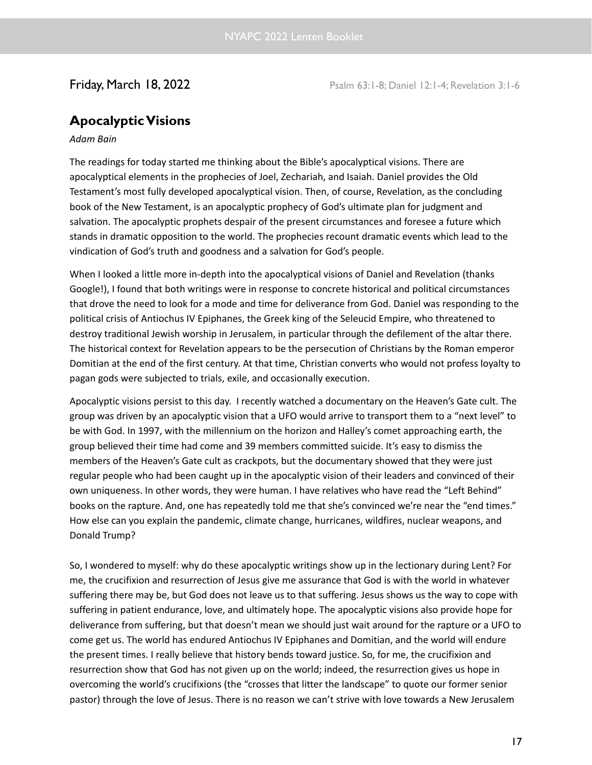Friday, March 18, 2022 — Psalm 63:1-8; Daniel 12:1-4; Revelation 3:1-6

## Apocalyptic Visions

*Adam Bain*

The readings for today started me thinking about the Bible's apocalyptical visions. There are apocalyptical elements in the prophecies of Joel, Zechariah, and Isaiah. Daniel provides the Old Testament's most fully developed apocalyptical vision. Then, of course, Revelation, as the concluding book of the New Testament, is an apocalyptic prophecy of God's ultimate plan for judgment and salvation. The apocalyptic prophets despair of the present circumstances and foresee a future which stands in dramatic opposition to the world. The prophecies recount dramatic events which lead to the vindication of God's truth and goodness and a salvation for God's people.

When I looked a little more in-depth into the apocalyptical visions of Daniel and Revelation (thanks Google!), I found that both writings were in response to concrete historical and political circumstances that drove the need to look for a mode and time for deliverance from God. Daniel was responding to the political crisis of Antiochus IV Epiphanes, the Greek king of the Seleucid Empire, who threatened to destroy traditional Jewish worship in Jerusalem, in particular through the defilement of the altar there. The historical context for Revelation appears to be the persecution of Christians by the Roman emperor Domitian at the end of the first century. At that time, Christian converts who would not profess loyalty to pagan gods were subjected to trials, exile, and occasionally execution.

Apocalyptic visions persist to this day. I recently watched a documentary on the Heaven's Gate cult. The group was driven by an apocalyptic vision that a UFO would arrive to transport them to a "next level" to be with God. In 1997, with the millennium on the horizon and Halley's comet approaching earth, the group believed their time had come and 39 members committed suicide. It's easy to dismiss the members of the Heaven's Gate cult as crackpots, but the documentary showed that they were just regular people who had been caught up in the apocalyptic vision of their leaders and convinced of their own uniqueness. In other words, they were human. I have relatives who have read the "Left Behind" books on the rapture. And, one has repeatedly told me that she's convinced we're near the "end times." How else can you explain the pandemic, climate change, hurricanes, wildfires, nuclear weapons, and Donald Trump?

So, I wondered to myself: why do these apocalyptic writings show up in the lectionary during Lent? For me, the crucifixion and resurrection of Jesus give me assurance that God is with the world in whatever suffering there may be, but God does not leave us to that suffering. Jesus shows us the way to cope with suffering in patient endurance, love, and ultimately hope. The apocalyptic visions also provide hope for deliverance from suffering, but that doesn't mean we should just wait around for the rapture or a UFO to come get us. The world has endured Antiochus IV Epiphanes and Domitian, and the world will endure the present times. I really believe that history bends toward justice. So, for me, the crucifixion and resurrection show that God has not given up on the world; indeed, the resurrection gives us hope in overcoming the world's crucifixions (the "crosses that litter the landscape" to quote our former senior pastor) through the love of Jesus. There is no reason we can't strive with love towards a New Jerusalem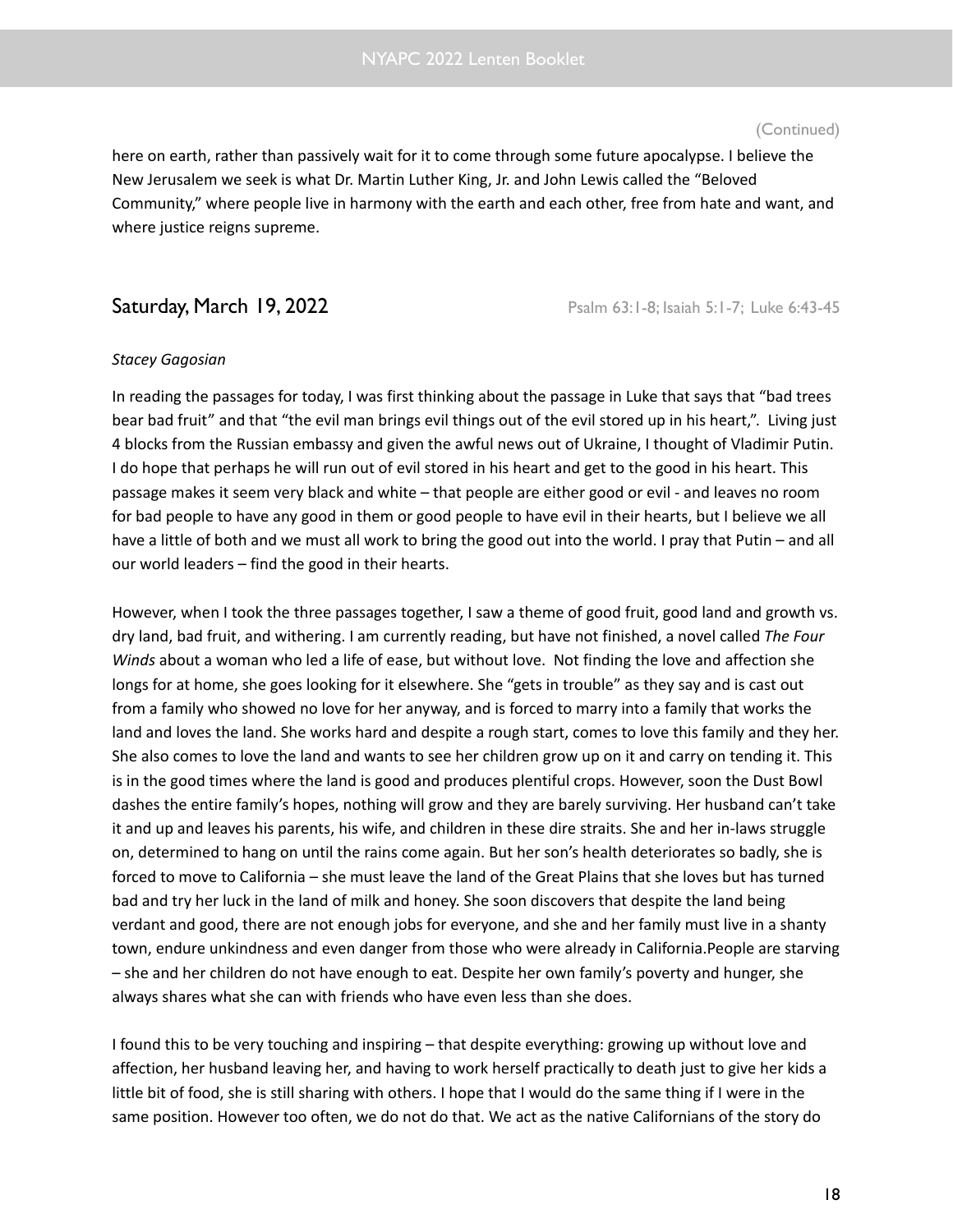(Continued)

here on earth, rather than passively wait for it to come through some future apocalypse. I believe the New Jerusalem we seek is what Dr. Martin Luther King, Jr. and John Lewis called the "Beloved Community," where people live in harmony with the earth and each other, free from hate and want, and where justice reigns supreme.

## Saturday, March 19, 2022

Psalm 63:1-8; Isaiah 5:1-7; Luke 6:43-45

*Stacey Gagosian*

In reading the passages for today, I was first thinking about the passage in Luke that says that "bad trees bear bad fruit" and that "the evil man brings evil things out of the evil stored up in his heart,". Living just 4 blocks from the Russian embassy and given the awful news out of Ukraine, I thought of Vladimir Putin. I do hope that perhaps he will run out of evil stored in his heart and get to the good in his heart. This passage makes it seem very black and white – that people are either good or evil - and leaves no room for bad people to have any good in them or good people to have evil in their hearts, but I believe we all have a little of both and we must all work to bring the good out into the world. I pray that Putin – and all our world leaders – find the good in their hearts.

However, when I took the three passages together, I saw a theme of good fruit, good land and growth vs. dry land, bad fruit, and withering. I am currently reading, but have not finished, a novel called *The Four Winds* about a woman who led a life of ease, but without love. Not finding the love and affection she longs for at home, she goes looking for it elsewhere. She "gets in trouble" as they say and is cast out from a family who showed no love for her anyway, and is forced to marry into a family that works the land and loves the land. She works hard and despite a rough start, comes to love this family and they her. She also comes to love the land and wants to see her children grow up on it and carry on tending it. This is in the good times where the land is good and produces plentiful crops. However, soon the Dust Bowl dashes the entire family's hopes, nothing will grow and they are barely surviving. Her husband can't take it and up and leaves his parents, his wife, and children in these dire straits. She and her in-laws struggle on, determined to hang on until the rains come again. But her son's health deteriorates so badly, she is forced to move to California – she must leave the land of the Great Plains that she loves but has turned bad and try her luck in the land of milk and honey. She soon discovers that despite the land being verdant and good, there are not enough jobs for everyone, and she and her family must live in a shanty town, endure unkindness and even danger from those who were already in California.People are starving – she and her children do not have enough to eat. Despite her own family's poverty and hunger, she always shares what she can with friends who have even less than she does.

I found this to be very touching and inspiring – that despite everything: growing up without love and affection, her husband leaving her, and having to work herself practically to death just to give her kids a little bit of food, she is still sharing with others. I hope that I would do the same thing if I were in the same position. However too often, we do not do that. We act as the native Californians of the story do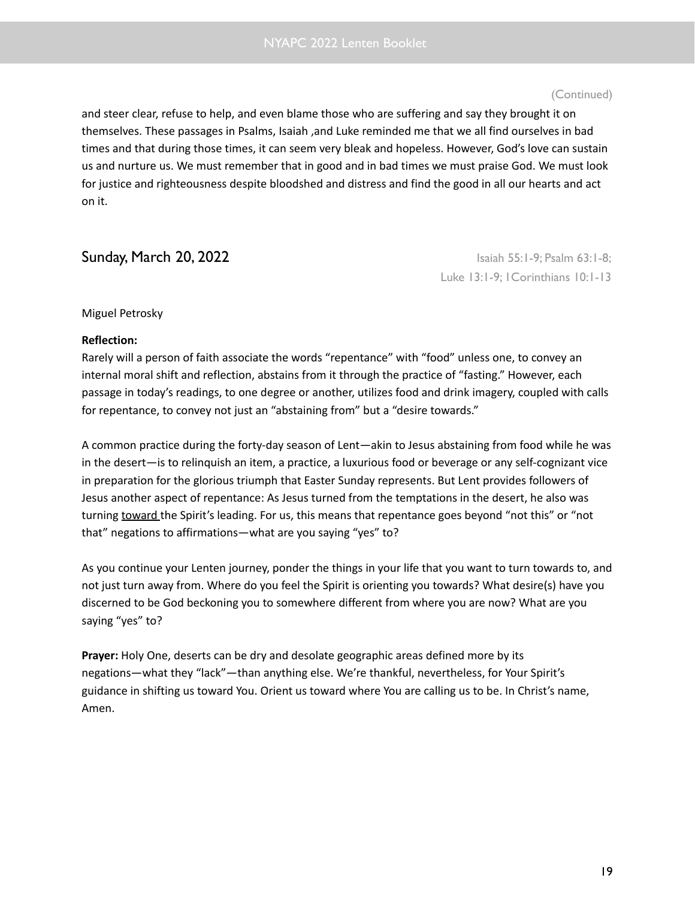(Continued)

and steer clear, refuse to help, and even blame those who are suffering and say they brought it on themselves. These passages in Psalms, Isaiah ,and Luke reminded me that we all find ourselves in bad times and that during those times, it can seem very bleak and hopeless. However, God's love can sustain us and nurture us. We must remember that in good and in bad times we must praise God. We must look for justice and righteousness despite bloodshed and distress and find the good in all our hearts and act on it.

## Sunday, March 20, 2022

Isaiah 55:1-9; Psalm 63:1-8; Luke 13:1-9; 1Corinthians 10:1-13

Miguel Petrosky

**Reflection:**

Rarely will a person of faith associate the words "repentance" with "food" unless one, to convey an internal moral shift and reflection, abstains from it through the practice of "fasting." However, each passage in today's readings, to one degree or another, utilizes food and drink imagery, coupled with calls for repentance, to convey not just an "abstaining from" but a "desire towards."

A common practice during the forty-day season of Lent—akin to Jesus abstaining from food while he was in the desert—is to relinquish an item, a practice, a luxurious food or beverage or any self-cognizant vice in preparation for the glorious triumph that Easter Sunday represents. But Lent provides followers of Jesus another aspect of repentance: As Jesus turned from the temptations in the desert, he also was turning <u>toward</u> the Spirit's leading. For us, this means that repentance goes beyond "not this" or "not that" negations to affirmations—what are you saying "yes" to?

As you continue your Lenten journey, ponder the things in your life that you want to turn towards to, and not just turn away from. Where do you feel the Spirit is orienting you towards? What desire(s) have you discerned to be God beckoning you to somewhere different from where you are now? What are you saying "yes" to?

**Prayer:** Holy One, deserts can be dry and desolate geographic areas defined more by its negations—what they "lack"—than anything else. We're thankful, nevertheless, for Your Spirit's guidance in shifting us toward You. Orient us toward where You are calling us to be. In Christ's name, Amen.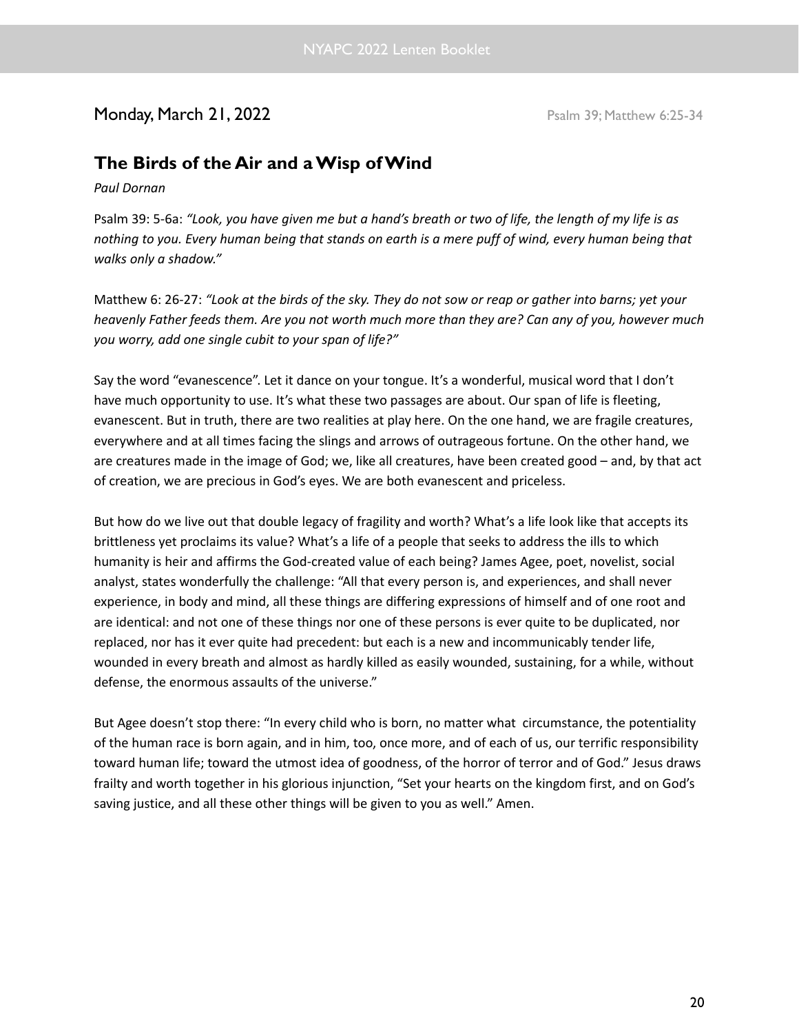Monday, March 21, 2022 — Psalm 39; Matthew 6:25-34

## The Birds of the Air and a Wisp of Wind

*Paul Dornan*

Psalm 39: 5-6a: *"Look, you have given me but a hand's breath or two of life, the length of my life is as nothing to you. Every human being that stands on earth is a mere puff of wind, every human being that walks only a shadow."*

Matthew 6: 26-27: *"Look at the birds of the sky. They do not sow or reap or gather into barns; yet your heavenly Father feeds them. Are you not worth much more than they are? Can any of you, however much you worry, add one single cubit to your span of life?"*

Say the word "evanescence". Let it dance on your tongue. It's a wonderful, musical word that I don't have much opportunity to use. It's what these two passages are about. Our span of life is fleeting, evanescent. But in truth, there are two realities at play here. On the one hand, we are fragile creatures, everywhere and at all times facing the slings and arrows of outrageous fortune. On the other hand, we are creatures made in the image of God; we, like all creatures, have been created good – and, by that act of creation, we are precious in God's eyes. We are both evanescent and priceless.

But how do we live out that double legacy of fragility and worth? What's a life look like that accepts its brittleness yet proclaims its value? What's a life of a people that seeks to address the ills to which humanity is heir and affirms the God-created value of each being? James Agee, poet, novelist, social analyst, states wonderfully the challenge: "All that every person is, and experiences, and shall never experience, in body and mind, all these things are differing expressions of himself and of one root and are identical: and not one of these things nor one of these persons is ever quite to be duplicated, nor replaced, nor has it ever quite had precedent: but each is a new and incommunicably tender life, wounded in every breath and almost as hardly killed as easily wounded, sustaining, for a while, without defense, the enormous assaults of the universe."

But Agee doesn't stop there: "In every child who is born, no matter what circumstance, the potentiality of the human race is born again, and in him, too, once more, and of each of us, our terrific responsibility toward human life; toward the utmost idea of goodness, of the horror of terror and of God." Jesus draws frailty and worth together in his glorious injunction, "Set your hearts on the kingdom first, and on God's saving justice, and all these other things will be given to you as well." Amen.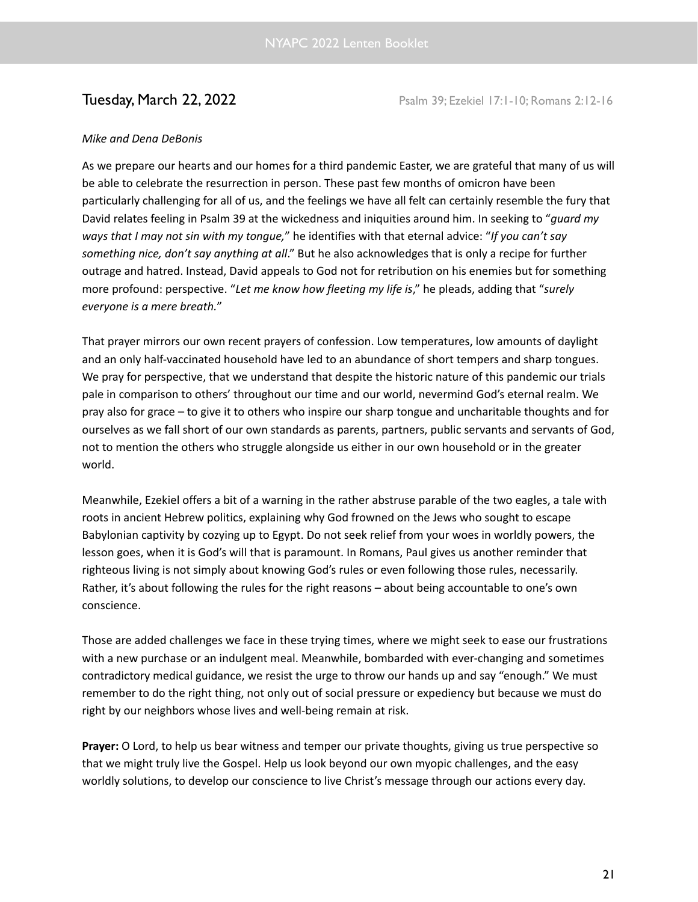## Tuesday, March 22, 2022

Psalm 39; Ezekiel 17:1-10; Romans 2:12-16

*Mike and Dena DeBonis*

As we prepare our hearts and our homes for a third pandemic Easter, we are grateful that many of us will be able to celebrate the resurrection in person. These past few months of omicron have been particularly challenging for all of us, and the feelings we have all felt can certainly resemble the fury that David relates feeling in Psalm 39 at the wickedness and iniquities around him. In seeking to "*guard my ways that I may not sin with my tongue,*" he identifies with that eternal advice: "*If you can't say something nice, don't say anything at all*." But he also acknowledges that is only a recipe for further outrage and hatred. Instead, David appeals to God not for retribution on his enemies but for something more profound: perspective. "*Let me know how fleeting my life is*," he pleads, adding that "*surely everyone is a mere breath*."

That prayer mirrors our own recent prayers of confession. Low temperatures, low amounts of daylight and an only half-vaccinated household have led to an abundance of short tempers and sharp tongues. We pray for perspective, that we understand that despite the historic nature of this pandemic our trials pale in comparison to others' throughout our time and our world, nevermind God's eternal realm. We pray also for grace – to give it to others who inspire our sharp tongue and uncharitable thoughts and for ourselves as we fall short of our own standards as parents, partners, public servants and servants of God, not to mention the others who struggle alongside us either in our own household or in the greater world.

Meanwhile, Ezekiel offers a bit of a warning in the rather abstruse parable of the two eagles, a tale with roots in ancient Hebrew politics, explaining why God frowned on the Jews who sought to escape Babylonian captivity by cozying up to Egypt. Do not seek relief from your woes in worldly powers, the lesson goes, when it is God's will that is paramount. In Romans, Paul gives us another reminder that righteous living is not simply about knowing God's rules or even following those rules, necessarily. Rather, it's about following the rules for the right reasons – about being accountable to one's own conscience.

Those are added challenges we face in these trying times, where we might seek to ease our frustrations with a new purchase or an indulgent meal. Meanwhile, bombarded with ever-changing and sometimes contradictory medical guidance, we resist the urge to throw our hands up and say "enough." We must remember to do the right thing, not only out of social pressure or expediency but because we must do right by our neighbors whose lives and well-being remain at risk.

**Prayer:** O Lord, to help us bear witness and temper our private thoughts, giving us true perspective so that we might truly live the Gospel. Help us look beyond our own myopic challenges, and the easy worldly solutions, to develop our conscience to live Christ's message through our actions every day.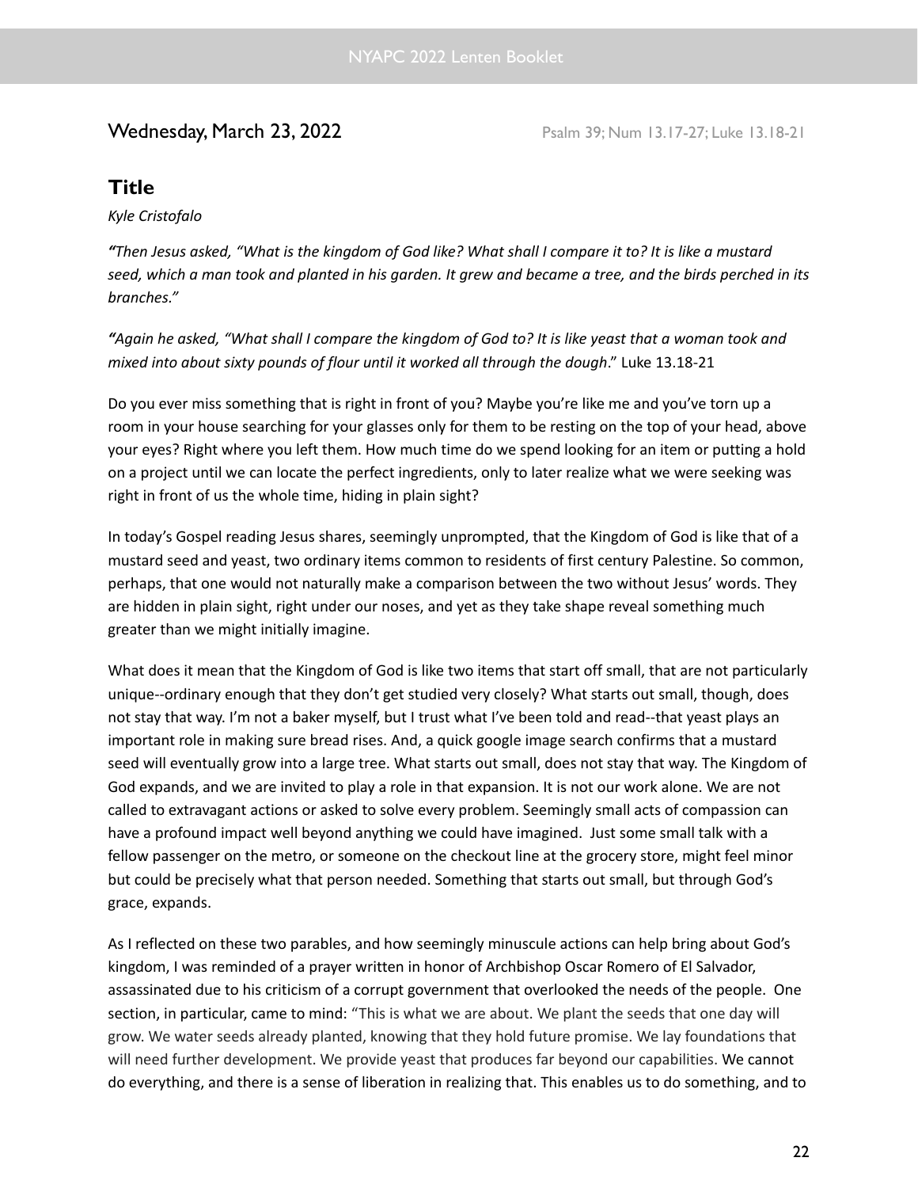Wednesday, March 23, 2022 Psalm 39; Num 13.17-27; Luke 13.18-21

## Title

*Kyle Cristofalo*

***"****Then Jesus asked, "What is the kingdom of God like? What shall I compare it to? It is like a mustard seed, which a man took and planted in his garden. It grew and became a tree, and the birds perched in its branches."*

***"****Again he asked, "What shall I compare the kingdom of God to? It is like yeast that a woman took and mixed into about sixty pounds of flour until it worked all through the dough*." Luke 13.18-21

Do you ever miss something that is right in front of you? Maybe you're like me and you've torn up a room in your house searching for your glasses only for them to be resting on the top of your head, above your eyes? Right where you left them. How much time do we spend looking for an item or putting a hold on a project until we can locate the perfect ingredients, only to later realize what we were seeking was right in front of us the whole time, hiding in plain sight?

In today's Gospel reading Jesus shares, seemingly unprompted, that the Kingdom of God is like that of a mustard seed and yeast, two ordinary items common to residents of first century Palestine. So common, perhaps, that one would not naturally make a comparison between the two without Jesus' words. They are hidden in plain sight, right under our noses, and yet as they take shape reveal something much greater than we might initially imagine.

What does it mean that the Kingdom of God is like two items that start off small, that are not particularly unique--ordinary enough that they don't get studied very closely? What starts out small, though, does not stay that way. I'm not a baker myself, but I trust what I've been told and read--that yeast plays an important role in making sure bread rises. And, a quick google image search confirms that a mustard seed will eventually grow into a large tree. What starts out small, does not stay that way. The Kingdom of God expands, and we are invited to play a role in that expansion. It is not our work alone. We are not called to extravagant actions or asked to solve every problem. Seemingly small acts of compassion can have a profound impact well beyond anything we could have imagined. Just some small talk with a fellow passenger on the metro, or someone on the checkout line at the grocery store, might feel minor but could be precisely what that person needed. Something that starts out small, but through God's grace, expands.

As I reflected on these two parables, and how seemingly minuscule actions can help bring about God's kingdom, I was reminded of a prayer written in honor of Archbishop Oscar Romero of El Salvador, assassinated due to his criticism of a corrupt government that overlooked the needs of the people. One section, in particular, came to mind: "This is what we are about. We plant the seeds that one day will grow. We water seeds already planted, knowing that they hold future promise. We lay foundations that will need further development. We provide yeast that produces far beyond our capabilities. We cannot do everything, and there is a sense of liberation in realizing that. This enables us to do something, and to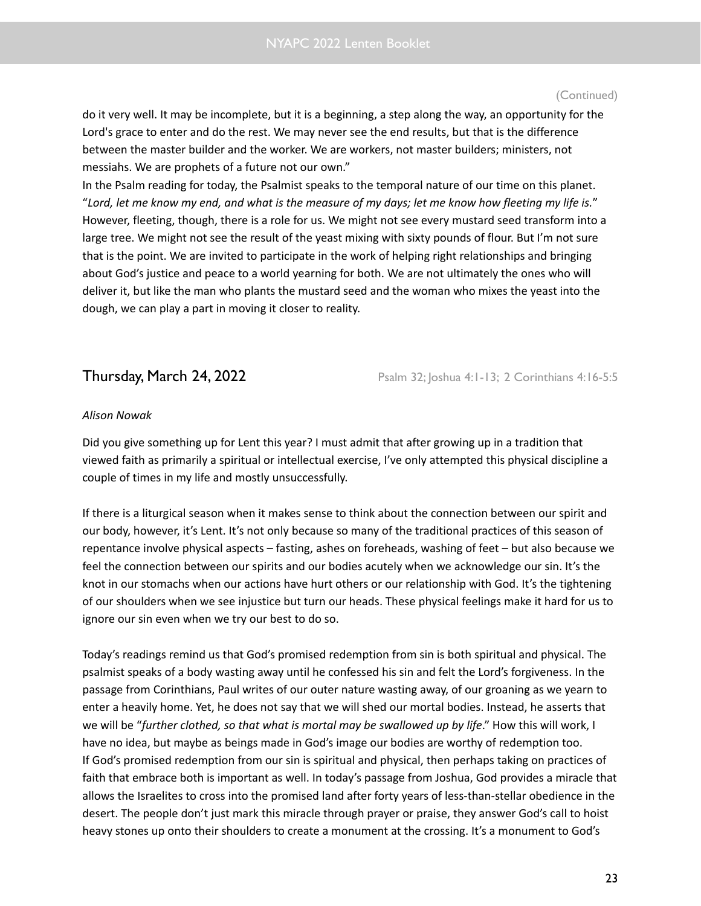(Continued)

do it very well. It may be incomplete, but it is a beginning, a step along the way, an opportunity for the Lord's grace to enter and do the rest. We may never see the end results, but that is the difference between the master builder and the worker. We are workers, not master builders; ministers, not messiahs. We are prophets of a future not our own."

In the Psalm reading for today, the Psalmist speaks to the temporal nature of our time on this planet. "*Lord, let me know my end, and what is the measure of my days; let me know how fleeting my life is.*" However, fleeting, though, there is a role for us. We might not see every mustard seed transform into a large tree. We might not see the result of the yeast mixing with sixty pounds of flour. But I'm not sure that is the point. We are invited to participate in the work of helping right relationships and bringing about God's justice and peace to a world yearning for both. We are not ultimately the ones who will deliver it, but like the man who plants the mustard seed and the woman who mixes the yeast into the dough, we can play a part in moving it closer to reality.

## Thursday, March 24, 2022

Psalm 32; Joshua 4:1-13; 2 Corinthians 4:16-5:5

*Alison Nowak*

Did you give something up for Lent this year? I must admit that after growing up in a tradition that viewed faith as primarily a spiritual or intellectual exercise, I've only attempted this physical discipline a couple of times in my life and mostly unsuccessfully.

If there is a liturgical season when it makes sense to think about the connection between our spirit and our body, however, it's Lent. It's not only because so many of the traditional practices of this season of repentance involve physical aspects – fasting, ashes on foreheads, washing of feet – but also because we feel the connection between our spirits and our bodies acutely when we acknowledge our sin. It's the knot in our stomachs when our actions have hurt others or our relationship with God. It's the tightening of our shoulders when we see injustice but turn our heads. These physical feelings make it hard for us to ignore our sin even when we try our best to do so.

Today's readings remind us that God's promised redemption from sin is both spiritual and physical. The psalmist speaks of a body wasting away until he confessed his sin and felt the Lord's forgiveness. In the passage from Corinthians, Paul writes of our outer nature wasting away, of our groaning as we yearn to enter a heavily home. Yet, he does not say that we will shed our mortal bodies. Instead, he asserts that we will be "*further clothed, so that what is mortal may be swallowed up by life*." How this will work, I have no idea, but maybe as beings made in God's image our bodies are worthy of redemption too.

If God's promised redemption from our sin is spiritual and physical, then perhaps taking on practices of faith that embrace both is important as well. In today's passage from Joshua, God provides a miracle that allows the Israelites to cross into the promised land after forty years of less-than-stellar obedience in the desert. The people don't just mark this miracle through prayer or praise, they answer God's call to hoist heavy stones up onto their shoulders to create a monument at the crossing. It's a monument to God's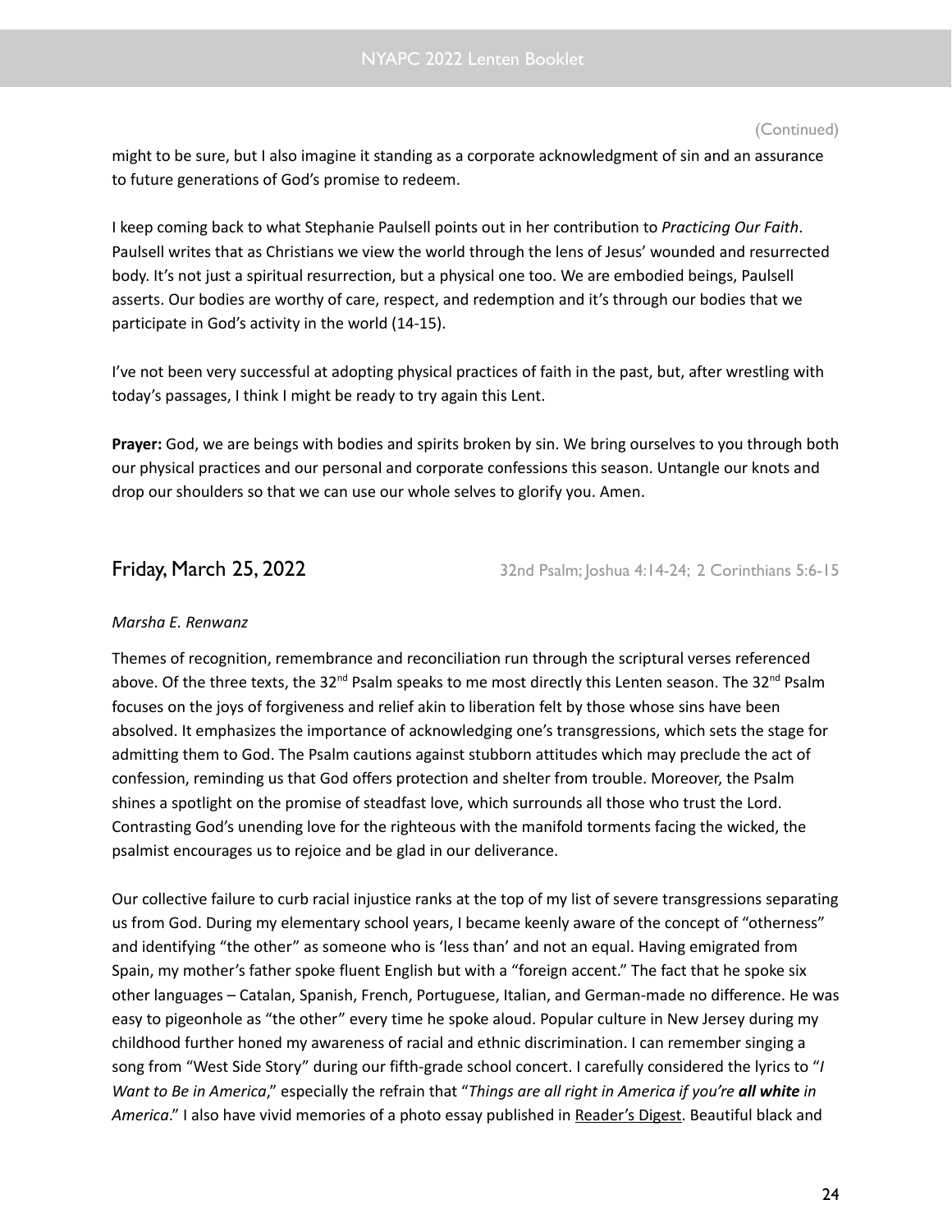(Continued)

might to be sure, but I also imagine it standing as a corporate acknowledgment of sin and an assurance to future generations of God's promise to redeem.

I keep coming back to what Stephanie Paulsell points out in her contribution to *Practicing Our Faith*. Paulsell writes that as Christians we view the world through the lens of Jesus' wounded and resurrected body. It's not just a spiritual resurrection, but a physical one too. We are embodied beings, Paulsell asserts. Our bodies are worthy of care, respect, and redemption and it's through our bodies that we participate in God's activity in the world (14-15).

I've not been very successful at adopting physical practices of faith in the past, but, after wrestling with today's passages, I think I might be ready to try again this Lent.

**Prayer:** God, we are beings with bodies and spirits broken by sin. We bring ourselves to you through both our physical practices and our personal and corporate confessions this season. Untangle our knots and drop our shoulders so that we can use our whole selves to glorify you. Amen.

## Friday, March 25, 2022

32nd Psalm; Joshua 4:14-24; 2 Corinthians 5:6-15

*Marsha E. Renwanz*

Themes of recognition, remembrance and reconciliation run through the scriptural verses referenced above. Of the three texts, the 32nd Psalm speaks to me most directly this Lenten season. The 32nd Psalm focuses on the joys of forgiveness and relief akin to liberation felt by those whose sins have been absolved. It emphasizes the importance of acknowledging one's transgressions, which sets the stage for admitting them to God. The Psalm cautions against stubborn attitudes which may preclude the act of confession, reminding us that God offers protection and shelter from trouble. Moreover, the Psalm shines a spotlight on the promise of steadfast love, which surrounds all those who trust the Lord. Contrasting God's unending love for the righteous with the manifold torments facing the wicked, the psalmist encourages us to rejoice and be glad in our deliverance.

Our collective failure to curb racial injustice ranks at the top of my list of severe transgressions separating us from God. During my elementary school years, I became keenly aware of the concept of "otherness" and identifying "the other" as someone who is 'less than' and not an equal. Having emigrated from Spain, my mother's father spoke fluent English but with a "foreign accent." The fact that he spoke six other languages – Catalan, Spanish, French, Portuguese, Italian, and German-made no difference. He was easy to pigeonhole as "the other" every time he spoke aloud. Popular culture in New Jersey during my childhood further honed my awareness of racial and ethnic discrimination. I can remember singing a song from "West Side Story" during our fifth-grade school concert. I carefully considered the lyrics to "*I Want to Be in America*," especially the refrain that "*Things are all right in America if you're **all white** in America*." I also have vivid memories of a photo essay published in <u>Reader's Digest</u>. Beautiful black and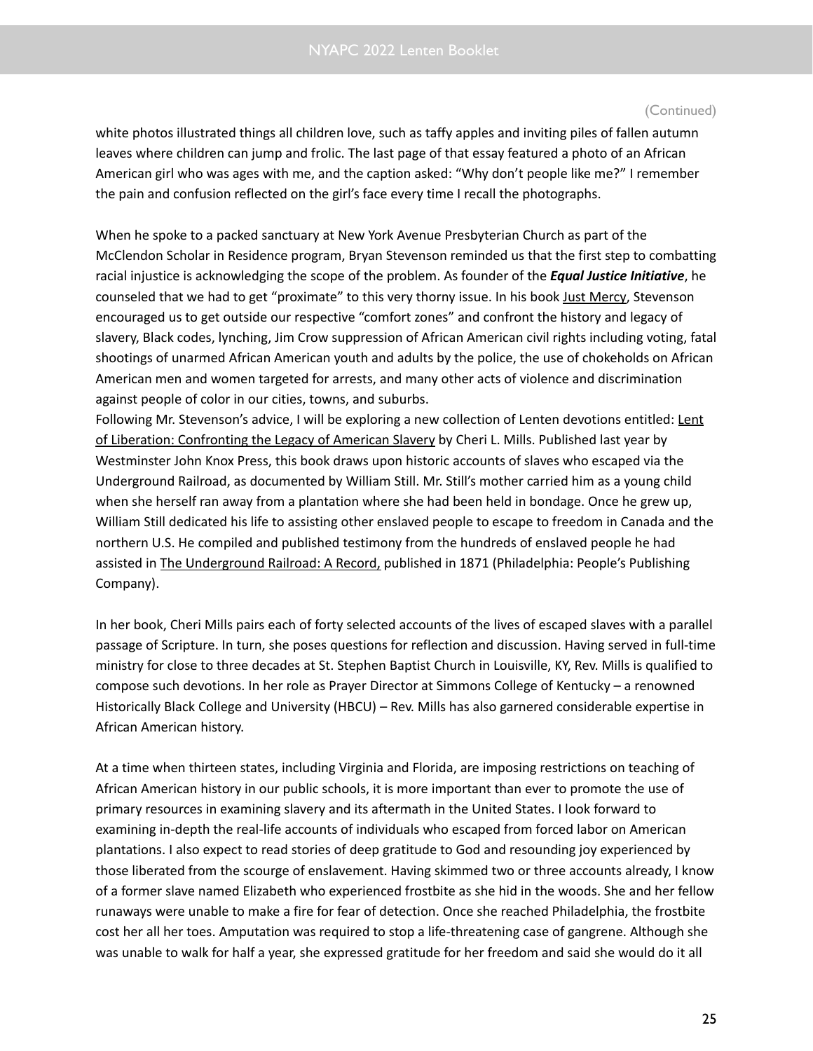(Continued)

white photos illustrated things all children love, such as taffy apples and inviting piles of fallen autumn leaves where children can jump and frolic. The last page of that essay featured a photo of an African American girl who was ages with me, and the caption asked: "Why don't people like me?" I remember the pain and confusion reflected on the girl's face every time I recall the photographs.

When he spoke to a packed sanctuary at New York Avenue Presbyterian Church as part of the McClendon Scholar in Residence program, Bryan Stevenson reminded us that the first step to combatting racial injustice is acknowledging the scope of the problem. As founder of the ***Equal Justice Initiative***, he counseled that we had to get "proximate" to this very thorny issue. In his book Just Mercy, Stevenson encouraged us to get outside our respective "comfort zones" and confront the history and legacy of slavery, Black codes, lynching, Jim Crow suppression of African American civil rights including voting, fatal shootings of unarmed African American youth and adults by the police, the use of chokeholds on African American men and women targeted for arrests, and many other acts of violence and discrimination against people of color in our cities, towns, and suburbs.

Following Mr. Stevenson's advice, I will be exploring a new collection of Lenten devotions entitled: Lent of Liberation: Confronting the Legacy of American Slavery by Cheri L. Mills. Published last year by Westminster John Knox Press, this book draws upon historic accounts of slaves who escaped via the Underground Railroad, as documented by William Still. Mr. Still's mother carried him as a young child when she herself ran away from a plantation where she had been held in bondage. Once he grew up, William Still dedicated his life to assisting other enslaved people to escape to freedom in Canada and the northern U.S. He compiled and published testimony from the hundreds of enslaved people he had assisted in The Underground Railroad: A Record, published in 1871 (Philadelphia: People's Publishing Company).

In her book, Cheri Mills pairs each of forty selected accounts of the lives of escaped slaves with a parallel passage of Scripture. In turn, she poses questions for reflection and discussion. Having served in full-time ministry for close to three decades at St. Stephen Baptist Church in Louisville, KY, Rev. Mills is qualified to compose such devotions. In her role as Prayer Director at Simmons College of Kentucky – a renowned Historically Black College and University (HBCU) – Rev. Mills has also garnered considerable expertise in African American history.

At a time when thirteen states, including Virginia and Florida, are imposing restrictions on teaching of African American history in our public schools, it is more important than ever to promote the use of primary resources in examining slavery and its aftermath in the United States. I look forward to examining in-depth the real-life accounts of individuals who escaped from forced labor on American plantations. I also expect to read stories of deep gratitude to God and resounding joy experienced by those liberated from the scourge of enslavement. Having skimmed two or three accounts already, I know of a former slave named Elizabeth who experienced frostbite as she hid in the woods. She and her fellow runaways were unable to make a fire for fear of detection. Once she reached Philadelphia, the frostbite cost her all her toes. Amputation was required to stop a life-threatening case of gangrene. Although she was unable to walk for half a year, she expressed gratitude for her freedom and said she would do it all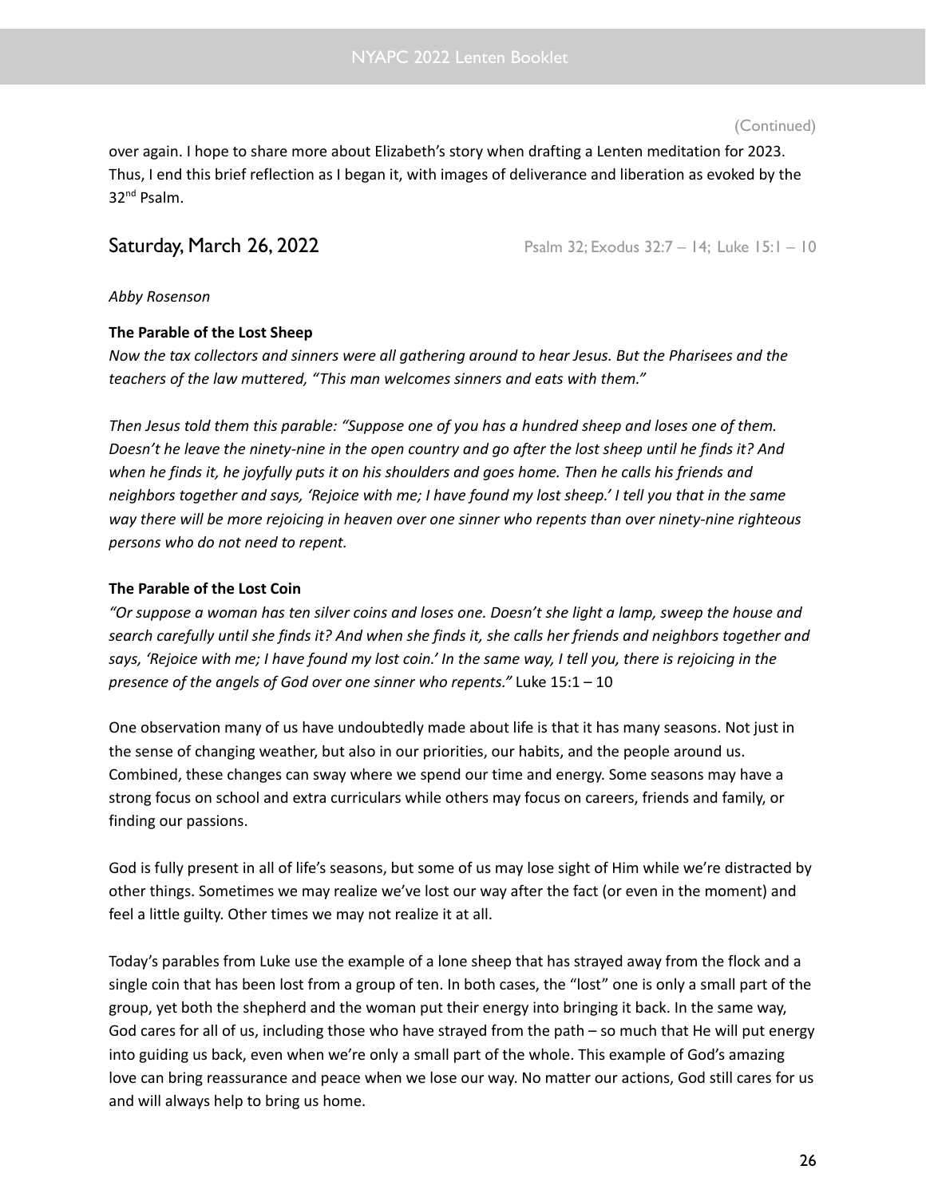(Continued)

over again. I hope to share more about Elizabeth's story when drafting a Lenten meditation for 2023. Thus, I end this brief reflection as I began it, with images of deliverance and liberation as evoked by the 32nd Psalm.

## Saturday, March 26, 2022

Psalm 32; Exodus 32:7 – 14; Luke 15:1 – 10

*Abby Rosenson*

**The Parable of the Lost Sheep**

*Now the tax collectors and sinners were all gathering around to hear Jesus. But the Pharisees and the teachers of the law muttered, "This man welcomes sinners and eats with them."*

*Then Jesus told them this parable: "Suppose one of you has a hundred sheep and loses one of them. Doesn't he leave the ninety-nine in the open country and go after the lost sheep until he finds it? And when he finds it, he joyfully puts it on his shoulders and goes home. Then he calls his friends and neighbors together and says, 'Rejoice with me; I have found my lost sheep.' I tell you that in the same way there will be more rejoicing in heaven over one sinner who repents than over ninety-nine righteous persons who do not need to repent.*

**The Parable of the Lost Coin**

*"Or suppose a woman has ten silver coins and loses one. Doesn't she light a lamp, sweep the house and search carefully until she finds it? And when she finds it, she calls her friends and neighbors together and says, 'Rejoice with me; I have found my lost coin.' In the same way, I tell you, there is rejoicing in the presence of the angels of God over one sinner who repents."* Luke 15:1 – 10

One observation many of us have undoubtedly made about life is that it has many seasons. Not just in the sense of changing weather, but also in our priorities, our habits, and the people around us. Combined, these changes can sway where we spend our time and energy. Some seasons may have a strong focus on school and extra curriculars while others may focus on careers, friends and family, or finding our passions.

God is fully present in all of life's seasons, but some of us may lose sight of Him while we're distracted by other things. Sometimes we may realize we've lost our way after the fact (or even in the moment) and feel a little guilty. Other times we may not realize it at all.

Today's parables from Luke use the example of a lone sheep that has strayed away from the flock and a single coin that has been lost from a group of ten. In both cases, the "lost" one is only a small part of the group, yet both the shepherd and the woman put their energy into bringing it back. In the same way, God cares for all of us, including those who have strayed from the path – so much that He will put energy into guiding us back, even when we're only a small part of the whole. This example of God's amazing love can bring reassurance and peace when we lose our way. No matter our actions, God still cares for us and will always help to bring us home.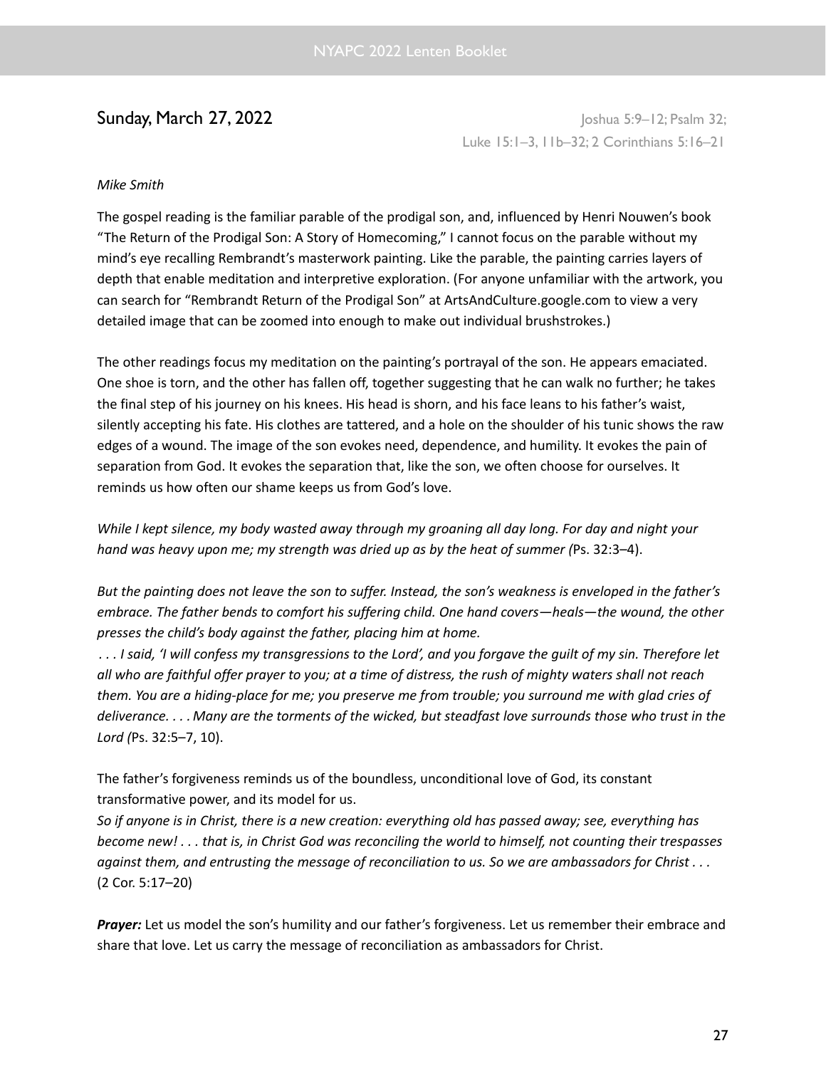## Sunday, March 27, 2022

Joshua 5:9–12; Psalm 32; Luke 15:1–3, 11b–32; 2 Corinthians 5:16–21

*Mike Smith*

The gospel reading is the familiar parable of the prodigal son, and, influenced by Henri Nouwen's book "The Return of the Prodigal Son: A Story of Homecoming," I cannot focus on the parable without my mind's eye recalling Rembrandt's masterwork painting. Like the parable, the painting carries layers of depth that enable meditation and interpretive exploration. (For anyone unfamiliar with the artwork, you can search for "Rembrandt Return of the Prodigal Son" at ArtsAndCulture.google.com to view a very detailed image that can be zoomed into enough to make out individual brushstrokes.)

The other readings focus my meditation on the painting's portrayal of the son. He appears emaciated. One shoe is torn, and the other has fallen off, together suggesting that he can walk no further; he takes the final step of his journey on his knees. His head is shorn, and his face leans to his father's waist, silently accepting his fate. His clothes are tattered, and a hole on the shoulder of his tunic shows the raw edges of a wound. The image of the son evokes need, dependence, and humility. It evokes the pain of separation from God. It evokes the separation that, like the son, we often choose for ourselves. It reminds us how often our shame keeps us from God's love.

*While I kept silence, my body wasted away through my groaning all day long. For day and night your hand was heavy upon me; my strength was dried up as by the heat of summer (*Ps. 32:3–4).

*But the painting does not leave the son to suffer. Instead, the son's weakness is enveloped in the father's embrace. The father bends to comfort his suffering child. One hand covers—heals—the wound, the other presses the child's body against the father, placing him at home.*

*. . . I said, 'I will confess my transgressions to the Lord', and you forgave the guilt of my sin. Therefore let all who are faithful offer prayer to you; at a time of distress, the rush of mighty waters shall not reach them. You are a hiding-place for me; you preserve me from trouble; you surround me with glad cries of deliverance. . . . Many are the torments of the wicked, but steadfast love surrounds those who trust in the Lord (*Ps. 32:5–7, 10).

The father's forgiveness reminds us of the boundless, unconditional love of God, its constant transformative power, and its model for us.

*So if anyone is in Christ, there is a new creation: everything old has passed away; see, everything has become new! . . . that is, in Christ God was reconciling the world to himself, not counting their trespasses against them, and entrusting the message of reconciliation to us. So we are ambassadors for Christ . . .* (2 Cor. 5:17–20)

***Prayer:*** Let us model the son's humility and our father's forgiveness. Let us remember their embrace and share that love. Let us carry the message of reconciliation as ambassadors for Christ.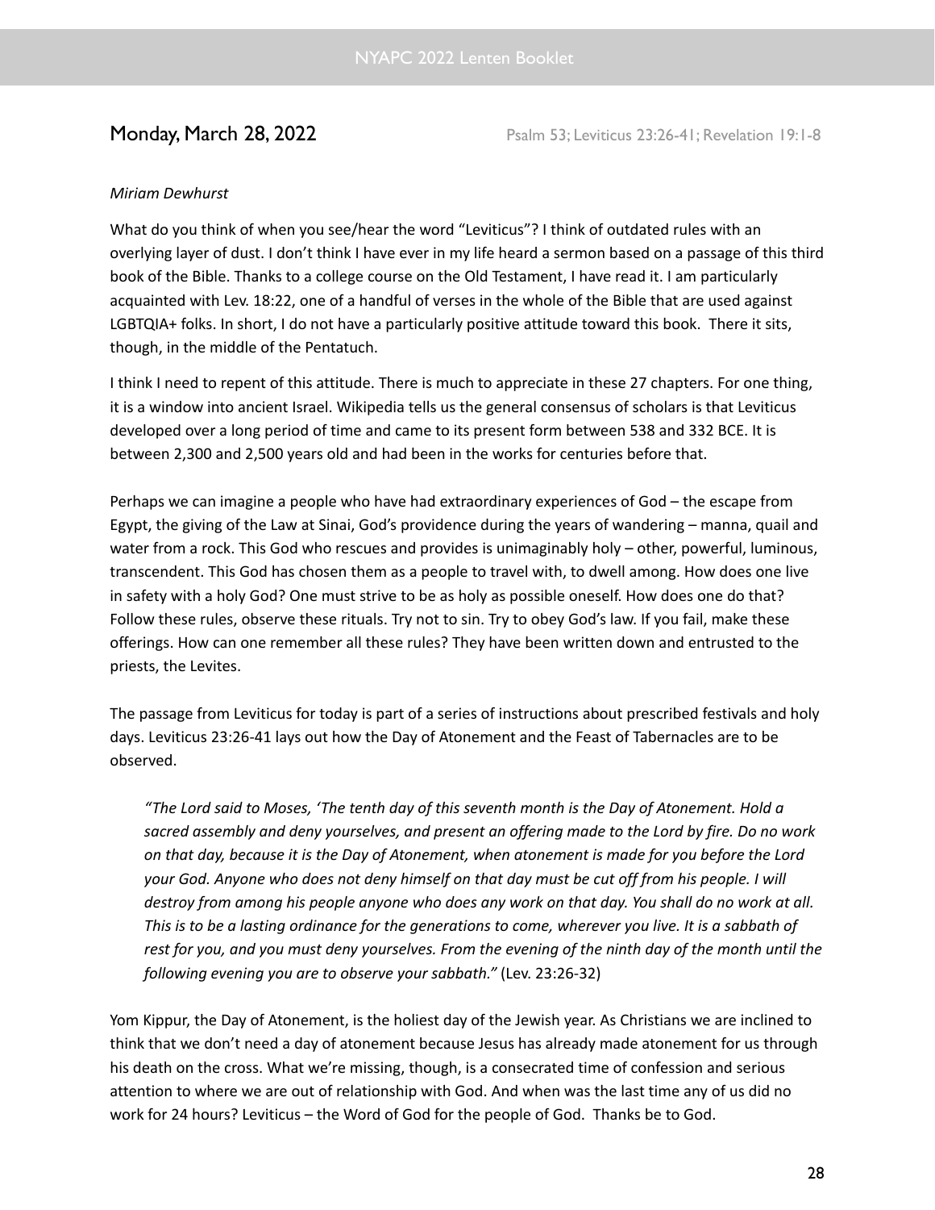## Monday, March 28, 2022

Psalm 53; Leviticus 23:26-41; Revelation 19:1-8

*Miriam Dewhurst*

What do you think of when you see/hear the word "Leviticus"? I think of outdated rules with an overlying layer of dust. I don't think I have ever in my life heard a sermon based on a passage of this third book of the Bible. Thanks to a college course on the Old Testament, I have read it. I am particularly acquainted with Lev. 18:22, one of a handful of verses in the whole of the Bible that are used against LGBTQIA+ folks. In short, I do not have a particularly positive attitude toward this book. There it sits, though, in the middle of the Pentatuch.

I think I need to repent of this attitude. There is much to appreciate in these 27 chapters. For one thing, it is a window into ancient Israel. Wikipedia tells us the general consensus of scholars is that Leviticus developed over a long period of time and came to its present form between 538 and 332 BCE. It is between 2,300 and 2,500 years old and had been in the works for centuries before that.

Perhaps we can imagine a people who have had extraordinary experiences of God – the escape from Egypt, the giving of the Law at Sinai, God's providence during the years of wandering – manna, quail and water from a rock. This God who rescues and provides is unimaginably holy – other, powerful, luminous, transcendent. This God has chosen them as a people to travel with, to dwell among. How does one live in safety with a holy God? One must strive to be as holy as possible oneself. How does one do that? Follow these rules, observe these rituals. Try not to sin. Try to obey God's law. If you fail, make these offerings. How can one remember all these rules? They have been written down and entrusted to the priests, the Levites.

The passage from Leviticus for today is part of a series of instructions about prescribed festivals and holy days. Leviticus 23:26-41 lays out how the Day of Atonement and the Feast of Tabernacles are to be observed.

> *"The Lord said to Moses, 'The tenth day of this seventh month is the Day of Atonement. Hold a sacred assembly and deny yourselves, and present an offering made to the Lord by fire. Do no work on that day, because it is the Day of Atonement, when atonement is made for you before the Lord your God. Anyone who does not deny himself on that day must be cut off from his people. I will destroy from among his people anyone who does any work on that day. You shall do no work at all. This is to be a lasting ordinance for the generations to come, wherever you live. It is a sabbath of rest for you, and you must deny yourselves. From the evening of the ninth day of the month until the following evening you are to observe your sabbath."* (Lev. 23:26-32)

Yom Kippur, the Day of Atonement, is the holiest day of the Jewish year. As Christians we are inclined to think that we don't need a day of atonement because Jesus has already made atonement for us through his death on the cross. What we're missing, though, is a consecrated time of confession and serious attention to where we are out of relationship with God. And when was the last time any of us did no work for 24 hours? Leviticus – the Word of God for the people of God. Thanks be to God.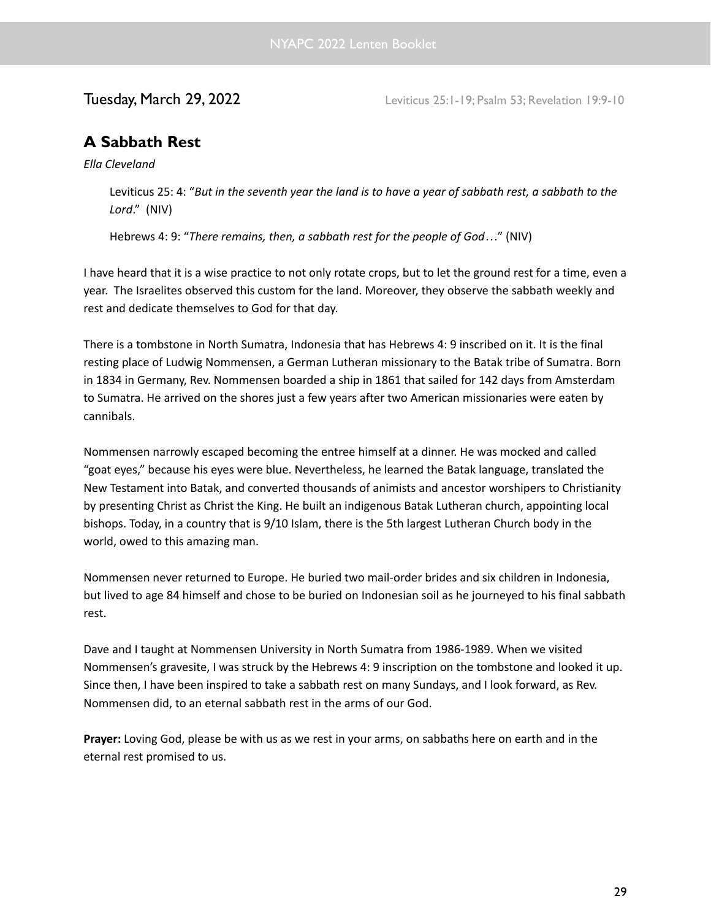Tuesday, March 29, 2022 — Leviticus 25:1-19; Psalm 53; Revelation 19:9-10

## A Sabbath Rest

*Ella Cleveland*

> Leviticus 25: 4: "*But in the seventh year the land is to have a year of sabbath rest, a sabbath to the Lord*." (NIV)
>
> Hebrews 4: 9: "*There remains, then, a sabbath rest for the people of God…*" (NIV)

I have heard that it is a wise practice to not only rotate crops, but to let the ground rest for a time, even a year. The Israelites observed this custom for the land. Moreover, they observe the sabbath weekly and rest and dedicate themselves to God for that day.

There is a tombstone in North Sumatra, Indonesia that has Hebrews 4: 9 inscribed on it. It is the final resting place of Ludwig Nommensen, a German Lutheran missionary to the Batak tribe of Sumatra. Born in 1834 in Germany, Rev. Nommensen boarded a ship in 1861 that sailed for 142 days from Amsterdam to Sumatra. He arrived on the shores just a few years after two American missionaries were eaten by cannibals.

Nommensen narrowly escaped becoming the entree himself at a dinner. He was mocked and called "goat eyes," because his eyes were blue. Nevertheless, he learned the Batak language, translated the New Testament into Batak, and converted thousands of animists and ancestor worshipers to Christianity by presenting Christ as Christ the King. He built an indigenous Batak Lutheran church, appointing local bishops. Today, in a country that is 9/10 Islam, there is the 5th largest Lutheran Church body in the world, owed to this amazing man.

Nommensen never returned to Europe. He buried two mail-order brides and six children in Indonesia, but lived to age 84 himself and chose to be buried on Indonesian soil as he journeyed to his final sabbath rest.

Dave and I taught at Nommensen University in North Sumatra from 1986-1989. When we visited Nommensen's gravesite, I was struck by the Hebrews 4: 9 inscription on the tombstone and looked it up. Since then, I have been inspired to take a sabbath rest on many Sundays, and I look forward, as Rev. Nommensen did, to an eternal sabbath rest in the arms of our God.

**Prayer:** Loving God, please be with us as we rest in your arms, on sabbaths here on earth and in the eternal rest promised to us.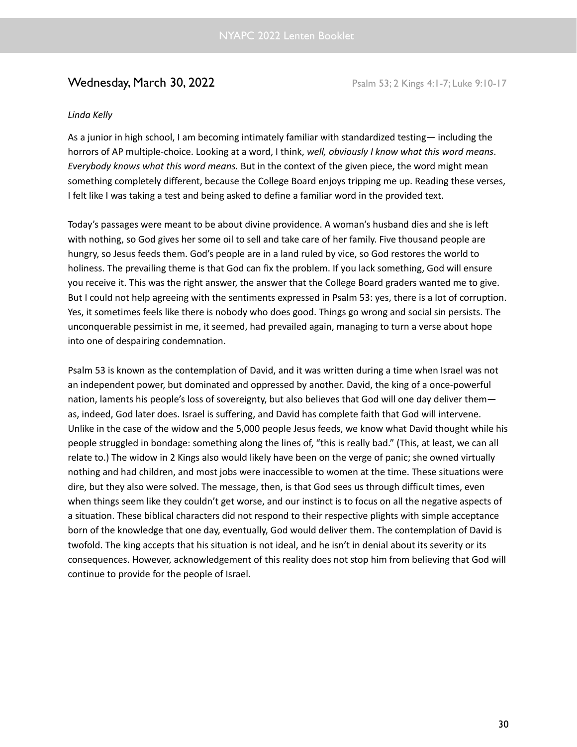## Wednesday, March 30, 2022

Psalm 53; 2 Kings 4:1-7; Luke 9:10-17

*Linda Kelly*

As a junior in high school, I am becoming intimately familiar with standardized testing— including the horrors of AP multiple-choice. Looking at a word, I think, *well, obviously I know what this word means*. *Everybody knows what this word means.* But in the context of the given piece, the word might mean something completely different, because the College Board enjoys tripping me up. Reading these verses, I felt like I was taking a test and being asked to define a familiar word in the provided text.

Today's passages were meant to be about divine providence. A woman's husband dies and she is left with nothing, so God gives her some oil to sell and take care of her family. Five thousand people are hungry, so Jesus feeds them. God's people are in a land ruled by vice, so God restores the world to holiness. The prevailing theme is that God can fix the problem. If you lack something, God will ensure you receive it. This was the right answer, the answer that the College Board graders wanted me to give. But I could not help agreeing with the sentiments expressed in Psalm 53: yes, there is a lot of corruption. Yes, it sometimes feels like there is nobody who does good. Things go wrong and social sin persists. The unconquerable pessimist in me, it seemed, had prevailed again, managing to turn a verse about hope into one of despairing condemnation.

Psalm 53 is known as the contemplation of David, and it was written during a time when Israel was not an independent power, but dominated and oppressed by another. David, the king of a once-powerful nation, laments his people's loss of sovereignty, but also believes that God will one day deliver them— as, indeed, God later does. Israel is suffering, and David has complete faith that God will intervene. Unlike in the case of the widow and the 5,000 people Jesus feeds, we know what David thought while his people struggled in bondage: something along the lines of, "this is really bad." (This, at least, we can all relate to.) The widow in 2 Kings also would likely have been on the verge of panic; she owned virtually nothing and had children, and most jobs were inaccessible to women at the time. These situations were dire, but they also were solved. The message, then, is that God sees us through difficult times, even when things seem like they couldn't get worse, and our instinct is to focus on all the negative aspects of a situation. These biblical characters did not respond to their respective plights with simple acceptance born of the knowledge that one day, eventually, God would deliver them. The contemplation of David is twofold. The king accepts that his situation is not ideal, and he isn't in denial about its severity or its consequences. However, acknowledgement of this reality does not stop him from believing that God will continue to provide for the people of Israel.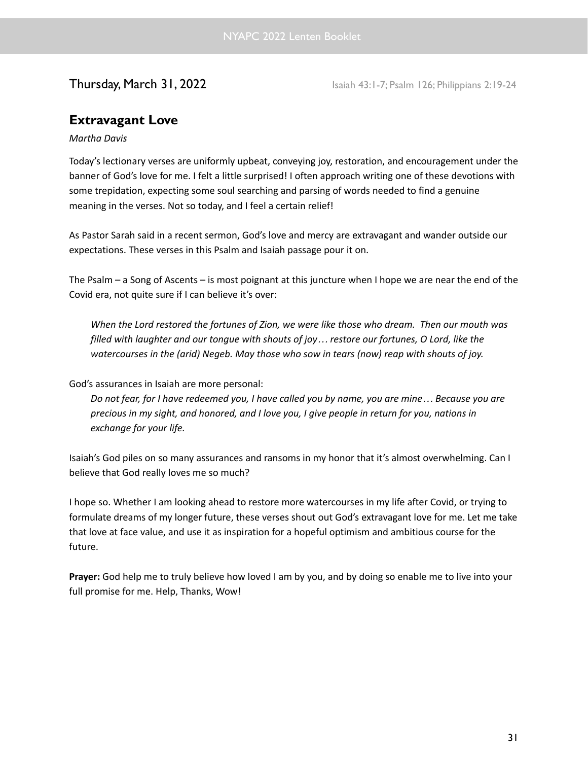Thursday, March 31, 2022 Isaiah 43:1-7; Psalm 126; Philippians 2:19-24

## Extravagant Love

*Martha Davis*

Today's lectionary verses are uniformly upbeat, conveying joy, restoration, and encouragement under the banner of God's love for me. I felt a little surprised! I often approach writing one of these devotions with some trepidation, expecting some soul searching and parsing of words needed to find a genuine meaning in the verses. Not so today, and I feel a certain relief!

As Pastor Sarah said in a recent sermon, God's love and mercy are extravagant and wander outside our expectations. These verses in this Psalm and Isaiah passage pour it on.

The Psalm – a Song of Ascents – is most poignant at this juncture when I hope we are near the end of the Covid era, not quite sure if I can believe it's over:

> *When the Lord restored the fortunes of Zion, we were like those who dream. Then our mouth was filled with laughter and our tongue with shouts of joy… restore our fortunes, O Lord, like the watercourses in the (arid) Negeb. May those who sow in tears (now) reap with shouts of joy.*

God's assurances in Isaiah are more personal:

> *Do not fear, for I have redeemed you, I have called you by name, you are mine… Because you are precious in my sight, and honored, and I love you, I give people in return for you, nations in exchange for your life.*

Isaiah's God piles on so many assurances and ransoms in my honor that it's almost overwhelming. Can I believe that God really loves me so much?

I hope so. Whether I am looking ahead to restore more watercourses in my life after Covid, or trying to formulate dreams of my longer future, these verses shout out God's extravagant love for me. Let me take that love at face value, and use it as inspiration for a hopeful optimism and ambitious course for the future.

**Prayer:** God help me to truly believe how loved I am by you, and by doing so enable me to live into your full promise for me. Help, Thanks, Wow!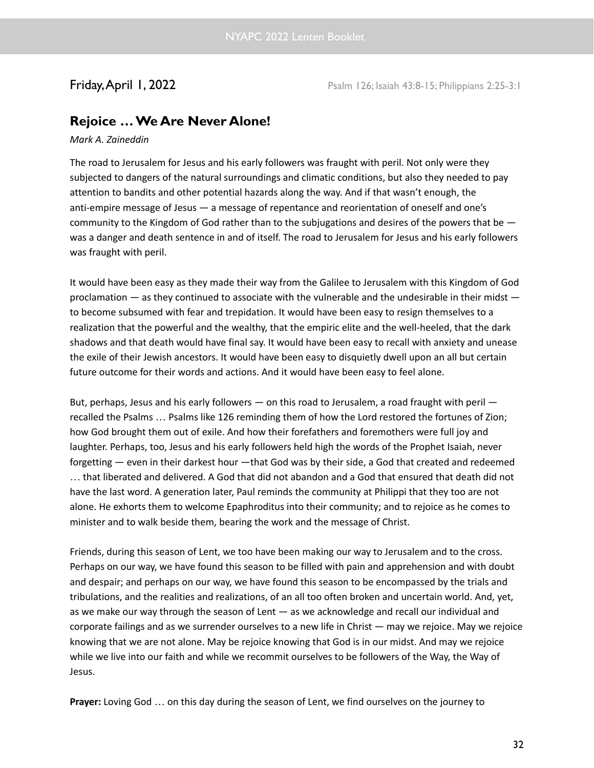Friday, April 1, 2022 Psalm 126; Isaiah 43:8-15; Philippians 2:25-3:1

## Rejoice … We Are Never Alone!

*Mark A. Zaineddin*

The road to Jerusalem for Jesus and his early followers was fraught with peril. Not only were they subjected to dangers of the natural surroundings and climatic conditions, but also they needed to pay attention to bandits and other potential hazards along the way. And if that wasn't enough, the anti-empire message of Jesus — a message of repentance and reorientation of oneself and one's community to the Kingdom of God rather than to the subjugations and desires of the powers that be — was a danger and death sentence in and of itself. The road to Jerusalem for Jesus and his early followers was fraught with peril.

It would have been easy as they made their way from the Galilee to Jerusalem with this Kingdom of God proclamation — as they continued to associate with the vulnerable and the undesirable in their midst — to become subsumed with fear and trepidation. It would have been easy to resign themselves to a realization that the powerful and the wealthy, that the empiric elite and the well-heeled, that the dark shadows and that death would have final say. It would have been easy to recall with anxiety and unease the exile of their Jewish ancestors. It would have been easy to disquietly dwell upon an all but certain future outcome for their words and actions. And it would have been easy to feel alone.

But, perhaps, Jesus and his early followers — on this road to Jerusalem, a road fraught with peril — recalled the Psalms … Psalms like 126 reminding them of how the Lord restored the fortunes of Zion; how God brought them out of exile. And how their forefathers and foremothers were full joy and laughter. Perhaps, too, Jesus and his early followers held high the words of the Prophet Isaiah, never forgetting — even in their darkest hour —that God was by their side, a God that created and redeemed … that liberated and delivered. A God that did not abandon and a God that ensured that death did not have the last word. A generation later, Paul reminds the community at Philippi that they too are not alone. He exhorts them to welcome Epaphroditus into their community; and to rejoice as he comes to minister and to walk beside them, bearing the work and the message of Christ.

Friends, during this season of Lent, we too have been making our way to Jerusalem and to the cross. Perhaps on our way, we have found this season to be filled with pain and apprehension and with doubt and despair; and perhaps on our way, we have found this season to be encompassed by the trials and tribulations, and the realities and realizations, of an all too often broken and uncertain world. And, yet, as we make our way through the season of Lent — as we acknowledge and recall our individual and corporate failings and as we surrender ourselves to a new life in Christ — may we rejoice. May we rejoice knowing that we are not alone. May be rejoice knowing that God is in our midst. And may we rejoice while we live into our faith and while we recommit ourselves to be followers of the Way, the Way of Jesus.

**Prayer:** Loving God … on this day during the season of Lent, we find ourselves on the journey to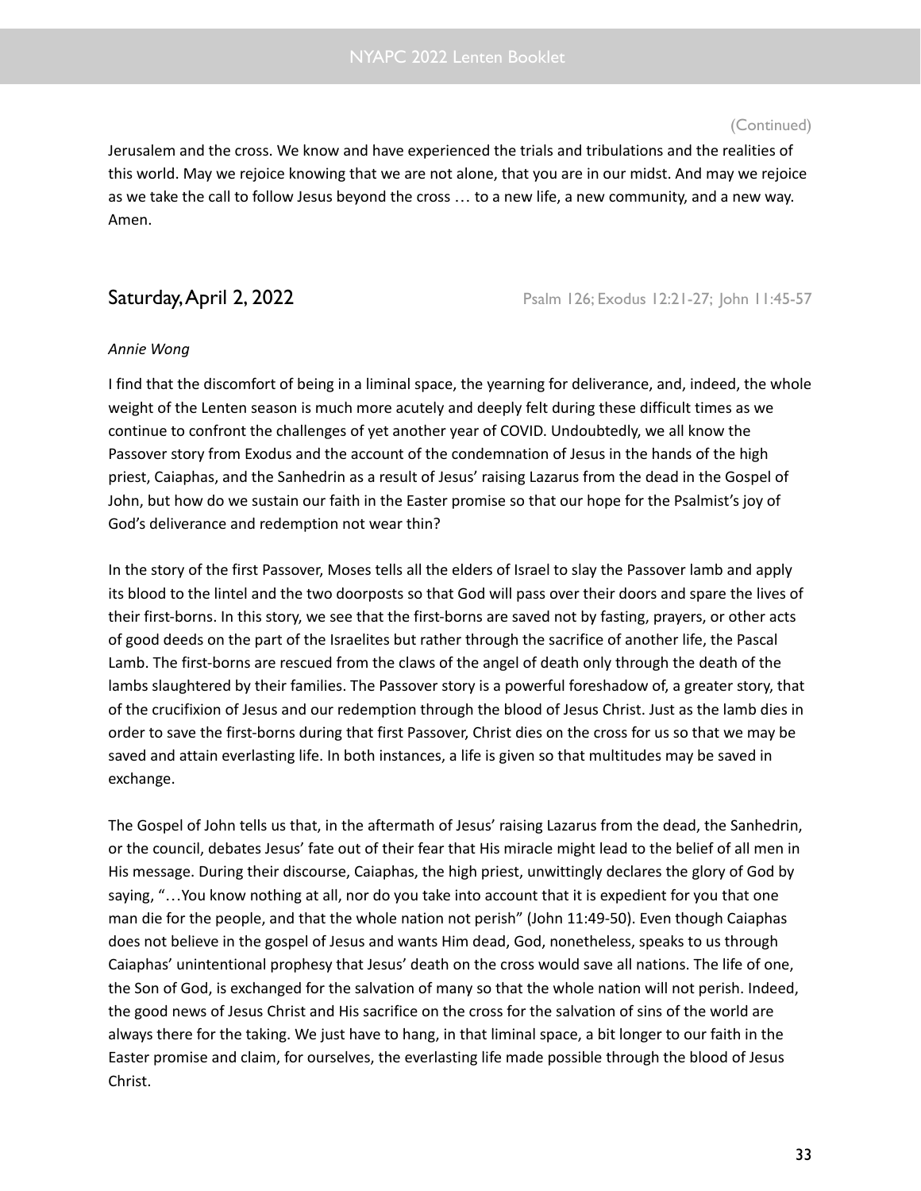(Continued)

Jerusalem and the cross. We know and have experienced the trials and tribulations and the realities of this world. May we rejoice knowing that we are not alone, that you are in our midst. And may we rejoice as we take the call to follow Jesus beyond the cross … to a new life, a new community, and a new way. Amen.

## Saturday, April 2, 2022

Psalm 126; Exodus 12:21-27; John 11:45-57

*Annie Wong*

I find that the discomfort of being in a liminal space, the yearning for deliverance, and, indeed, the whole weight of the Lenten season is much more acutely and deeply felt during these difficult times as we continue to confront the challenges of yet another year of COVID. Undoubtedly, we all know the Passover story from Exodus and the account of the condemnation of Jesus in the hands of the high priest, Caiaphas, and the Sanhedrin as a result of Jesus' raising Lazarus from the dead in the Gospel of John, but how do we sustain our faith in the Easter promise so that our hope for the Psalmist's joy of God's deliverance and redemption not wear thin?

In the story of the first Passover, Moses tells all the elders of Israel to slay the Passover lamb and apply its blood to the lintel and the two doorposts so that God will pass over their doors and spare the lives of their first-borns. In this story, we see that the first-borns are saved not by fasting, prayers, or other acts of good deeds on the part of the Israelites but rather through the sacrifice of another life, the Pascal Lamb. The first-borns are rescued from the claws of the angel of death only through the death of the lambs slaughtered by their families. The Passover story is a powerful foreshadow of, a greater story, that of the crucifixion of Jesus and our redemption through the blood of Jesus Christ. Just as the lamb dies in order to save the first-borns during that first Passover, Christ dies on the cross for us so that we may be saved and attain everlasting life. In both instances, a life is given so that multitudes may be saved in exchange.

The Gospel of John tells us that, in the aftermath of Jesus' raising Lazarus from the dead, the Sanhedrin, or the council, debates Jesus' fate out of their fear that His miracle might lead to the belief of all men in His message. During their discourse, Caiaphas, the high priest, unwittingly declares the glory of God by saying, "…You know nothing at all, nor do you take into account that it is expedient for you that one man die for the people, and that the whole nation not perish" (John 11:49-50). Even though Caiaphas does not believe in the gospel of Jesus and wants Him dead, God, nonetheless, speaks to us through Caiaphas' unintentional prophesy that Jesus' death on the cross would save all nations. The life of one, the Son of God, is exchanged for the salvation of many so that the whole nation will not perish. Indeed, the good news of Jesus Christ and His sacrifice on the cross for the salvation of sins of the world are always there for the taking. We just have to hang, in that liminal space, a bit longer to our faith in the Easter promise and claim, for ourselves, the everlasting life made possible through the blood of Jesus Christ.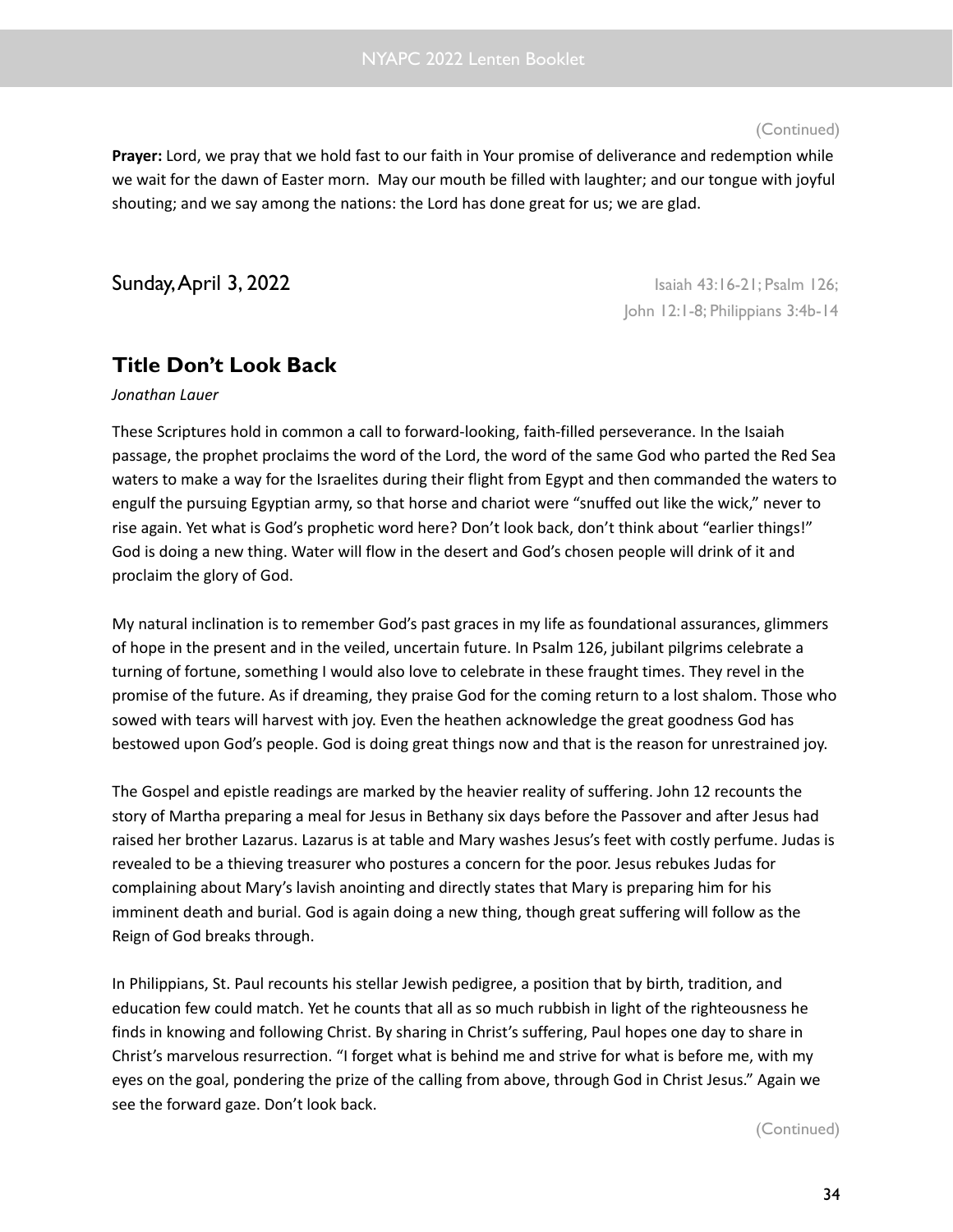(Continued)

**Prayer:** Lord, we pray that we hold fast to our faith in Your promise of deliverance and redemption while we wait for the dawn of Easter morn.  May our mouth be filled with laughter; and our tongue with joyful shouting; and we say among the nations: the Lord has done great for us; we are glad.

## Sunday, April 3, 2022

Isaiah 43:16-21; Psalm 126; John 12:1-8; Philippians 3:4b-14

### Title Don’t Look Back

*Jonathan Lauer*

These Scriptures hold in common a call to forward-looking, faith-filled perseverance. In the Isaiah passage, the prophet proclaims the word of the Lord, the word of the same God who parted the Red Sea waters to make a way for the Israelites during their flight from Egypt and then commanded the waters to engulf the pursuing Egyptian army, so that horse and chariot were “snuffed out like the wick,” never to rise again. Yet what is God’s prophetic word here? Don’t look back, don’t think about “earlier things!” God is doing a new thing. Water will flow in the desert and God’s chosen people will drink of it and proclaim the glory of God.

My natural inclination is to remember God’s past graces in my life as foundational assurances, glimmers of hope in the present and in the veiled, uncertain future. In Psalm 126, jubilant pilgrims celebrate a turning of fortune, something I would also love to celebrate in these fraught times. They revel in the promise of the future. As if dreaming, they praise God for the coming return to a lost shalom. Those who sowed with tears will harvest with joy. Even the heathen acknowledge the great goodness God has bestowed upon God’s people. God is doing great things now and that is the reason for unrestrained joy.

The Gospel and epistle readings are marked by the heavier reality of suffering. John 12 recounts the story of Martha preparing a meal for Jesus in Bethany six days before the Passover and after Jesus had raised her brother Lazarus. Lazarus is at table and Mary washes Jesus’s feet with costly perfume. Judas is revealed to be a thieving treasurer who postures a concern for the poor. Jesus rebukes Judas for complaining about Mary’s lavish anointing and directly states that Mary is preparing him for his imminent death and burial. God is again doing a new thing, though great suffering will follow as the Reign of God breaks through.

In Philippians, St. Paul recounts his stellar Jewish pedigree, a position that by birth, tradition, and education few could match. Yet he counts that all as so much rubbish in light of the righteousness he finds in knowing and following Christ. By sharing in Christ’s suffering, Paul hopes one day to share in Christ’s marvelous resurrection. “I forget what is behind me and strive for what is before me, with my eyes on the goal, pondering the prize of the calling from above, through God in Christ Jesus.” Again we see the forward gaze. Don’t look back.

(Continued)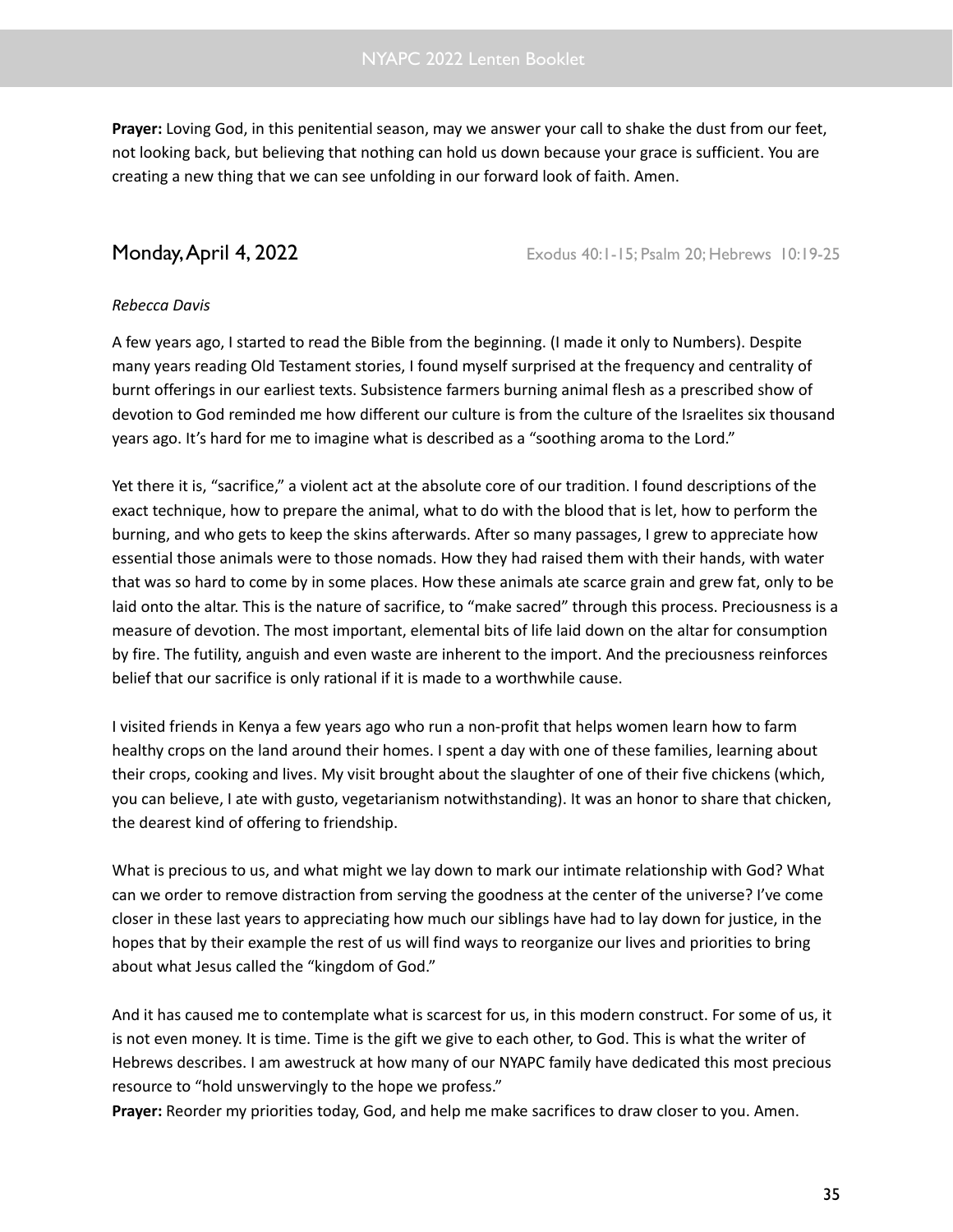**Prayer:** Loving God, in this penitential season, may we answer your call to shake the dust from our feet, not looking back, but believing that nothing can hold us down because your grace is sufficient. You are creating a new thing that we can see unfolding in our forward look of faith. Amen.

## Monday, April 4, 2022

Exodus 40:1-15; Psalm 20; Hebrews 10:19-25

*Rebecca Davis*

A few years ago, I started to read the Bible from the beginning. (I made it only to Numbers). Despite many years reading Old Testament stories, I found myself surprised at the frequency and centrality of burnt offerings in our earliest texts. Subsistence farmers burning animal flesh as a prescribed show of devotion to God reminded me how different our culture is from the culture of the Israelites six thousand years ago. It's hard for me to imagine what is described as a "soothing aroma to the Lord."

Yet there it is, "sacrifice," a violent act at the absolute core of our tradition. I found descriptions of the exact technique, how to prepare the animal, what to do with the blood that is let, how to perform the burning, and who gets to keep the skins afterwards. After so many passages, I grew to appreciate how essential those animals were to those nomads. How they had raised them with their hands, with water that was so hard to come by in some places. How these animals ate scarce grain and grew fat, only to be laid onto the altar. This is the nature of sacrifice, to "make sacred" through this process. Preciousness is a measure of devotion. The most important, elemental bits of life laid down on the altar for consumption by fire. The futility, anguish and even waste are inherent to the import. And the preciousness reinforces belief that our sacrifice is only rational if it is made to a worthwhile cause.

I visited friends in Kenya a few years ago who run a non-profit that helps women learn how to farm healthy crops on the land around their homes. I spent a day with one of these families, learning about their crops, cooking and lives. My visit brought about the slaughter of one of their five chickens (which, you can believe, I ate with gusto, vegetarianism notwithstanding). It was an honor to share that chicken, the dearest kind of offering to friendship.

What is precious to us, and what might we lay down to mark our intimate relationship with God? What can we order to remove distraction from serving the goodness at the center of the universe? I've come closer in these last years to appreciating how much our siblings have had to lay down for justice, in the hopes that by their example the rest of us will find ways to reorganize our lives and priorities to bring about what Jesus called the "kingdom of God."

And it has caused me to contemplate what is scarcest for us, in this modern construct. For some of us, it is not even money. It is time. Time is the gift we give to each other, to God. This is what the writer of Hebrews describes. I am awestruck at how many of our NYAPC family have dedicated this most precious resource to "hold unswervingly to the hope we profess."

**Prayer:** Reorder my priorities today, God, and help me make sacrifices to draw closer to you. Amen.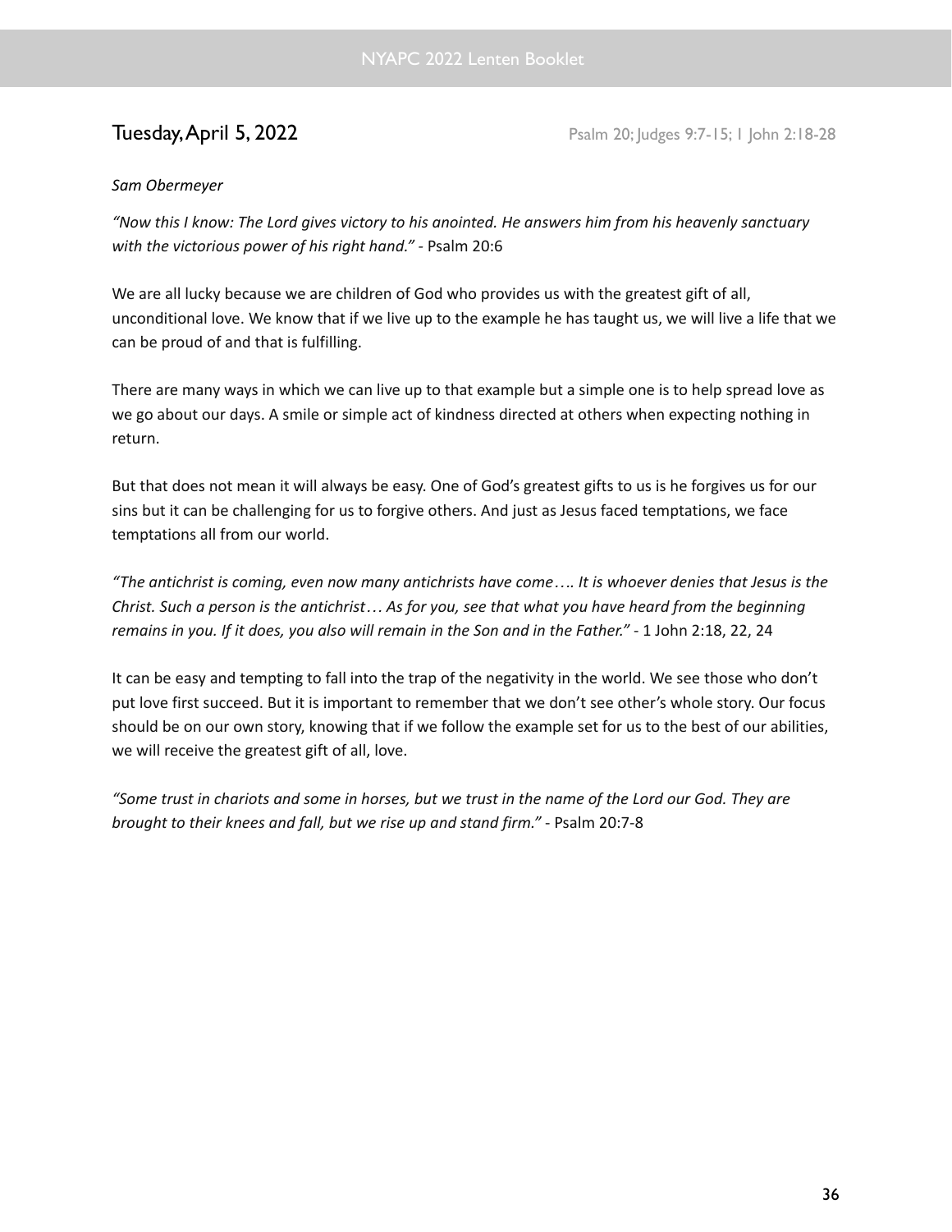## Tuesday, April 5, 2022

Psalm 20; Judges 9:7-15; 1 John 2:18-28

*Sam Obermeyer*

*"Now this I know: The Lord gives victory to his anointed. He answers him from his heavenly sanctuary with the victorious power of his right hand."* - Psalm 20:6

We are all lucky because we are children of God who provides us with the greatest gift of all, unconditional love. We know that if we live up to the example he has taught us, we will live a life that we can be proud of and that is fulfilling.

There are many ways in which we can live up to that example but a simple one is to help spread love as we go about our days. A smile or simple act of kindness directed at others when expecting nothing in return.

But that does not mean it will always be easy. One of God's greatest gifts to us is he forgives us for our sins but it can be challenging for us to forgive others. And just as Jesus faced temptations, we face temptations all from our world.

*"The antichrist is coming, even now many antichrists have come…. It is whoever denies that Jesus is the Christ. Such a person is the antichrist… As for you, see that what you have heard from the beginning remains in you. If it does, you also will remain in the Son and in the Father."* - 1 John 2:18, 22, 24

It can be easy and tempting to fall into the trap of the negativity in the world. We see those who don't put love first succeed. But it is important to remember that we don't see other's whole story. Our focus should be on our own story, knowing that if we follow the example set for us to the best of our abilities, we will receive the greatest gift of all, love.

*"Some trust in chariots and some in horses, but we trust in the name of the Lord our God. They are brought to their knees and fall, but we rise up and stand firm."* - Psalm 20:7-8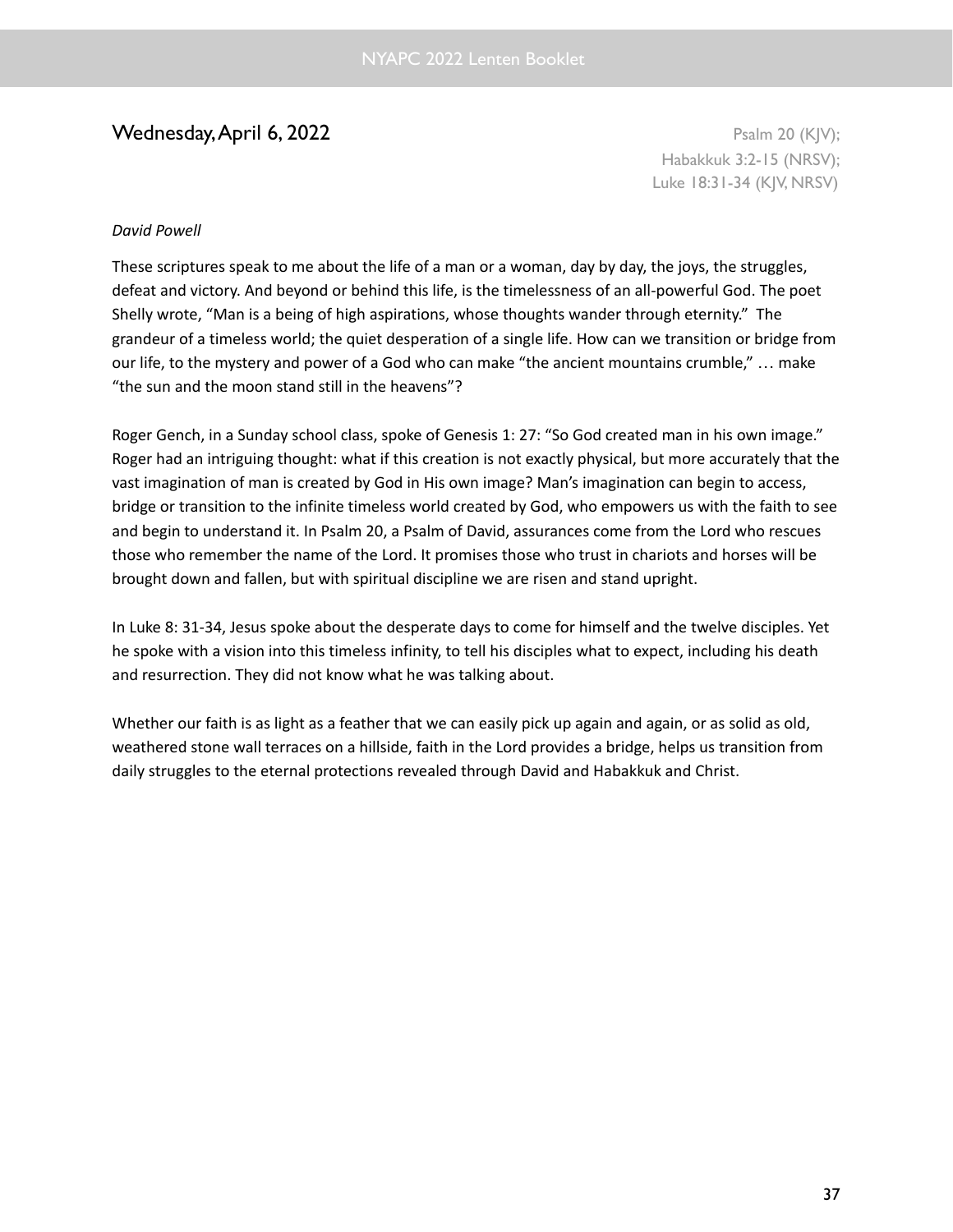## Wednesday, April 6, 2022

Psalm 20 (KJV);
Habakkuk 3:2-15 (NRSV);
Luke 18:31-34 (KJV, NRSV)

*David Powell*

These scriptures speak to me about the life of a man or a woman, day by day, the joys, the struggles, defeat and victory. And beyond or behind this life, is the timelessness of an all-powerful God. The poet Shelly wrote, “Man is a being of high aspirations, whose thoughts wander through eternity.” The grandeur of a timeless world; the quiet desperation of a single life. How can we transition or bridge from our life, to the mystery and power of a God who can make “the ancient mountains crumble,” … make “the sun and the moon stand still in the heavens”?

Roger Gench, in a Sunday school class, spoke of Genesis 1: 27: “So God created man in his own image.” Roger had an intriguing thought: what if this creation is not exactly physical, but more accurately that the vast imagination of man is created by God in His own image? Man’s imagination can begin to access, bridge or transition to the infinite timeless world created by God, who empowers us with the faith to see and begin to understand it. In Psalm 20, a Psalm of David, assurances come from the Lord who rescues those who remember the name of the Lord. It promises those who trust in chariots and horses will be brought down and fallen, but with spiritual discipline we are risen and stand upright.

In Luke 8: 31-34, Jesus spoke about the desperate days to come for himself and the twelve disciples. Yet he spoke with a vision into this timeless infinity, to tell his disciples what to expect, including his death and resurrection. They did not know what he was talking about.

Whether our faith is as light as a feather that we can easily pick up again and again, or as solid as old, weathered stone wall terraces on a hillside, faith in the Lord provides a bridge, helps us transition from daily struggles to the eternal protections revealed through David and Habakkuk and Christ.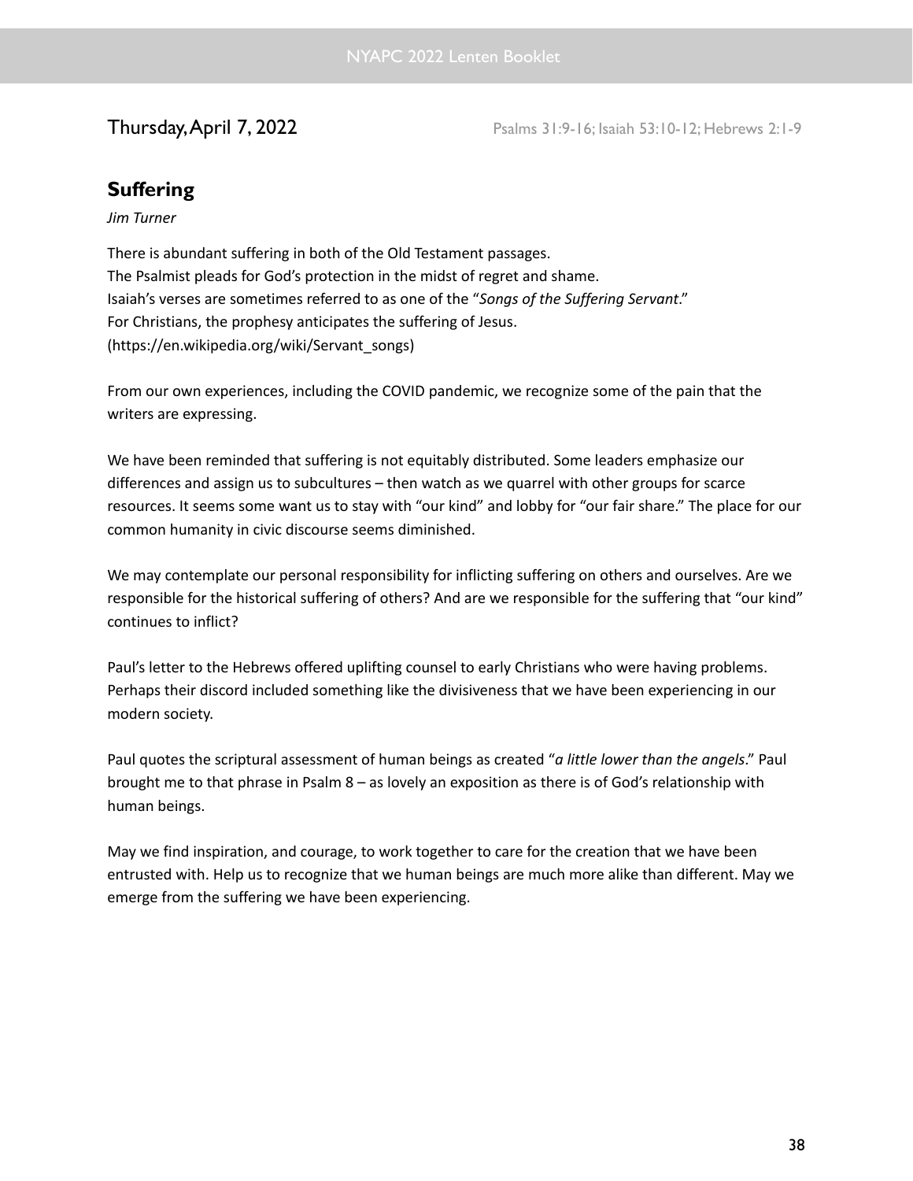Thursday, April 7, 2022 — Psalms 31:9-16; Isaiah 53:10-12; Hebrews 2:1-9

## Suffering

*Jim Turner*

There is abundant suffering in both of the Old Testament passages.
The Psalmist pleads for God's protection in the midst of regret and shame.
Isaiah's verses are sometimes referred to as one of the "*Songs of the Suffering Servant*."
For Christians, the prophesy anticipates the suffering of Jesus.
(https://en.wikipedia.org/wiki/Servant_songs)

From our own experiences, including the COVID pandemic, we recognize some of the pain that the writers are expressing.

We have been reminded that suffering is not equitably distributed. Some leaders emphasize our differences and assign us to subcultures – then watch as we quarrel with other groups for scarce resources. It seems some want us to stay with "our kind" and lobby for "our fair share." The place for our common humanity in civic discourse seems diminished.

We may contemplate our personal responsibility for inflicting suffering on others and ourselves. Are we responsible for the historical suffering of others? And are we responsible for the suffering that "our kind" continues to inflict?

Paul's letter to the Hebrews offered uplifting counsel to early Christians who were having problems. Perhaps their discord included something like the divisiveness that we have been experiencing in our modern society.

Paul quotes the scriptural assessment of human beings as created "*a little lower than the angels*." Paul brought me to that phrase in Psalm 8 – as lovely an exposition as there is of God's relationship with human beings.

May we find inspiration, and courage, to work together to care for the creation that we have been entrusted with. Help us to recognize that we human beings are much more alike than different. May we emerge from the suffering we have been experiencing.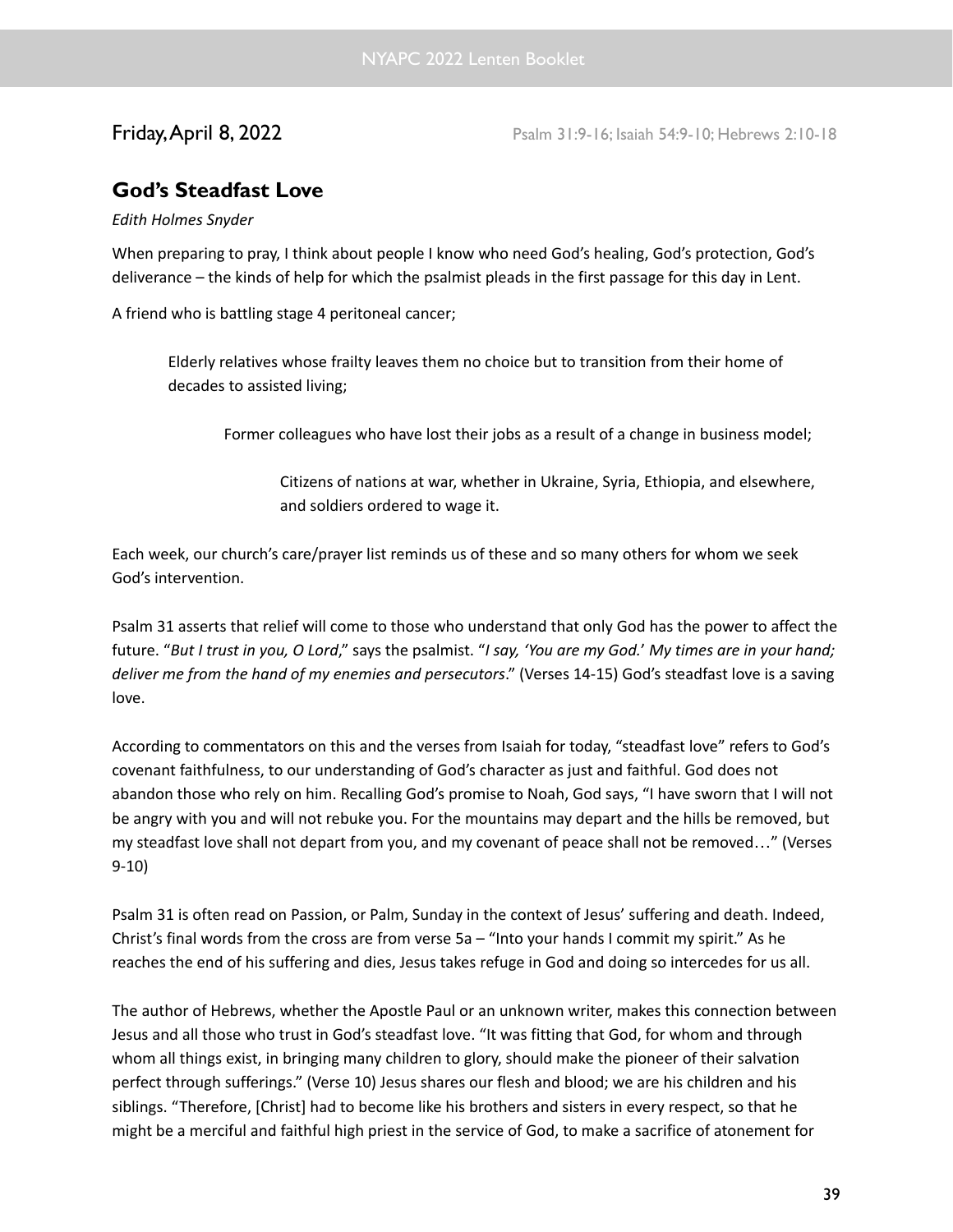Friday, April 8, 2022 Psalm 31:9-16; Isaiah 54:9-10; Hebrews 2:10-18

## God's Steadfast Love

*Edith Holmes Snyder*

When preparing to pray, I think about people I know who need God's healing, God's protection, God's deliverance – the kinds of help for which the psalmist pleads in the first passage for this day in Lent.

A friend who is battling stage 4 peritoneal cancer;

> Elderly relatives whose frailty leaves them no choice but to transition from their home of decades to assisted living;
>
> > Former colleagues who have lost their jobs as a result of a change in business model;
> >
> > > Citizens of nations at war, whether in Ukraine, Syria, Ethiopia, and elsewhere, and soldiers ordered to wage it.

Each week, our church's care/prayer list reminds us of these and so many others for whom we seek God's intervention.

Psalm 31 asserts that relief will come to those who understand that only God has the power to affect the future. "*But I trust in you, O Lord*," says the psalmist. "*I say, 'You are my God.' My times are in your hand; deliver me from the hand of my enemies and persecutors*." (Verses 14-15) God's steadfast love is a saving love.

According to commentators on this and the verses from Isaiah for today, "steadfast love" refers to God's covenant faithfulness, to our understanding of God's character as just and faithful. God does not abandon those who rely on him. Recalling God's promise to Noah, God says, "I have sworn that I will not be angry with you and will not rebuke you. For the mountains may depart and the hills be removed, but my steadfast love shall not depart from you, and my covenant of peace shall not be removed…" (Verses 9-10)

Psalm 31 is often read on Passion, or Palm, Sunday in the context of Jesus' suffering and death. Indeed, Christ's final words from the cross are from verse 5a – "Into your hands I commit my spirit." As he reaches the end of his suffering and dies, Jesus takes refuge in God and doing so intercedes for us all.

The author of Hebrews, whether the Apostle Paul or an unknown writer, makes this connection between Jesus and all those who trust in God's steadfast love. "It was fitting that God, for whom and through whom all things exist, in bringing many children to glory, should make the pioneer of their salvation perfect through sufferings." (Verse 10) Jesus shares our flesh and blood; we are his children and his siblings. "Therefore, [Christ] had to become like his brothers and sisters in every respect, so that he might be a merciful and faithful high priest in the service of God, to make a sacrifice of atonement for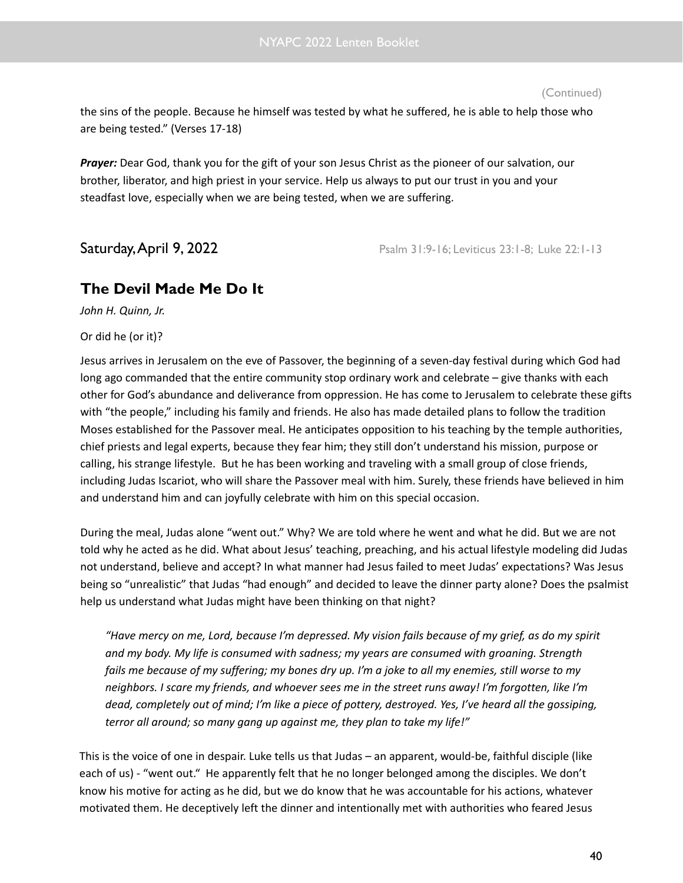(Continued)

the sins of the people. Because he himself was tested by what he suffered, he is able to help those who are being tested." (Verses 17-18)

***Prayer:*** Dear God, thank you for the gift of your son Jesus Christ as the pioneer of our salvation, our brother, liberator, and high priest in your service. Help us always to put our trust in you and your steadfast love, especially when we are being tested, when we are suffering.

## Saturday, April 9, 2022

Psalm 31:9-16; Leviticus 23:1-8; Luke 22:1-13

### The Devil Made Me Do It

*John H. Quinn, Jr.*

Or did he (or it)?

Jesus arrives in Jerusalem on the eve of Passover, the beginning of a seven-day festival during which God had long ago commanded that the entire community stop ordinary work and celebrate – give thanks with each other for God's abundance and deliverance from oppression. He has come to Jerusalem to celebrate these gifts with "the people," including his family and friends. He also has made detailed plans to follow the tradition Moses established for the Passover meal. He anticipates opposition to his teaching by the temple authorities, chief priests and legal experts, because they fear him; they still don't understand his mission, purpose or calling, his strange lifestyle. But he has been working and traveling with a small group of close friends, including Judas Iscariot, who will share the Passover meal with him. Surely, these friends have believed in him and understand him and can joyfully celebrate with him on this special occasion.

During the meal, Judas alone "went out." Why? We are told where he went and what he did. But we are not told why he acted as he did. What about Jesus' teaching, preaching, and his actual lifestyle modeling did Judas not understand, believe and accept? In what manner had Jesus failed to meet Judas' expectations? Was Jesus being so "unrealistic" that Judas "had enough" and decided to leave the dinner party alone? Does the psalmist help us understand what Judas might have been thinking on that night?

> *"Have mercy on me, Lord, because I'm depressed. My vision fails because of my grief, as do my spirit and my body. My life is consumed with sadness; my years are consumed with groaning. Strength fails me because of my suffering; my bones dry up. I'm a joke to all my enemies, still worse to my neighbors. I scare my friends, and whoever sees me in the street runs away! I'm forgotten, like I'm dead, completely out of mind; I'm like a piece of pottery, destroyed. Yes, I've heard all the gossiping, terror all around; so many gang up against me, they plan to take my life!"*

This is the voice of one in despair. Luke tells us that Judas – an apparent, would-be, faithful disciple (like each of us) - "went out." He apparently felt that he no longer belonged among the disciples. We don't know his motive for acting as he did, but we do know that he was accountable for his actions, whatever motivated them. He deceptively left the dinner and intentionally met with authorities who feared Jesus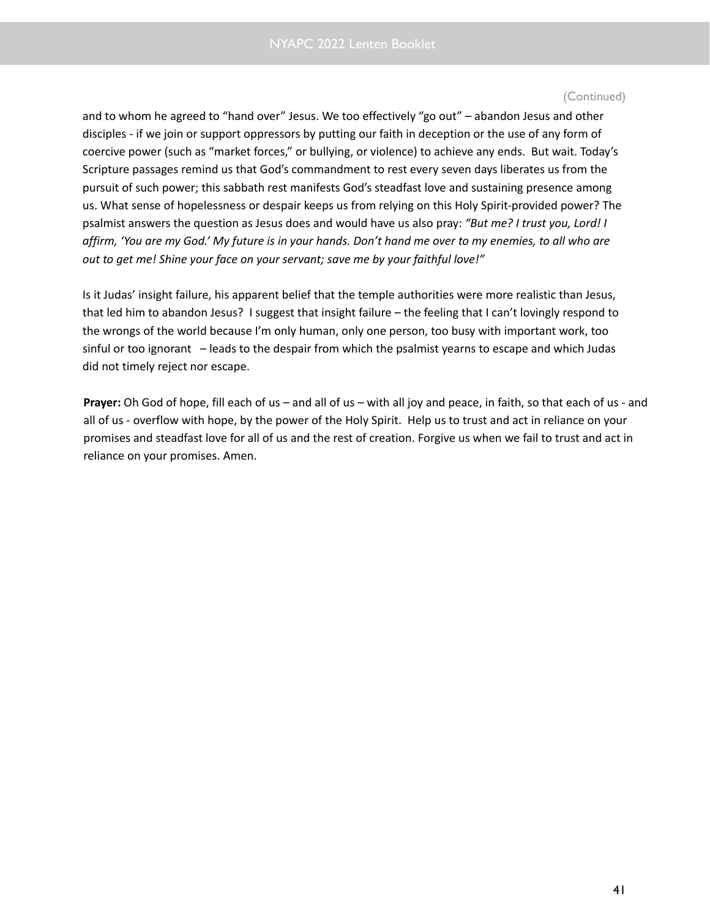(Continued)

and to whom he agreed to "hand over" Jesus. We too effectively "go out" – abandon Jesus and other disciples - if we join or support oppressors by putting our faith in deception or the use of any form of coercive power (such as "market forces," or bullying, or violence) to achieve any ends. But wait. Today's Scripture passages remind us that God's commandment to rest every seven days liberates us from the pursuit of such power; this sabbath rest manifests God's steadfast love and sustaining presence among us. What sense of hopelessness or despair keeps us from relying on this Holy Spirit-provided power? The psalmist answers the question as Jesus does and would have us also pray: *"But me? I trust you, Lord! I affirm, 'You are my God.' My future is in your hands. Don't hand me over to my enemies, to all who are out to get me! Shine your face on your servant; save me by your faithful love!"*

Is it Judas' insight failure, his apparent belief that the temple authorities were more realistic than Jesus, that led him to abandon Jesus? I suggest that insight failure – the feeling that I can't lovingly respond to the wrongs of the world because I'm only human, only one person, too busy with important work, too sinful or too ignorant – leads to the despair from which the psalmist yearns to escape and which Judas did not timely reject nor escape.

**Prayer:** Oh God of hope, fill each of us – and all of us – with all joy and peace, in faith, so that each of us - and all of us - overflow with hope, by the power of the Holy Spirit. Help us to trust and act in reliance on your promises and steadfast love for all of us and the rest of creation. Forgive us when we fail to trust and act in reliance on your promises. Amen.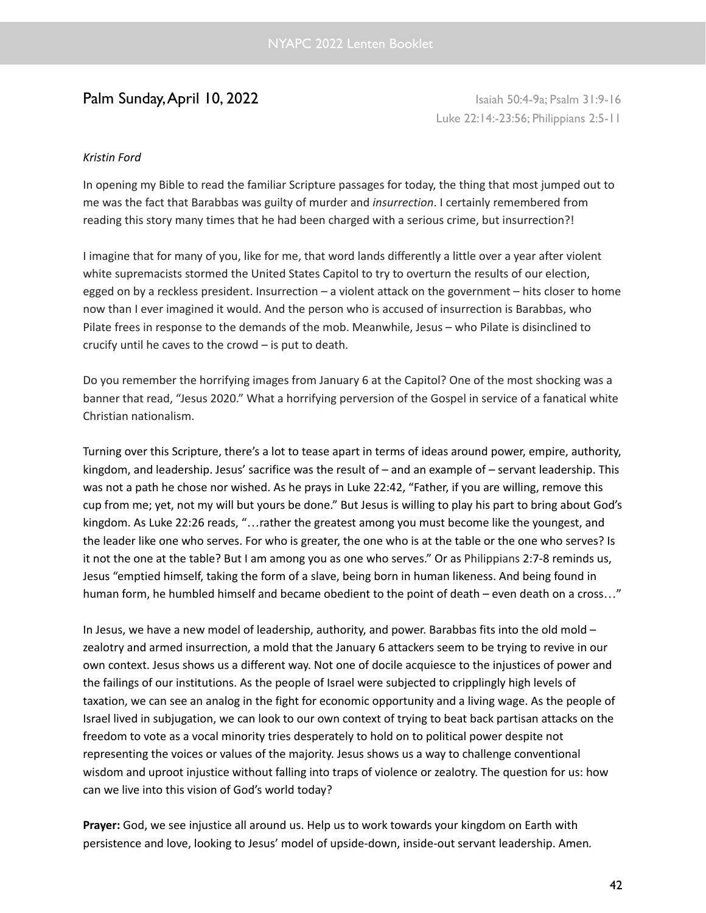## Palm Sunday, April 10, 2022

Isaiah 50:4-9a; Psalm 31:9-16
Luke 22:14:-23:56; Philippians 2:5-11

*Kristin Ford*

In opening my Bible to read the familiar Scripture passages for today, the thing that most jumped out to me was the fact that Barabbas was guilty of murder and *insurrection*. I certainly remembered from reading this story many times that he had been charged with a serious crime, but insurrection?!

I imagine that for many of you, like for me, that word lands differently a little over a year after violent white supremacists stormed the United States Capitol to try to overturn the results of our election, egged on by a reckless president. Insurrection – a violent attack on the government – hits closer to home now than I ever imagined it would. And the person who is accused of insurrection is Barabbas, who Pilate frees in response to the demands of the mob. Meanwhile, Jesus – who Pilate is disinclined to crucify until he caves to the crowd – is put to death.

Do you remember the horrifying images from January 6 at the Capitol? One of the most shocking was a banner that read, "Jesus 2020." What a horrifying perversion of the Gospel in service of a fanatical white Christian nationalism.

Turning over this Scripture, there's a lot to tease apart in terms of ideas around power, empire, authority, kingdom, and leadership. Jesus' sacrifice was the result of – and an example of – servant leadership. This was not a path he chose nor wished. As he prays in Luke 22:42, "Father, if you are willing, remove this cup from me; yet, not my will but yours be done." But Jesus is willing to play his part to bring about God's kingdom. As Luke 22:26 reads, "…rather the greatest among you must become like the youngest, and the leader like one who serves. For who is greater, the one who is at the table or the one who serves? Is it not the one at the table? But I am among you as one who serves." Or as Philippians 2:7-8 reminds us, Jesus "emptied himself, taking the form of a slave, being born in human likeness. And being found in human form, he humbled himself and became obedient to the point of death – even death on a cross…"

In Jesus, we have a new model of leadership, authority, and power. Barabbas fits into the old mold – zealotry and armed insurrection, a mold that the January 6 attackers seem to be trying to revive in our own context. Jesus shows us a different way. Not one of docile acquiesce to the injustices of power and the failings of our institutions. As the people of Israel were subjected to cripplingly high levels of taxation, we can see an analog in the fight for economic opportunity and a living wage. As the people of Israel lived in subjugation, we can look to our own context of trying to beat back partisan attacks on the freedom to vote as a vocal minority tries desperately to hold on to political power despite not representing the voices or values of the majority. Jesus shows us a way to challenge conventional wisdom and uproot injustice without falling into traps of violence or zealotry. The question for us: how can we live into this vision of God's world today?

**Prayer:** God, we see injustice all around us. Help us to work towards your kingdom on Earth with persistence and love, looking to Jesus' model of upside-down, inside-out servant leadership. Amen.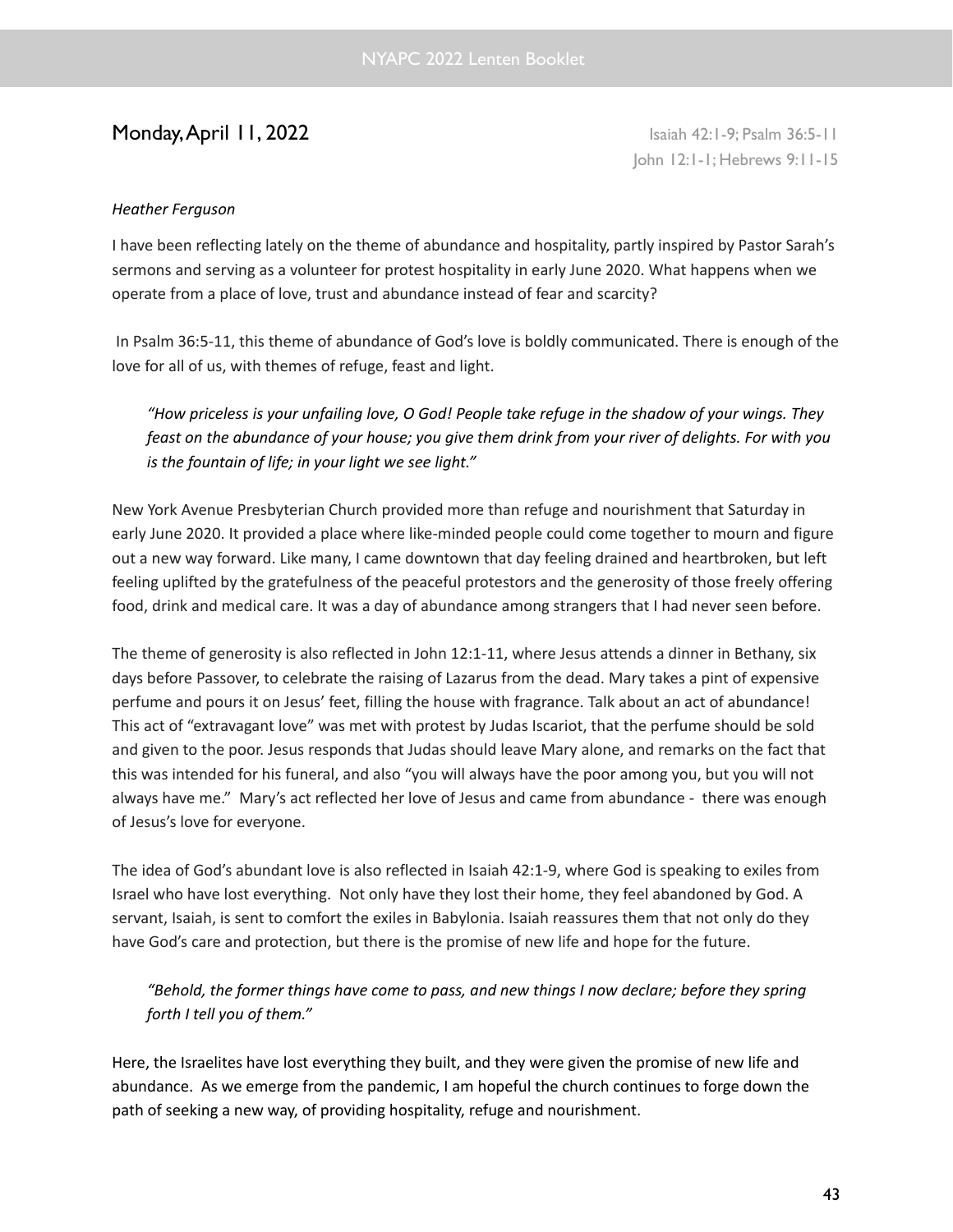## Monday, April 11, 2022

Isaiah 42:1-9; Psalm 36:5-11
John 12:1-1; Hebrews 9:11-15

*Heather Ferguson*

I have been reflecting lately on the theme of abundance and hospitality, partly inspired by Pastor Sarah's sermons and serving as a volunteer for protest hospitality in early June 2020. What happens when we operate from a place of love, trust and abundance instead of fear and scarcity?

In Psalm 36:5-11, this theme of abundance of God's love is boldly communicated. There is enough of the love for all of us, with themes of refuge, feast and light.

> *"How priceless is your unfailing love, O God! People take refuge in the shadow of your wings. They feast on the abundance of your house; you give them drink from your river of delights. For with you is the fountain of life; in your light we see light."*

New York Avenue Presbyterian Church provided more than refuge and nourishment that Saturday in early June 2020. It provided a place where like-minded people could come together to mourn and figure out a new way forward. Like many, I came downtown that day feeling drained and heartbroken, but left feeling uplifted by the gratefulness of the peaceful protestors and the generosity of those freely offering food, drink and medical care. It was a day of abundance among strangers that I had never seen before.

The theme of generosity is also reflected in John 12:1-11, where Jesus attends a dinner in Bethany, six days before Passover, to celebrate the raising of Lazarus from the dead. Mary takes a pint of expensive perfume and pours it on Jesus' feet, filling the house with fragrance. Talk about an act of abundance! This act of "extravagant love" was met with protest by Judas Iscariot, that the perfume should be sold and given to the poor. Jesus responds that Judas should leave Mary alone, and remarks on the fact that this was intended for his funeral, and also "you will always have the poor among you, but you will not always have me." Mary's act reflected her love of Jesus and came from abundance - there was enough of Jesus's love for everyone.

The idea of God's abundant love is also reflected in Isaiah 42:1-9, where God is speaking to exiles from Israel who have lost everything. Not only have they lost their home, they feel abandoned by God. A servant, Isaiah, is sent to comfort the exiles in Babylonia. Isaiah reassures them that not only do they have God's care and protection, but there is the promise of new life and hope for the future.

> *"Behold, the former things have come to pass, and new things I now declare; before they spring forth I tell you of them."*

Here, the Israelites have lost everything they built, and they were given the promise of new life and abundance. As we emerge from the pandemic, I am hopeful the church continues to forge down the path of seeking a new way, of providing hospitality, refuge and nourishment.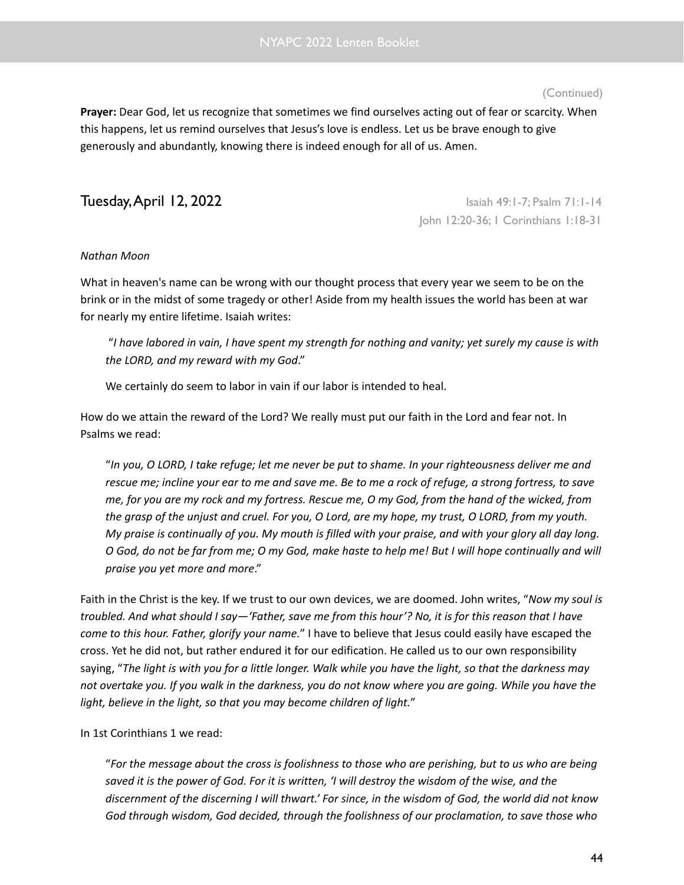(Continued)

**Prayer:** Dear God, let us recognize that sometimes we find ourselves acting out of fear or scarcity. When this happens, let us remind ourselves that Jesus's love is endless. Let us be brave enough to give generously and abundantly, knowing there is indeed enough for all of us. Amen.

## Tuesday, April 12, 2022

Isaiah 49:1-7; Psalm 71:1-14
John 12:20-36; 1 Corinthians 1:18-31

*Nathan Moon*

What in heaven's name can be wrong with our thought process that every year we seem to be on the brink or in the midst of some tragedy or other! Aside from my health issues the world has been at war for nearly my entire lifetime. Isaiah writes:

> "*I have labored in vain, I have spent my strength for nothing and vanity; yet surely my cause is with the LORD, and my reward with my God*."
>
> We certainly do seem to labor in vain if our labor is intended to heal.

How do we attain the reward of the Lord? We really must put our faith in the Lord and fear not. In Psalms we read:

> "*In you, O LORD, I take refuge; let me never be put to shame. In your righteousness deliver me and rescue me; incline your ear to me and save me. Be to me a rock of refuge, a strong fortress, to save me, for you are my rock and my fortress. Rescue me, O my God, from the hand of the wicked, from the grasp of the unjust and cruel. For you, O Lord, are my hope, my trust, O LORD, from my youth. My praise is continually of you. My mouth is filled with your praise, and with your glory all day long. O God, do not be far from me; O my God, make haste to help me! But I will hope continually and will praise you yet more and more*."

Faith in the Christ is the key. If we trust to our own devices, we are doomed. John writes, "*Now my soul is troubled. And what should I say—'Father, save me from this hour'? No, it is for this reason that I have come to this hour. Father, glorify your name.*" I have to believe that Jesus could easily have escaped the cross. Yet he did not, but rather endured it for our edification. He called us to our own responsibility saying, "*The light is with you for a little longer. Walk while you have the light, so that the darkness may not overtake you. If you walk in the darkness, you do not know where you are going. While you have the light, believe in the light, so that you may become children of light.*"

In 1st Corinthians 1 we read:

> "*For the message about the cross is foolishness to those who are perishing, but to us who are being saved it is the power of God. For it is written, 'I will destroy the wisdom of the wise, and the discernment of the discerning I will thwart.' For since, in the wisdom of God, the world did not know God through wisdom, God decided, through the foolishness of our proclamation, to save those who*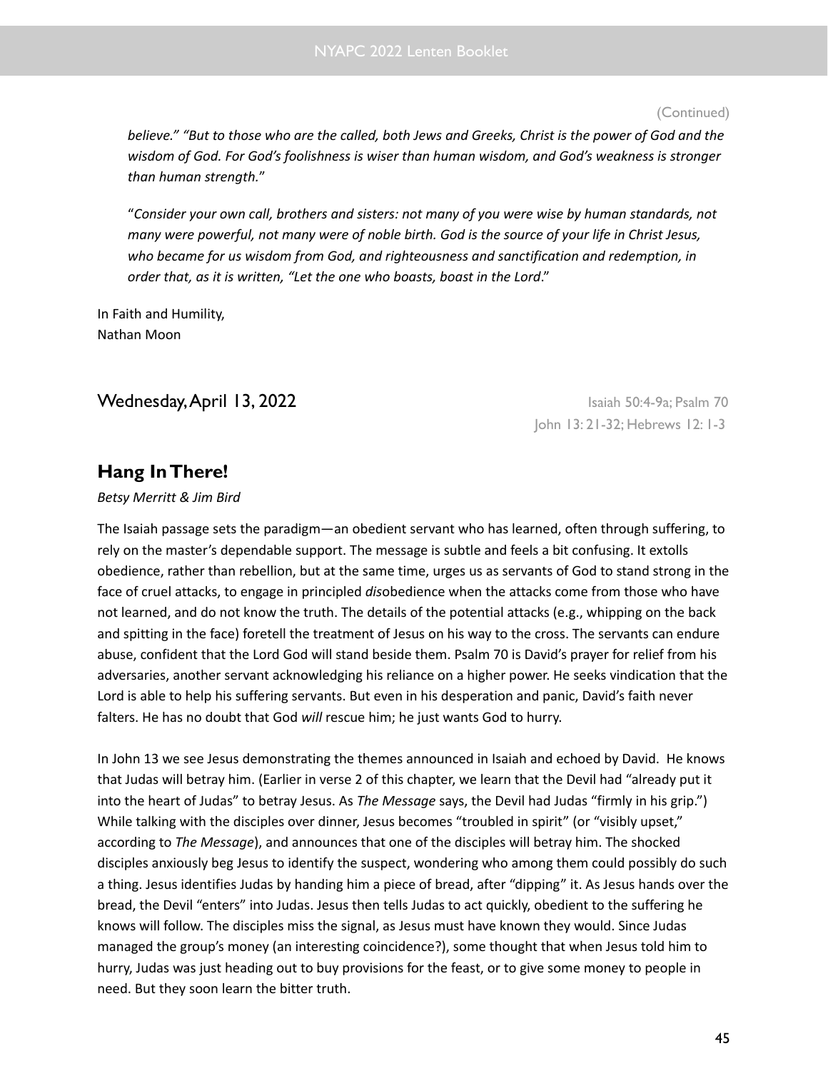(Continued)

*believe." "But to those who are the called, both Jews and Greeks, Christ is the power of God and the wisdom of God. For God's foolishness is wiser than human wisdom, and God's weakness is stronger than human strength.*"

"*Consider your own call, brothers and sisters: not many of you were wise by human standards, not many were powerful, not many were of noble birth. God is the source of your life in Christ Jesus, who became for us wisdom from God, and righteousness and sanctification and redemption, in order that, as it is written, "Let the one who boasts, boast in the Lord*."

In Faith and Humility,
Nathan Moon

## Wednesday, April 13, 2022

Isaiah 50:4-9a; Psalm 70
John 13: 21-32; Hebrews 12: 1-3

### Hang In There!

*Betsy Merritt & Jim Bird*

The Isaiah passage sets the paradigm—an obedient servant who has learned, often through suffering, to rely on the master's dependable support. The message is subtle and feels a bit confusing. It extolls obedience, rather than rebellion, but at the same time, urges us as servants of God to stand strong in the face of cruel attacks, to engage in principled *dis*obedience when the attacks come from those who have not learned, and do not know the truth. The details of the potential attacks (e.g., whipping on the back and spitting in the face) foretell the treatment of Jesus on his way to the cross. The servants can endure abuse, confident that the Lord God will stand beside them. Psalm 70 is David's prayer for relief from his adversaries, another servant acknowledging his reliance on a higher power. He seeks vindication that the Lord is able to help his suffering servants. But even in his desperation and panic, David's faith never falters. He has no doubt that God *will* rescue him; he just wants God to hurry.

In John 13 we see Jesus demonstrating the themes announced in Isaiah and echoed by David. He knows that Judas will betray him. (Earlier in verse 2 of this chapter, we learn that the Devil had "already put it into the heart of Judas" to betray Jesus. As *The Message* says, the Devil had Judas "firmly in his grip.") While talking with the disciples over dinner, Jesus becomes "troubled in spirit" (or "visibly upset," according to *The Message*), and announces that one of the disciples will betray him. The shocked disciples anxiously beg Jesus to identify the suspect, wondering who among them could possibly do such a thing. Jesus identifies Judas by handing him a piece of bread, after "dipping" it. As Jesus hands over the bread, the Devil "enters" into Judas. Jesus then tells Judas to act quickly, obedient to the suffering he knows will follow. The disciples miss the signal, as Jesus must have known they would. Since Judas managed the group's money (an interesting coincidence?), some thought that when Jesus told him to hurry, Judas was just heading out to buy provisions for the feast, or to give some money to people in need. But they soon learn the bitter truth.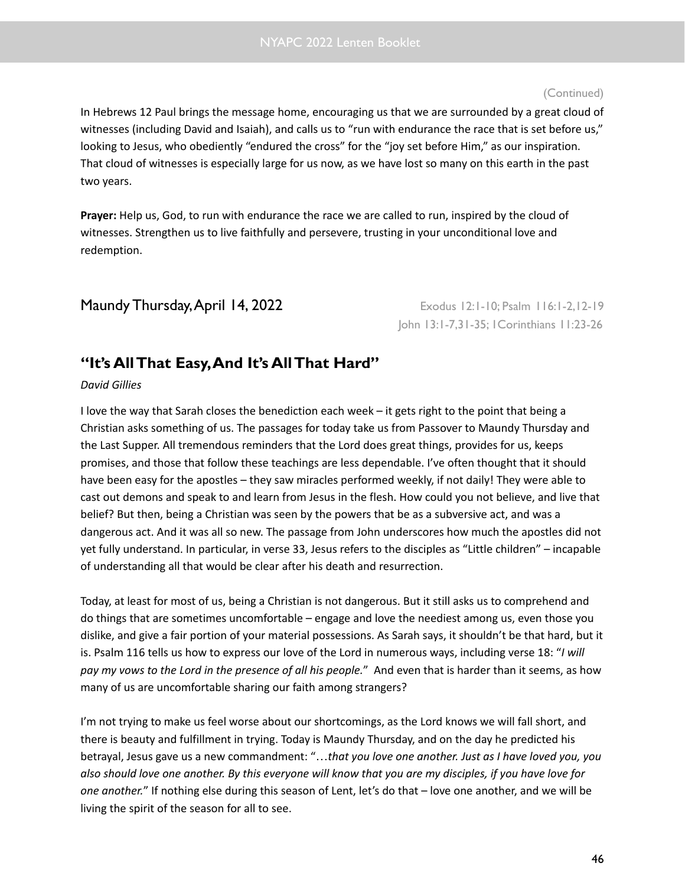(Continued)

In Hebrews 12 Paul brings the message home, encouraging us that we are surrounded by a great cloud of witnesses (including David and Isaiah), and calls us to "run with endurance the race that is set before us," looking to Jesus, who obediently "endured the cross" for the "joy set before Him," as our inspiration. That cloud of witnesses is especially large for us now, as we have lost so many on this earth in the past two years.

**Prayer:** Help us, God, to run with endurance the race we are called to run, inspired by the cloud of witnesses. Strengthen us to live faithfully and persevere, trusting in your unconditional love and redemption.

## Maundy Thursday, April 14, 2022

Exodus 12:1-10; Psalm 116:1-2,12-19
John 13:1-7,31-35; 1Corinthians 11:23-26

### "It's All That Easy, And It's All That Hard"

*David Gillies*

I love the way that Sarah closes the benediction each week – it gets right to the point that being a Christian asks something of us. The passages for today take us from Passover to Maundy Thursday and the Last Supper. All tremendous reminders that the Lord does great things, provides for us, keeps promises, and those that follow these teachings are less dependable. I've often thought that it should have been easy for the apostles – they saw miracles performed weekly, if not daily! They were able to cast out demons and speak to and learn from Jesus in the flesh. How could you not believe, and live that belief? But then, being a Christian was seen by the powers that be as a subversive act, and was a dangerous act. And it was all so new. The passage from John underscores how much the apostles did not yet fully understand. In particular, in verse 33, Jesus refers to the disciples as "Little children" – incapable of understanding all that would be clear after his death and resurrection.

Today, at least for most of us, being a Christian is not dangerous. But it still asks us to comprehend and do things that are sometimes uncomfortable – engage and love the neediest among us, even those you dislike, and give a fair portion of your material possessions. As Sarah says, it shouldn't be that hard, but it is. Psalm 116 tells us how to express our love of the Lord in numerous ways, including verse 18: "*I will pay my vows to the Lord in the presence of all his people.*" And even that is harder than it seems, as how many of us are uncomfortable sharing our faith among strangers?

I'm not trying to make us feel worse about our shortcomings, as the Lord knows we will fall short, and there is beauty and fulfillment in trying. Today is Maundy Thursday, and on the day he predicted his betrayal, Jesus gave us a new commandment: "…*that you love one another. Just as I have loved you, you also should love one another. By this everyone will know that you are my disciples, if you have love for one another.*" If nothing else during this season of Lent, let's do that – love one another, and we will be living the spirit of the season for all to see.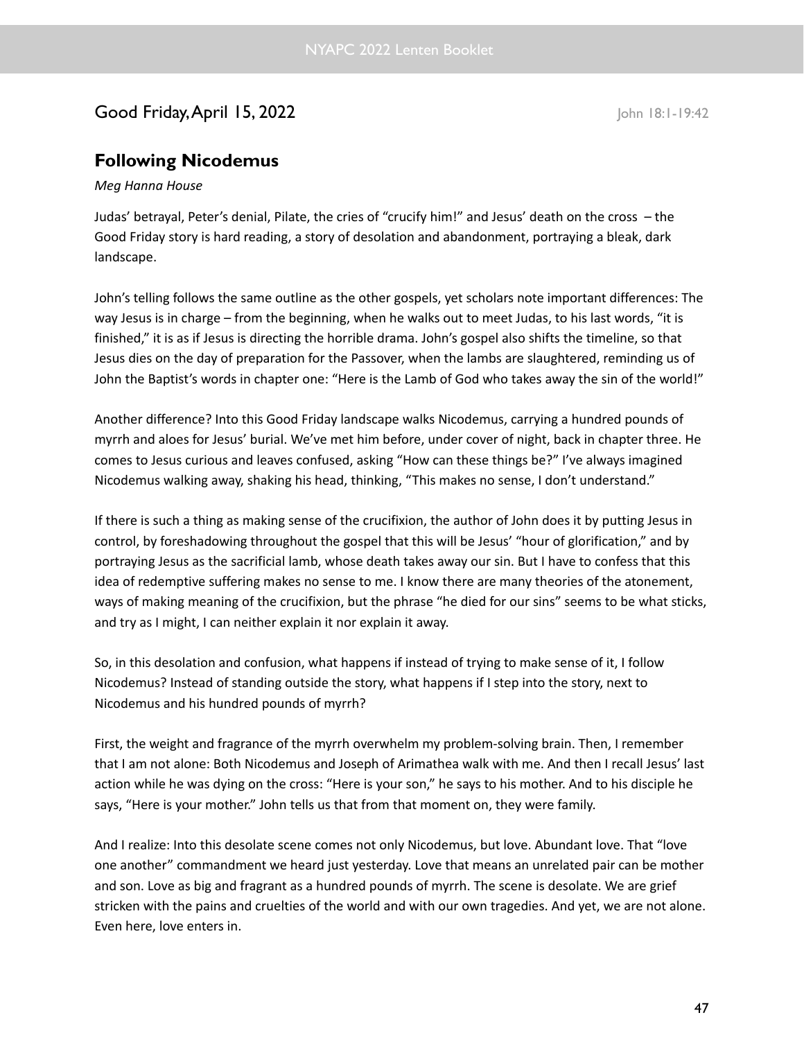## Good Friday, April 15, 2022

John 18:1-19:42

### Following Nicodemus

*Meg Hanna House*

Judas' betrayal, Peter's denial, Pilate, the cries of "crucify him!" and Jesus' death on the cross – the Good Friday story is hard reading, a story of desolation and abandonment, portraying a bleak, dark landscape.

John's telling follows the same outline as the other gospels, yet scholars note important differences: The way Jesus is in charge – from the beginning, when he walks out to meet Judas, to his last words, "it is finished," it is as if Jesus is directing the horrible drama. John's gospel also shifts the timeline, so that Jesus dies on the day of preparation for the Passover, when the lambs are slaughtered, reminding us of John the Baptist's words in chapter one: "Here is the Lamb of God who takes away the sin of the world!"

Another difference? Into this Good Friday landscape walks Nicodemus, carrying a hundred pounds of myrrh and aloes for Jesus' burial. We've met him before, under cover of night, back in chapter three. He comes to Jesus curious and leaves confused, asking "How can these things be?" I've always imagined Nicodemus walking away, shaking his head, thinking, "This makes no sense, I don't understand."

If there is such a thing as making sense of the crucifixion, the author of John does it by putting Jesus in control, by foreshadowing throughout the gospel that this will be Jesus' "hour of glorification," and by portraying Jesus as the sacrificial lamb, whose death takes away our sin. But I have to confess that this idea of redemptive suffering makes no sense to me. I know there are many theories of the atonement, ways of making meaning of the crucifixion, but the phrase "he died for our sins" seems to be what sticks, and try as I might, I can neither explain it nor explain it away.

So, in this desolation and confusion, what happens if instead of trying to make sense of it, I follow Nicodemus? Instead of standing outside the story, what happens if I step into the story, next to Nicodemus and his hundred pounds of myrrh?

First, the weight and fragrance of the myrrh overwhelm my problem-solving brain. Then, I remember that I am not alone: Both Nicodemus and Joseph of Arimathea walk with me. And then I recall Jesus' last action while he was dying on the cross: "Here is your son," he says to his mother. And to his disciple he says, "Here is your mother." John tells us that from that moment on, they were family.

And I realize: Into this desolate scene comes not only Nicodemus, but love. Abundant love. That "love one another" commandment we heard just yesterday. Love that means an unrelated pair can be mother and son. Love as big and fragrant as a hundred pounds of myrrh. The scene is desolate. We are grief stricken with the pains and cruelties of the world and with our own tragedies. And yet, we are not alone. Even here, love enters in.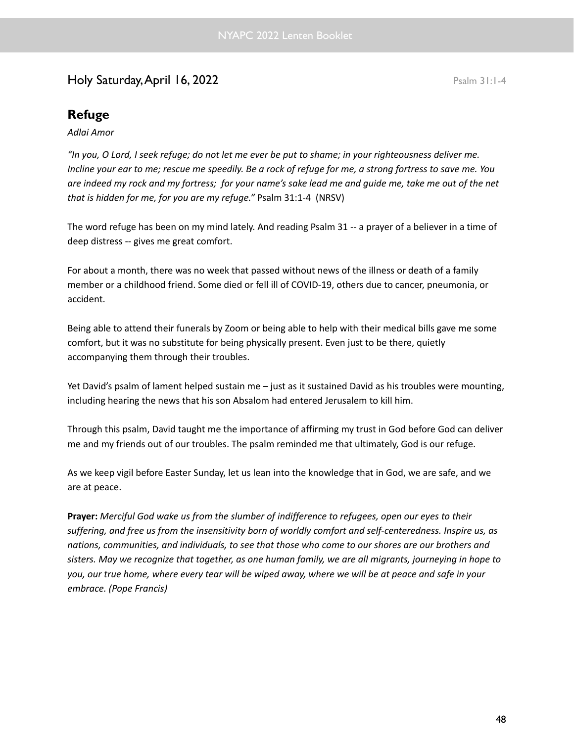## Holy Saturday, April 16, 2022

Psalm 31:1-4

### Refuge

*Adlai Amor*

*"In you, O Lord, I seek refuge; do not let me ever be put to shame; in your righteousness deliver me. Incline your ear to me; rescue me speedily. Be a rock of refuge for me, a strong fortress to save me. You are indeed my rock and my fortress; for your name's sake lead me and guide me, take me out of the net that is hidden for me, for you are my refuge."* Psalm 31:1-4 (NRSV)

The word refuge has been on my mind lately. And reading Psalm 31 -- a prayer of a believer in a time of deep distress -- gives me great comfort.

For about a month, there was no week that passed without news of the illness or death of a family member or a childhood friend. Some died or fell ill of COVID-19, others due to cancer, pneumonia, or accident.

Being able to attend their funerals by Zoom or being able to help with their medical bills gave me some comfort, but it was no substitute for being physically present. Even just to be there, quietly accompanying them through their troubles.

Yet David's psalm of lament helped sustain me – just as it sustained David as his troubles were mounting, including hearing the news that his son Absalom had entered Jerusalem to kill him.

Through this psalm, David taught me the importance of affirming my trust in God before God can deliver me and my friends out of our troubles. The psalm reminded me that ultimately, God is our refuge.

As we keep vigil before Easter Sunday, let us lean into the knowledge that in God, we are safe, and we are at peace.

**Prayer:** *Merciful God wake us from the slumber of indifference to refugees, open our eyes to their suffering, and free us from the insensitivity born of worldly comfort and self-centeredness. Inspire us, as nations, communities, and individuals, to see that those who come to our shores are our brothers and sisters. May we recognize that together, as one human family, we are all migrants, journeying in hope to you, our true home, where every tear will be wiped away, where we will be at peace and safe in your embrace. (Pope Francis)*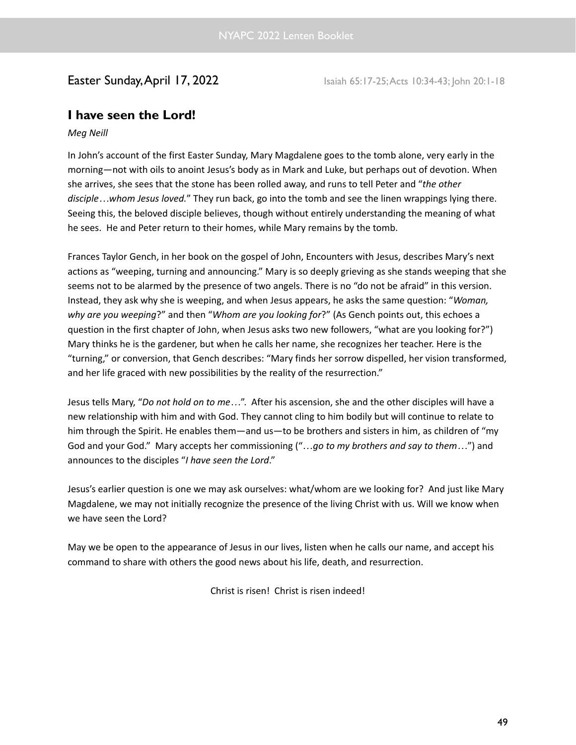Easter Sunday, April 17, 2022 — Isaiah 65:17-25; Acts 10:34-43; John 20:1-18

## I have seen the Lord!

*Meg Neill*

In John's account of the first Easter Sunday, Mary Magdalene goes to the tomb alone, very early in the morning—not with oils to anoint Jesus's body as in Mark and Luke, but perhaps out of devotion. When she arrives, she sees that the stone has been rolled away, and runs to tell Peter and "*the other disciple…whom Jesus loved.*" They run back, go into the tomb and see the linen wrappings lying there. Seeing this, the beloved disciple believes, though without entirely understanding the meaning of what he sees. He and Peter return to their homes, while Mary remains by the tomb.

Frances Taylor Gench, in her book on the gospel of John, Encounters with Jesus, describes Mary's next actions as "weeping, turning and announcing." Mary is so deeply grieving as she stands weeping that she seems not to be alarmed by the presence of two angels. There is no "do not be afraid" in this version. Instead, they ask why she is weeping, and when Jesus appears, he asks the same question: "*Woman, why are you weeping*?" and then "*Whom are you looking for*?" (As Gench points out, this echoes a question in the first chapter of John, when Jesus asks two new followers, "what are you looking for?") Mary thinks he is the gardener, but when he calls her name, she recognizes her teacher. Here is the "turning," or conversion, that Gench describes: "Mary finds her sorrow dispelled, her vision transformed, and her life graced with new possibilities by the reality of the resurrection."

Jesus tells Mary, "*Do not hold on to me*…". After his ascension, she and the other disciples will have a new relationship with him and with God. They cannot cling to him bodily but will continue to relate to him through the Spirit. He enables them—and us—to be brothers and sisters in him, as children of "my God and your God." Mary accepts her commissioning ("…*go to my brothers and say to them*…") and announces to the disciples "*I have seen the Lord*."

Jesus's earlier question is one we may ask ourselves: what/whom are we looking for? And just like Mary Magdalene, we may not initially recognize the presence of the living Christ with us. Will we know when we have seen the Lord?

May we be open to the appearance of Jesus in our lives, listen when he calls our name, and accept his command to share with others the good news about his life, death, and resurrection.

Christ is risen! Christ is risen indeed!